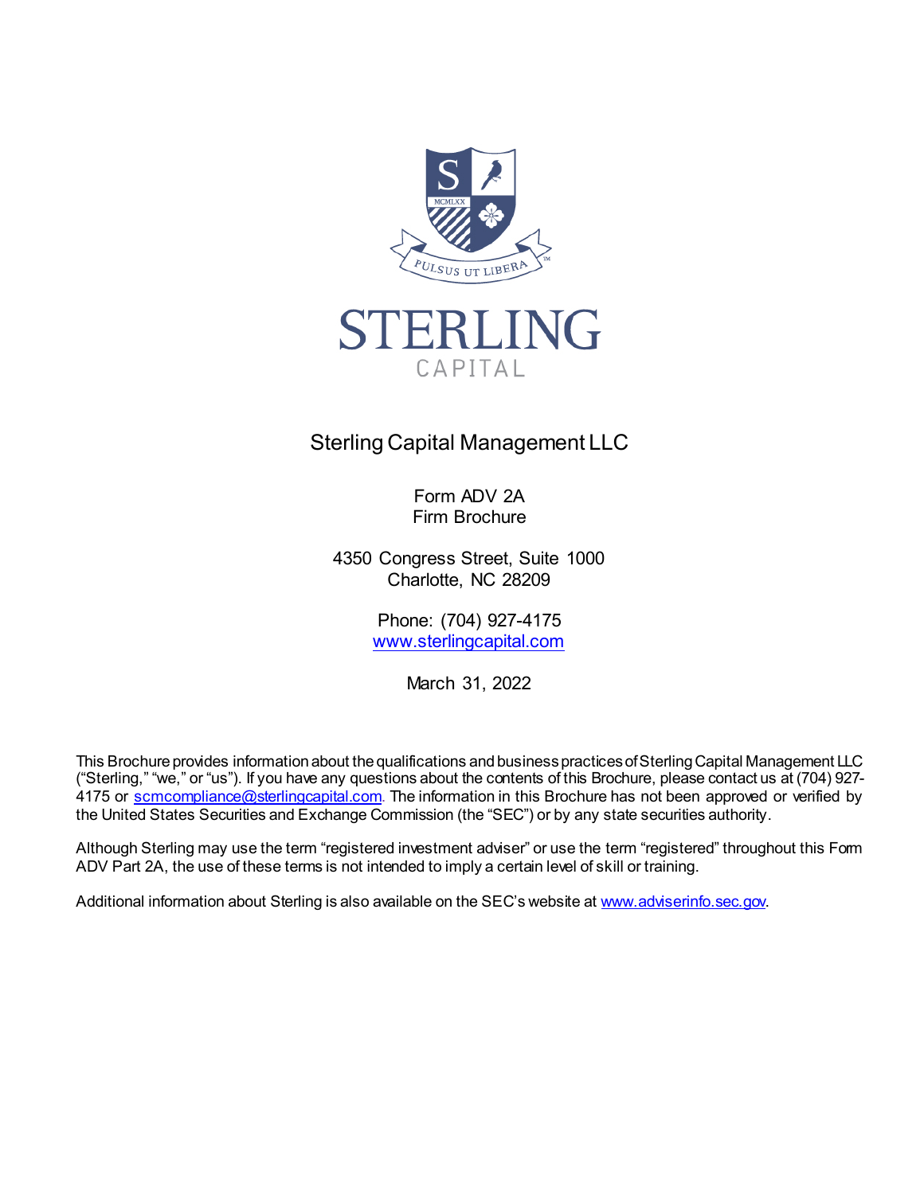# STERLING CAPITAL

## Sterling Capital Management LLC

Form ADV 2A
Firm Brochure

4350 Congress Street, Suite 1000
Charlotte, NC 28209

Phone: (704) 927-4175
www.sterlingcapital.com

March 31, 2022

This Brochure provides information about the qualifications and business practices of Sterling Capital Management LLC ("Sterling," "we," or "us"). If you have any questions about the contents of this Brochure, please contact us at (704) 927-4175 or scmcompliance@sterlingcapital.com. The information in this Brochure has not been approved or verified by the United States Securities and Exchange Commission (the "SEC") or by any state securities authority.

Although Sterling may use the term "registered investment adviser" or use the term "registered" throughout this Form ADV Part 2A, the use of these terms is not intended to imply a certain level of skill or training.

Additional information about Sterling is also available on the SEC's website at www.adviserinfo.sec.gov.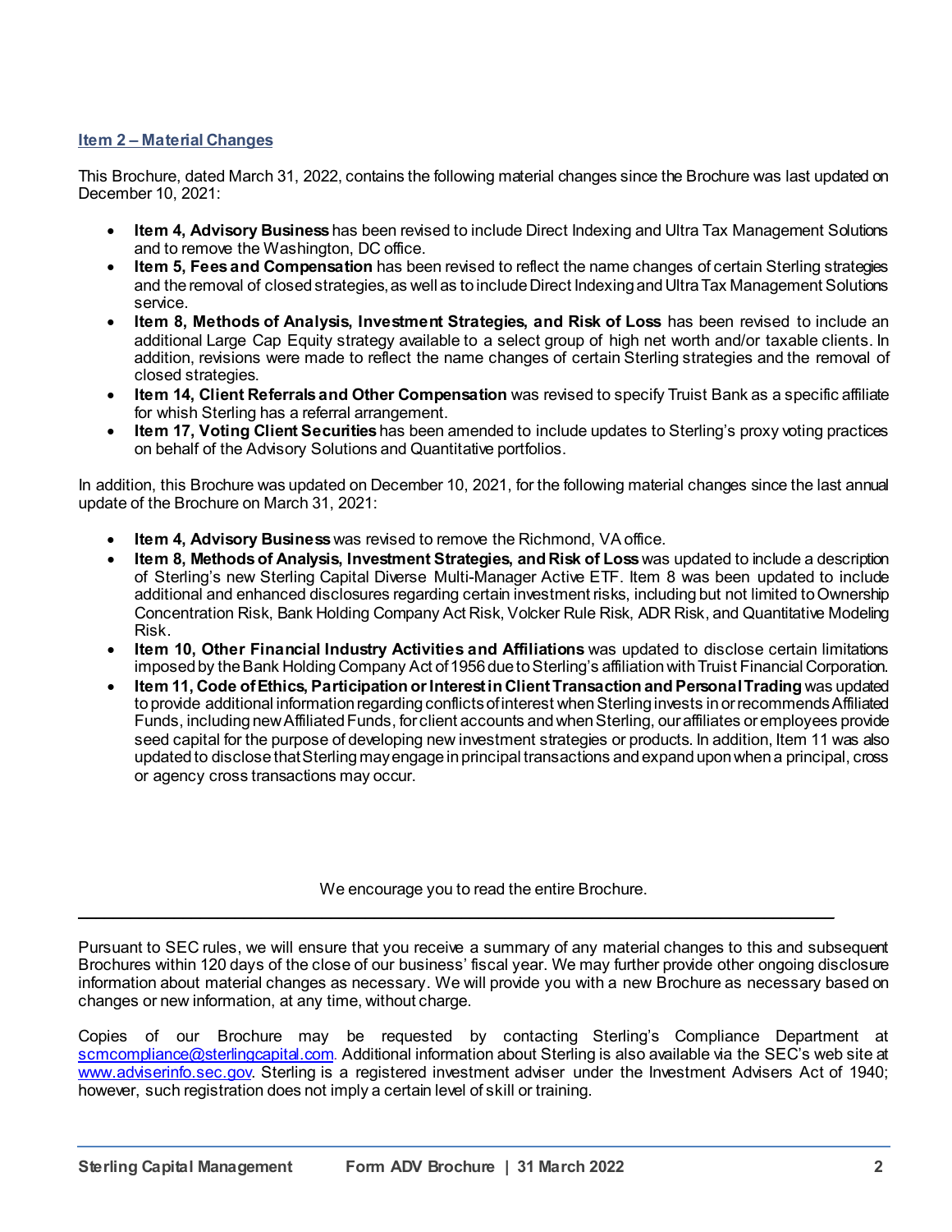## Item 2 – Material Changes

This Brochure, dated March 31, 2022, contains the following material changes since the Brochure was last updated on December 10, 2021:

- **Item 4, Advisory Business** has been revised to include Direct Indexing and Ultra Tax Management Solutions and to remove the Washington, DC office.
- **Item 5, Fees and Compensation** has been revised to reflect the name changes of certain Sterling strategies and the removal of closed strategies, as well as to include Direct Indexing and Ultra Tax Management Solutions service.
- **Item 8, Methods of Analysis, Investment Strategies, and Risk of Loss** has been revised to include an additional Large Cap Equity strategy available to a select group of high net worth and/or taxable clients. In addition, revisions were made to reflect the name changes of certain Sterling strategies and the removal of closed strategies.
- **Item 14, Client Referrals and Other Compensation** was revised to specify Truist Bank as a specific affiliate for whish Sterling has a referral arrangement.
- **Item 17, Voting Client Securities** has been amended to include updates to Sterling's proxy voting practices on behalf of the Advisory Solutions and Quantitative portfolios.

In addition, this Brochure was updated on December 10, 2021, for the following material changes since the last annual update of the Brochure on March 31, 2021:

- **Item 4, Advisory Business** was revised to remove the Richmond, VA office.
- **Item 8, Methods of Analysis, Investment Strategies, and Risk of Loss** was updated to include a description of Sterling's new Sterling Capital Diverse Multi-Manager Active ETF. Item 8 was been updated to include additional and enhanced disclosures regarding certain investment risks, including but not limited to Ownership Concentration Risk, Bank Holding Company Act Risk, Volcker Rule Risk, ADR Risk, and Quantitative Modeling Risk.
- **Item 10, Other Financial Industry Activities and Affiliations** was updated to disclose certain limitations imposed by the Bank Holding Company Act of 1956 due to Sterling's affiliation with Truist Financial Corporation.
- **Item 11, Code of Ethics, Participation or Interest in Client Transaction and Personal Trading** was updated to provide additional information regarding conflicts of interest when Sterling invests in or recommends Affiliated Funds, including new Affiliated Funds, for client accounts and when Sterling, our affiliates or employees provide seed capital for the purpose of developing new investment strategies or products. In addition, Item 11 was also updated to disclose that Sterling may engage in principal transactions and expand upon when a principal, cross or agency cross transactions may occur.

We encourage you to read the entire Brochure.

---

Pursuant to SEC rules, we will ensure that you receive a summary of any material changes to this and subsequent Brochures within 120 days of the close of our business' fiscal year. We may further provide other ongoing disclosure information about material changes as necessary. We will provide you with a new Brochure as necessary based on changes or new information, at any time, without charge.

Copies of our Brochure may be requested by contacting Sterling's Compliance Department at scmcompliance@sterlingcapital.com. Additional information about Sterling is also available via the SEC's web site at www.adviserinfo.sec.gov. Sterling is a registered investment adviser under the Investment Advisers Act of 1940; however, such registration does not imply a certain level of skill or training.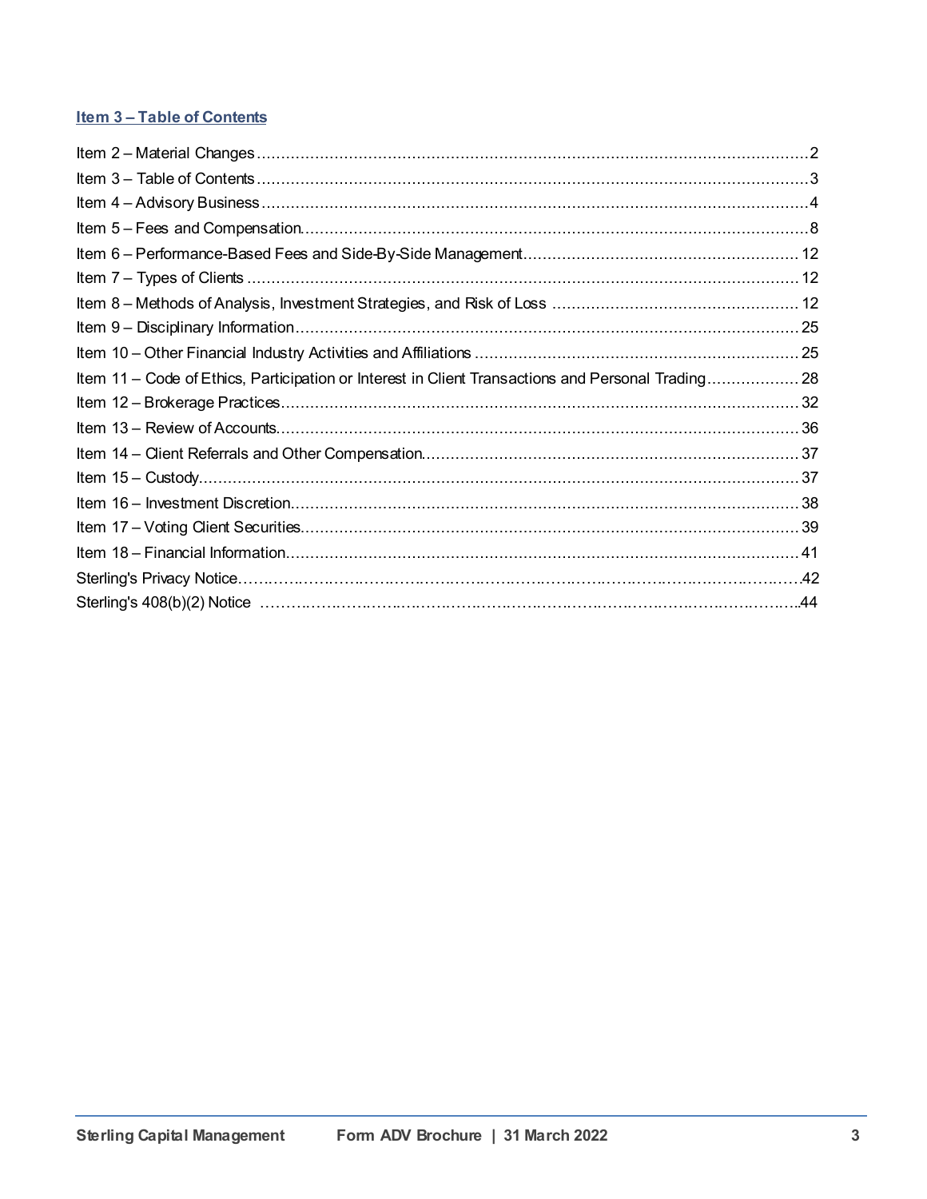## Item 3 – Table of Contents

Item 2 – Material Changes....................................................................................................................2
Item 3 – Table of Contents....................................................................................................................3
Item 4 – Advisory Business....................................................................................................................4
Item 5 – Fees and Compensation..........................................................................................................8
Item 6 – Performance-Based Fees and Side-By-Side Management.......................................................12
Item 7 – Types of Clients......................................................................................................................12
Item 8 – Methods of Analysis, Investment Strategies, and Risk of Loss ...............................................12
Item 9 – Disciplinary Information.........................................................................................................25
Item 10 – Other Financial Industry Activities and Affiliations ...............................................................25
Item 11 – Code of Ethics, Participation or Interest in Client Transactions and Personal Trading...................28
Item 12 – Brokerage Practices.............................................................................................................32
Item 13 – Review of Accounts..............................................................................................................36
Item 14 – Client Referrals and Other Compensation.............................................................................37
Item 15 – Custody................................................................................................................................37
Item 16 – Investment Discretion...........................................................................................................38
Item 17 – Voting Client Securities.........................................................................................................39
Item 18 – Financial Information............................................................................................................41
Sterling's Privacy Notice.......................................................................................................................42
Sterling's 408(b)(2) Notice ...................................................................................................................44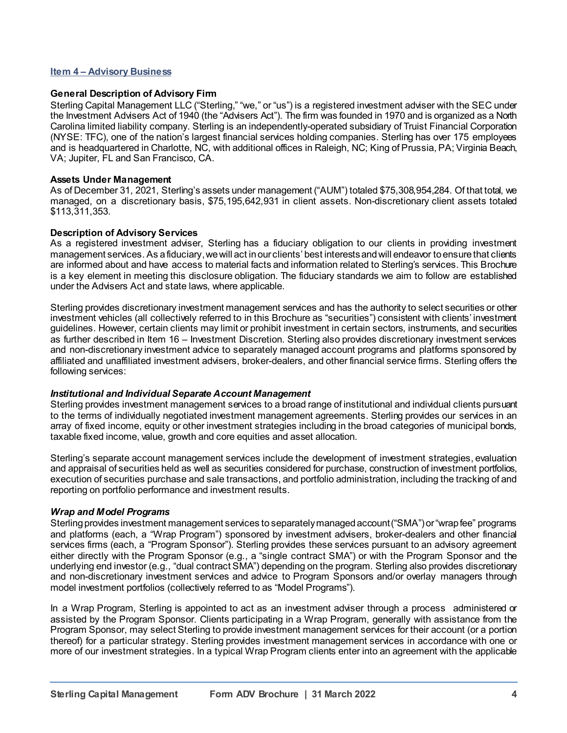## Item 4 – Advisory Business

### General Description of Advisory Firm

Sterling Capital Management LLC ("Sterling," "we," or "us") is a registered investment adviser with the SEC under the Investment Advisers Act of 1940 (the "Advisers Act"). The firm was founded in 1970 and is organized as a North Carolina limited liability company. Sterling is an independently-operated subsidiary of Truist Financial Corporation (NYSE: TFC), one of the nation's largest financial services holding companies. Sterling has over 175 employees and is headquartered in Charlotte, NC, with additional offices in Raleigh, NC; King of Prussia, PA; Virginia Beach, VA; Jupiter, FL and San Francisco, CA.

### Assets Under Management

As of December 31, 2021, Sterling's assets under management ("AUM") totaled $75,308,954,284. Of that total, we managed, on a discretionary basis, $75,195,642,931 in client assets. Non-discretionary client assets totaled $113,311,353.

### Description of Advisory Services

As a registered investment adviser, Sterling has a fiduciary obligation to our clients in providing investment management services. As a fiduciary, we will act in our clients' best interests and will endeavor to ensure that clients are informed about and have access to material facts and information related to Sterling's services. This Brochure is a key element in meeting this disclosure obligation. The fiduciary standards we aim to follow are established under the Advisers Act and state laws, where applicable.

Sterling provides discretionary investment management services and has the authority to select securities or other investment vehicles (all collectively referred to in this Brochure as "securities") consistent with clients' investment guidelines. However, certain clients may limit or prohibit investment in certain sectors, instruments, and securities as further described in Item 16 – Investment Discretion. Sterling also provides discretionary investment services and non-discretionary investment advice to separately managed account programs and platforms sponsored by affiliated and unaffiliated investment advisers, broker-dealers, and other financial service firms. Sterling offers the following services:

#### *Institutional and Individual Separate Account Management*

Sterling provides investment management services to a broad range of institutional and individual clients pursuant to the terms of individually negotiated investment management agreements. Sterling provides our services in an array of fixed income, equity or other investment strategies including in the broad categories of municipal bonds, taxable fixed income, value, growth and core equities and asset allocation.

Sterling's separate account management services include the development of investment strategies, evaluation and appraisal of securities held as well as securities considered for purchase, construction of investment portfolios, execution of securities purchase and sale transactions, and portfolio administration, including the tracking of and reporting on portfolio performance and investment results.

#### *Wrap and Model Programs*

Sterling provides investment management services to separately managed account ("SMA") or "wrap fee" programs and platforms (each, a "Wrap Program") sponsored by investment advisers, broker-dealers and other financial services firms (each, a "Program Sponsor"). Sterling provides these services pursuant to an advisory agreement either directly with the Program Sponsor (e.g., a "single contract SMA") or with the Program Sponsor and the underlying end investor (e.g., "dual contract SMA") depending on the program. Sterling also provides discretionary and non-discretionary investment services and advice to Program Sponsors and/or overlay managers through model investment portfolios (collectively referred to as "Model Programs").

In a Wrap Program, Sterling is appointed to act as an investment adviser through a process administered or assisted by the Program Sponsor. Clients participating in a Wrap Program, generally with assistance from the Program Sponsor, may select Sterling to provide investment management services for their account (or a portion thereof) for a particular strategy. Sterling provides investment management services in accordance with one or more of our investment strategies. In a typical Wrap Program clients enter into an agreement with the applicable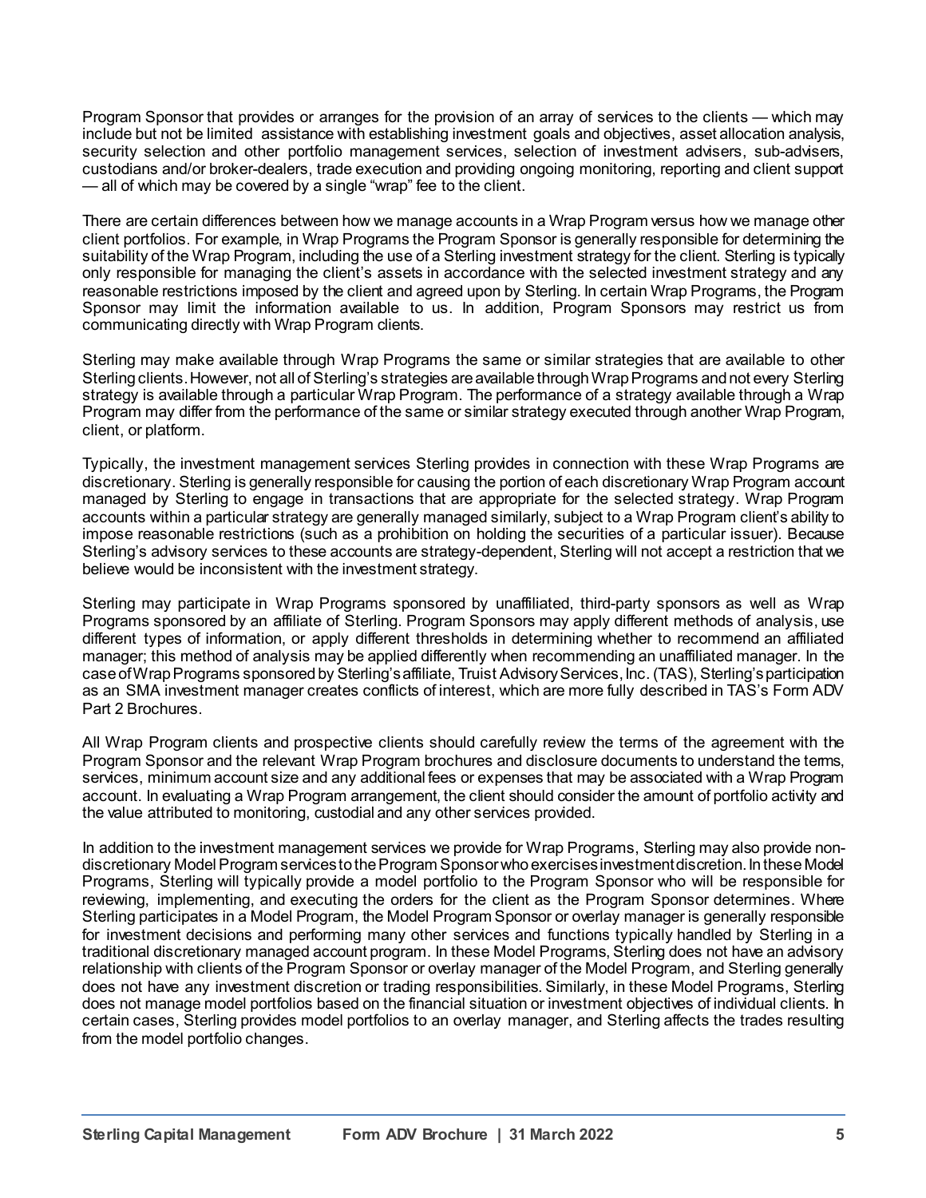Program Sponsor that provides or arranges for the provision of an array of services to the clients — which may include but not be limited assistance with establishing investment goals and objectives, asset allocation analysis, security selection and other portfolio management services, selection of investment advisers, sub-advisers, custodians and/or broker-dealers, trade execution and providing ongoing monitoring, reporting and client support — all of which may be covered by a single "wrap" fee to the client.

There are certain differences between how we manage accounts in a Wrap Program versus how we manage other client portfolios. For example, in Wrap Programs the Program Sponsor is generally responsible for determining the suitability of the Wrap Program, including the use of a Sterling investment strategy for the client. Sterling is typically only responsible for managing the client's assets in accordance with the selected investment strategy and any reasonable restrictions imposed by the client and agreed upon by Sterling. In certain Wrap Programs, the Program Sponsor may limit the information available to us. In addition, Program Sponsors may restrict us from communicating directly with Wrap Program clients.

Sterling may make available through Wrap Programs the same or similar strategies that are available to other Sterling clients. However, not all of Sterling's strategies are available through Wrap Programs and not every Sterling strategy is available through a particular Wrap Program. The performance of a strategy available through a Wrap Program may differ from the performance of the same or similar strategy executed through another Wrap Program, client, or platform.

Typically, the investment management services Sterling provides in connection with these Wrap Programs are discretionary. Sterling is generally responsible for causing the portion of each discretionary Wrap Program account managed by Sterling to engage in transactions that are appropriate for the selected strategy. Wrap Program accounts within a particular strategy are generally managed similarly, subject to a Wrap Program client's ability to impose reasonable restrictions (such as a prohibition on holding the securities of a particular issuer). Because Sterling's advisory services to these accounts are strategy-dependent, Sterling will not accept a restriction that we believe would be inconsistent with the investment strategy.

Sterling may participate in Wrap Programs sponsored by unaffiliated, third-party sponsors as well as Wrap Programs sponsored by an affiliate of Sterling. Program Sponsors may apply different methods of analysis, use different types of information, or apply different thresholds in determining whether to recommend an affiliated manager; this method of analysis may be applied differently when recommending an unaffiliated manager. In the case of Wrap Programs sponsored by Sterling's affiliate, Truist Advisory Services, Inc. (TAS), Sterling's participation as an SMA investment manager creates conflicts of interest, which are more fully described in TAS's Form ADV Part 2 Brochures.

All Wrap Program clients and prospective clients should carefully review the terms of the agreement with the Program Sponsor and the relevant Wrap Program brochures and disclosure documents to understand the terms, services, minimum account size and any additional fees or expenses that may be associated with a Wrap Program account. In evaluating a Wrap Program arrangement, the client should consider the amount of portfolio activity and the value attributed to monitoring, custodial and any other services provided.

In addition to the investment management services we provide for Wrap Programs, Sterling may also provide non-discretionary Model Program services to the Program Sponsor who exercises investment discretion. In these Model Programs, Sterling will typically provide a model portfolio to the Program Sponsor who will be responsible for reviewing, implementing, and executing the orders for the client as the Program Sponsor determines. Where Sterling participates in a Model Program, the Model Program Sponsor or overlay manager is generally responsible for investment decisions and performing many other services and functions typically handled by Sterling in a traditional discretionary managed account program. In these Model Programs, Sterling does not have an advisory relationship with clients of the Program Sponsor or overlay manager of the Model Program, and Sterling generally does not have any investment discretion or trading responsibilities. Similarly, in these Model Programs, Sterling does not manage model portfolios based on the financial situation or investment objectives of individual clients. In certain cases, Sterling provides model portfolios to an overlay manager, and Sterling affects the trades resulting from the model portfolio changes.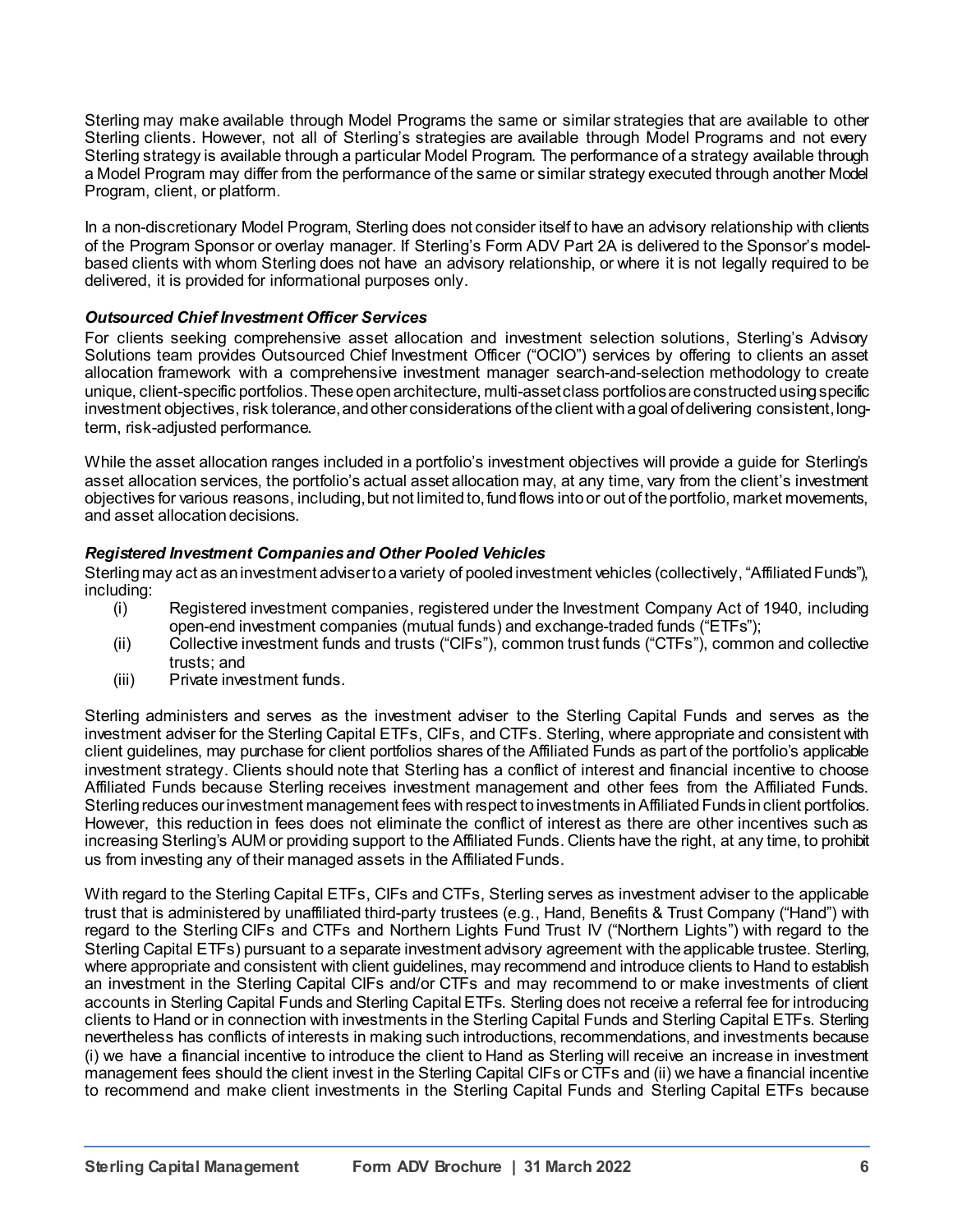Sterling may make available through Model Programs the same or similar strategies that are available to other Sterling clients. However, not all of Sterling's strategies are available through Model Programs and not every Sterling strategy is available through a particular Model Program. The performance of a strategy available through a Model Program may differ from the performance of the same or similar strategy executed through another Model Program, client, or platform.

In a non-discretionary Model Program, Sterling does not consider itself to have an advisory relationship with clients of the Program Sponsor or overlay manager. If Sterling's Form ADV Part 2A is delivered to the Sponsor's model-based clients with whom Sterling does not have an advisory relationship, or where it is not legally required to be delivered, it is provided for informational purposes only.

***Outsourced Chief Investment Officer Services***

For clients seeking comprehensive asset allocation and investment selection solutions, Sterling's Advisory Solutions team provides Outsourced Chief Investment Officer ("OCIO") services by offering to clients an asset allocation framework with a comprehensive investment manager search-and-selection methodology to create unique, client-specific portfolios. These open architecture, multi-asset class portfolios are constructed using specific investment objectives, risk tolerance, and other considerations of the client with a goal of delivering consistent, long-term, risk-adjusted performance.

While the asset allocation ranges included in a portfolio's investment objectives will provide a guide for Sterling's asset allocation services, the portfolio's actual asset allocation may, at any time, vary from the client's investment objectives for various reasons, including, but not limited to, fund flows into or out of the portfolio, market movements, and asset allocation decisions.

***Registered Investment Companies and Other Pooled Vehicles***

Sterling may act as an investment adviser to a variety of pooled investment vehicles (collectively, "Affiliated Funds"), including:

(i) Registered investment companies, registered under the Investment Company Act of 1940, including open-end investment companies (mutual funds) and exchange-traded funds ("ETFs");
(ii) Collective investment funds and trusts ("CIFs"), common trust funds ("CTFs"), common and collective trusts; and
(iii) Private investment funds.

Sterling administers and serves as the investment adviser to the Sterling Capital Funds and serves as the investment adviser for the Sterling Capital ETFs, CIFs, and CTFs. Sterling, where appropriate and consistent with client guidelines, may purchase for client portfolios shares of the Affiliated Funds as part of the portfolio's applicable investment strategy. Clients should note that Sterling has a conflict of interest and financial incentive to choose Affiliated Funds because Sterling receives investment management and other fees from the Affiliated Funds. Sterling reduces our investment management fees with respect to investments in Affiliated Funds in client portfolios. However, this reduction in fees does not eliminate the conflict of interest as there are other incentives such as increasing Sterling's AUM or providing support to the Affiliated Funds. Clients have the right, at any time, to prohibit us from investing any of their managed assets in the Affiliated Funds.

With regard to the Sterling Capital ETFs, CIFs and CTFs, Sterling serves as investment adviser to the applicable trust that is administered by unaffiliated third-party trustees (e.g., Hand, Benefits & Trust Company ("Hand") with regard to the Sterling CIFs and CTFs and Northern Lights Fund Trust IV ("Northern Lights") with regard to the Sterling Capital ETFs) pursuant to a separate investment advisory agreement with the applicable trustee. Sterling, where appropriate and consistent with client guidelines, may recommend and introduce clients to Hand to establish an investment in the Sterling Capital CIFs and/or CTFs and may recommend to or make investments of client accounts in Sterling Capital Funds and Sterling Capital ETFs. Sterling does not receive a referral fee for introducing clients to Hand or in connection with investments in the Sterling Capital Funds and Sterling Capital ETFs. Sterling nevertheless has conflicts of interests in making such introductions, recommendations, and investments because (i) we have a financial incentive to introduce the client to Hand as Sterling will receive an increase in investment management fees should the client invest in the Sterling Capital CIFs or CTFs and (ii) we have a financial incentive to recommend and make client investments in the Sterling Capital Funds and Sterling Capital ETFs because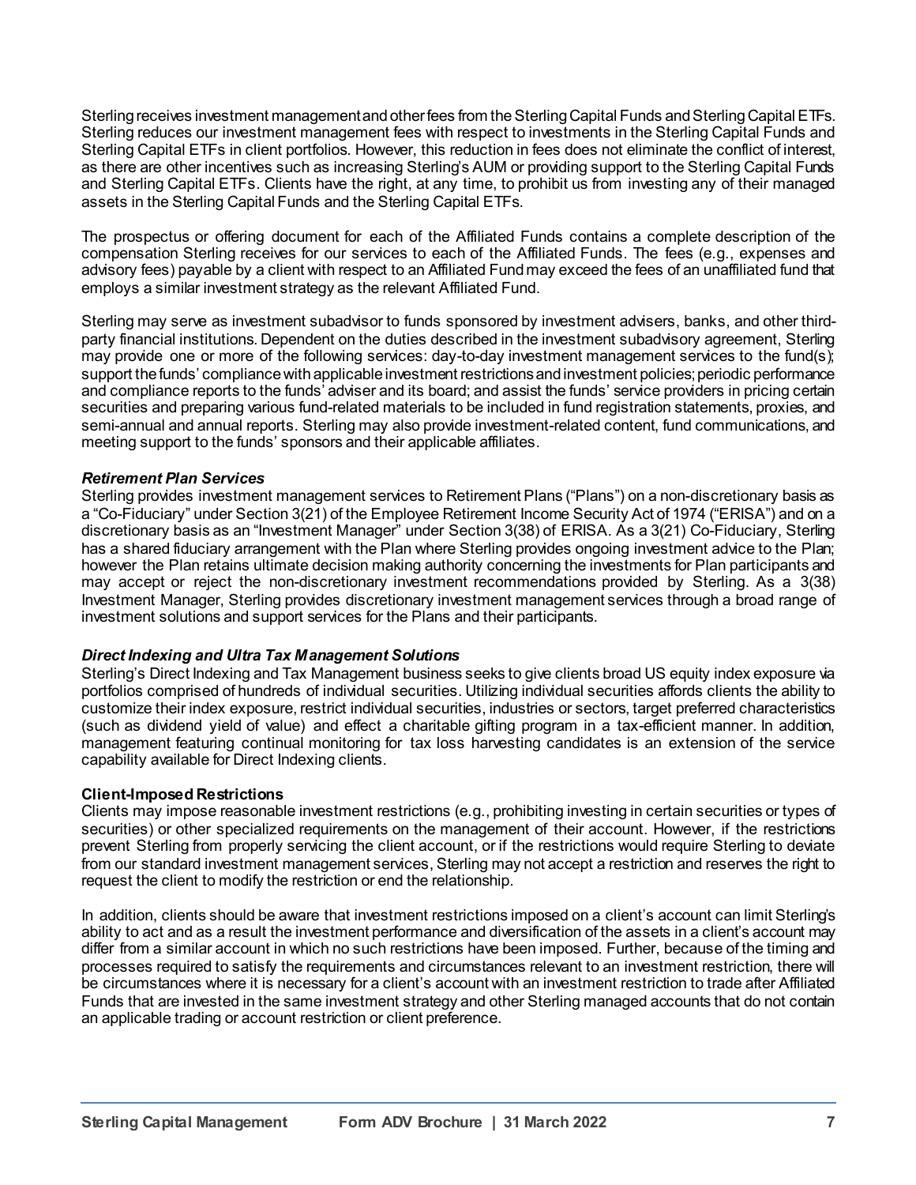Sterling receives investment management and other fees from the Sterling Capital Funds and Sterling Capital ETFs. Sterling reduces our investment management fees with respect to investments in the Sterling Capital Funds and Sterling Capital ETFs in client portfolios. However, this reduction in fees does not eliminate the conflict of interest, as there are other incentives such as increasing Sterling's AUM or providing support to the Sterling Capital Funds and Sterling Capital ETFs. Clients have the right, at any time, to prohibit us from investing any of their managed assets in the Sterling Capital Funds and the Sterling Capital ETFs.

The prospectus or offering document for each of the Affiliated Funds contains a complete description of the compensation Sterling receives for our services to each of the Affiliated Funds. The fees (e.g., expenses and advisory fees) payable by a client with respect to an Affiliated Fund may exceed the fees of an unaffiliated fund that employs a similar investment strategy as the relevant Affiliated Fund.

Sterling may serve as investment subadvisor to funds sponsored by investment advisers, banks, and other third-party financial institutions. Dependent on the duties described in the investment subadvisory agreement, Sterling may provide one or more of the following services: day-to-day investment management services to the fund(s); support the funds' compliance with applicable investment restrictions and investment policies; periodic performance and compliance reports to the funds' adviser and its board; and assist the funds' service providers in pricing certain securities and preparing various fund-related materials to be included in fund registration statements, proxies, and semi-annual and annual reports. Sterling may also provide investment-related content, fund communications, and meeting support to the funds' sponsors and their applicable affiliates.

***Retirement Plan Services***

Sterling provides investment management services to Retirement Plans ("Plans") on a non-discretionary basis as a "Co-Fiduciary" under Section 3(21) of the Employee Retirement Income Security Act of 1974 ("ERISA") and on a discretionary basis as an "Investment Manager" under Section 3(38) of ERISA. As a 3(21) Co-Fiduciary, Sterling has a shared fiduciary arrangement with the Plan where Sterling provides ongoing investment advice to the Plan; however the Plan retains ultimate decision making authority concerning the investments for Plan participants and may accept or reject the non-discretionary investment recommendations provided by Sterling. As a 3(38) Investment Manager, Sterling provides discretionary investment management services through a broad range of investment solutions and support services for the Plans and their participants.

***Direct Indexing and Ultra Tax Management Solutions***

Sterling's Direct Indexing and Tax Management business seeks to give clients broad US equity index exposure via portfolios comprised of hundreds of individual securities. Utilizing individual securities affords clients the ability to customize their index exposure, restrict individual securities, industries or sectors, target preferred characteristics (such as dividend yield of value) and effect a charitable gifting program in a tax-efficient manner. In addition, management featuring continual monitoring for tax loss harvesting candidates is an extension of the service capability available for Direct Indexing clients.

**Client-Imposed Restrictions**

Clients may impose reasonable investment restrictions (e.g., prohibiting investing in certain securities or types of securities) or other specialized requirements on the management of their account. However, if the restrictions prevent Sterling from properly servicing the client account, or if the restrictions would require Sterling to deviate from our standard investment management services, Sterling may not accept a restriction and reserves the right to request the client to modify the restriction or end the relationship.

In addition, clients should be aware that investment restrictions imposed on a client's account can limit Sterling's ability to act and as a result the investment performance and diversification of the assets in a client's account may differ from a similar account in which no such restrictions have been imposed. Further, because of the timing and processes required to satisfy the requirements and circumstances relevant to an investment restriction, there will be circumstances where it is necessary for a client's account with an investment restriction to trade after Affiliated Funds that are invested in the same investment strategy and other Sterling managed accounts that do not contain an applicable trading or account restriction or client preference.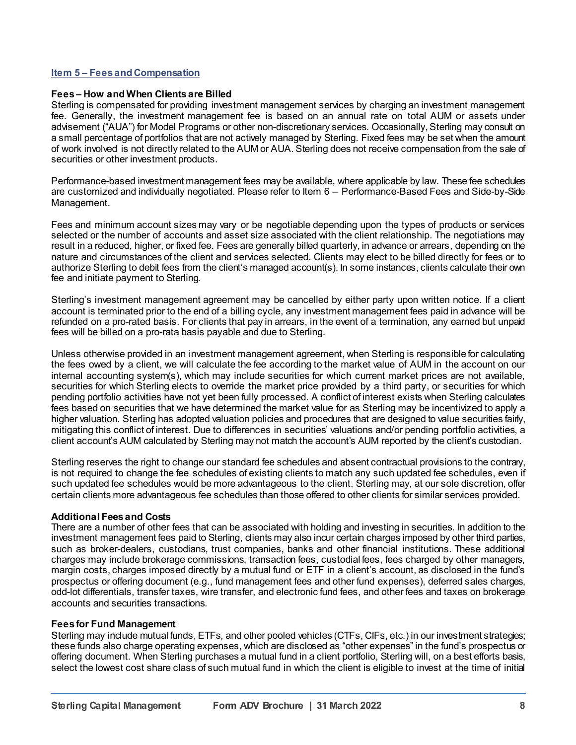## Item 5 – Fees and Compensation

### Fees – How and When Clients are Billed

Sterling is compensated for providing investment management services by charging an investment management fee. Generally, the investment management fee is based on an annual rate on total AUM or assets under advisement ("AUA") for Model Programs or other non-discretionary services. Occasionally, Sterling may consult on a small percentage of portfolios that are not actively managed by Sterling. Fixed fees may be set when the amount of work involved is not directly related to the AUM or AUA. Sterling does not receive compensation from the sale of securities or other investment products.

Performance-based investment management fees may be available, where applicable by law. These fee schedules are customized and individually negotiated. Please refer to Item 6 – Performance-Based Fees and Side-by-Side Management.

Fees and minimum account sizes may vary or be negotiable depending upon the types of products or services selected or the number of accounts and asset size associated with the client relationship. The negotiations may result in a reduced, higher, or fixed fee. Fees are generally billed quarterly, in advance or arrears, depending on the nature and circumstances of the client and services selected. Clients may elect to be billed directly for fees or to authorize Sterling to debit fees from the client's managed account(s). In some instances, clients calculate their own fee and initiate payment to Sterling.

Sterling's investment management agreement may be cancelled by either party upon written notice. If a client account is terminated prior to the end of a billing cycle, any investment management fees paid in advance will be refunded on a pro-rated basis. For clients that pay in arrears, in the event of a termination, any earned but unpaid fees will be billed on a pro-rata basis payable and due to Sterling.

Unless otherwise provided in an investment management agreement, when Sterling is responsible for calculating the fees owed by a client, we will calculate the fee according to the market value of AUM in the account on our internal accounting system(s), which may include securities for which current market prices are not available, securities for which Sterling elects to override the market price provided by a third party, or securities for which pending portfolio activities have not yet been fully processed. A conflict of interest exists when Sterling calculates fees based on securities that we have determined the market value for as Sterling may be incentivized to apply a higher valuation. Sterling has adopted valuation policies and procedures that are designed to value securities fairly, mitigating this conflict of interest. Due to differences in securities' valuations and/or pending portfolio activities, a client account's AUM calculated by Sterling may not match the account's AUM reported by the client's custodian.

Sterling reserves the right to change our standard fee schedules and absent contractual provisions to the contrary, is not required to change the fee schedules of existing clients to match any such updated fee schedules, even if such updated fee schedules would be more advantageous to the client. Sterling may, at our sole discretion, offer certain clients more advantageous fee schedules than those offered to other clients for similar services provided.

### Additional Fees and Costs

There are a number of other fees that can be associated with holding and investing in securities. In addition to the investment management fees paid to Sterling, clients may also incur certain charges imposed by other third parties, such as broker-dealers, custodians, trust companies, banks and other financial institutions. These additional charges may include brokerage commissions, transaction fees, custodial fees, fees charged by other managers, margin costs, charges imposed directly by a mutual fund or ETF in a client's account, as disclosed in the fund's prospectus or offering document (e.g., fund management fees and other fund expenses), deferred sales charges, odd-lot differentials, transfer taxes, wire transfer, and electronic fund fees, and other fees and taxes on brokerage accounts and securities transactions.

### Fees for Fund Management

Sterling may include mutual funds, ETFs, and other pooled vehicles (CTFs, CIFs, etc.) in our investment strategies; these funds also charge operating expenses, which are disclosed as "other expenses" in the fund's prospectus or offering document. When Sterling purchases a mutual fund in a client portfolio, Sterling will, on a best efforts basis, select the lowest cost share class of such mutual fund in which the client is eligible to invest at the time of initial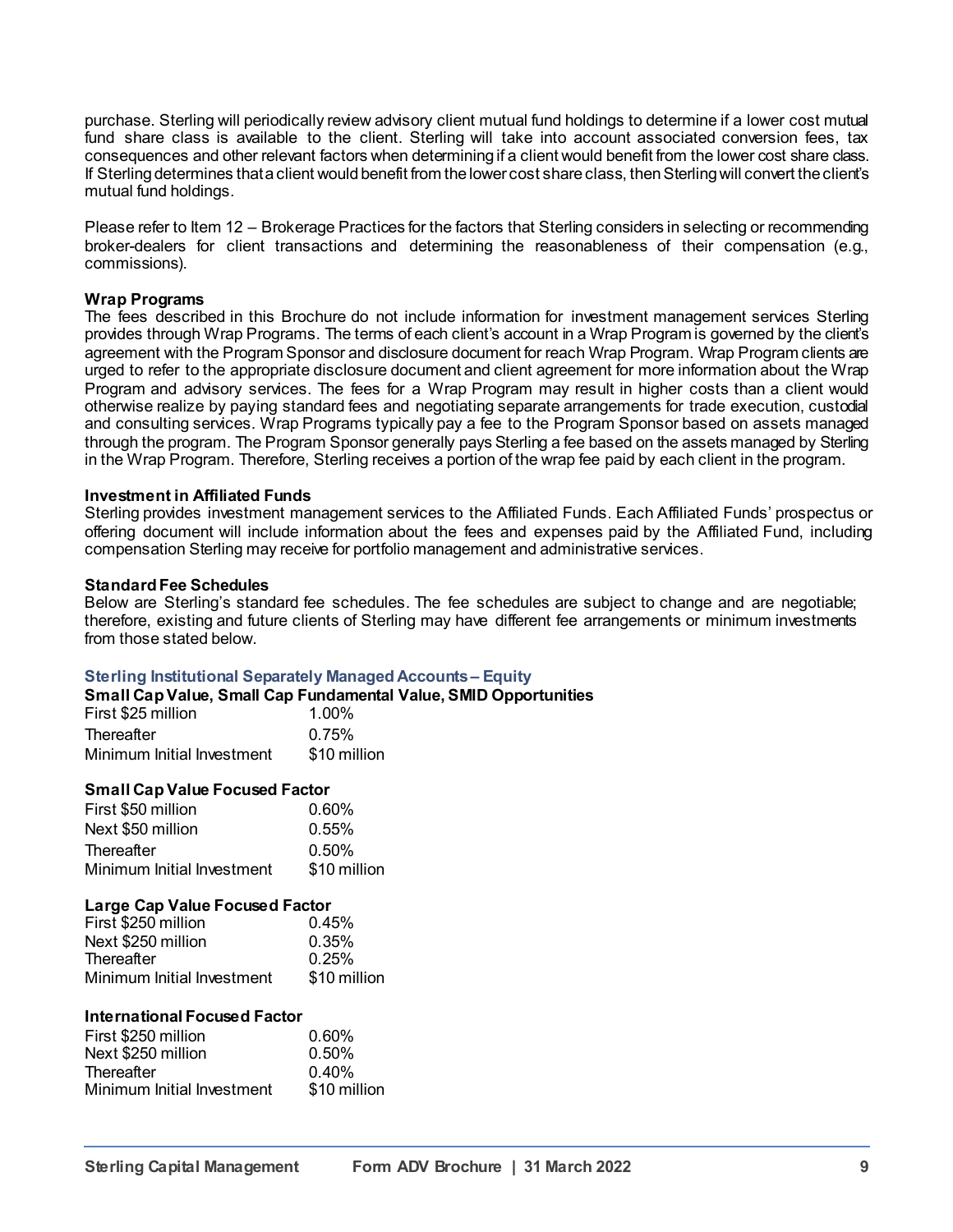purchase. Sterling will periodically review advisory client mutual fund holdings to determine if a lower cost mutual fund share class is available to the client. Sterling will take into account associated conversion fees, tax consequences and other relevant factors when determining if a client would benefit from the lower cost share class. If Sterling determines that a client would benefit from the lower cost share class, then Sterling will convert the client's mutual fund holdings.

Please refer to Item 12 – Brokerage Practices for the factors that Sterling considers in selecting or recommending broker-dealers for client transactions and determining the reasonableness of their compensation (e.g., commissions).

**Wrap Programs**

The fees described in this Brochure do not include information for investment management services Sterling provides through Wrap Programs. The terms of each client's account in a Wrap Program is governed by the client's agreement with the Program Sponsor and disclosure document for reach Wrap Program. Wrap Program clients are urged to refer to the appropriate disclosure document and client agreement for more information about the Wrap Program and advisory services. The fees for a Wrap Program may result in higher costs than a client would otherwise realize by paying standard fees and negotiating separate arrangements for trade execution, custodial and consulting services. Wrap Programs typically pay a fee to the Program Sponsor based on assets managed through the program. The Program Sponsor generally pays Sterling a fee based on the assets managed by Sterling in the Wrap Program. Therefore, Sterling receives a portion of the wrap fee paid by each client in the program.

**Investment in Affiliated Funds**

Sterling provides investment management services to the Affiliated Funds. Each Affiliated Funds' prospectus or offering document will include information about the fees and expenses paid by the Affiliated Fund, including compensation Sterling may receive for portfolio management and administrative services.

**Standard Fee Schedules**

Below are Sterling's standard fee schedules. The fee schedules are subject to change and are negotiable; therefore, existing and future clients of Sterling may have different fee arrangements or minimum investments from those stated below.

**Sterling Institutional Separately Managed Accounts – Equity**

**Small Cap Value, Small Cap Fundamental Value, SMID Opportunities**

| | |
|---|---|
| First \$25 million | 1.00% |
| Thereafter | 0.75% |
| Minimum Initial Investment | \$10 million |

**Small Cap Value Focused Factor**

| | |
|---|---|
| First \$50 million | 0.60% |
| Next \$50 million | 0.55% |
| Thereafter | 0.50% |
| Minimum Initial Investment | \$10 million |

**Large Cap Value Focused Factor**

| | |
|---|---|
| First \$250 million | 0.45% |
| Next \$250 million | 0.35% |
| Thereafter | 0.25% |
| Minimum Initial Investment | \$10 million |

**International Focused Factor**

| | |
|---|---|
| First \$250 million | 0.60% |
| Next \$250 million | 0.50% |
| Thereafter | 0.40% |
| Minimum Initial Investment | \$10 million |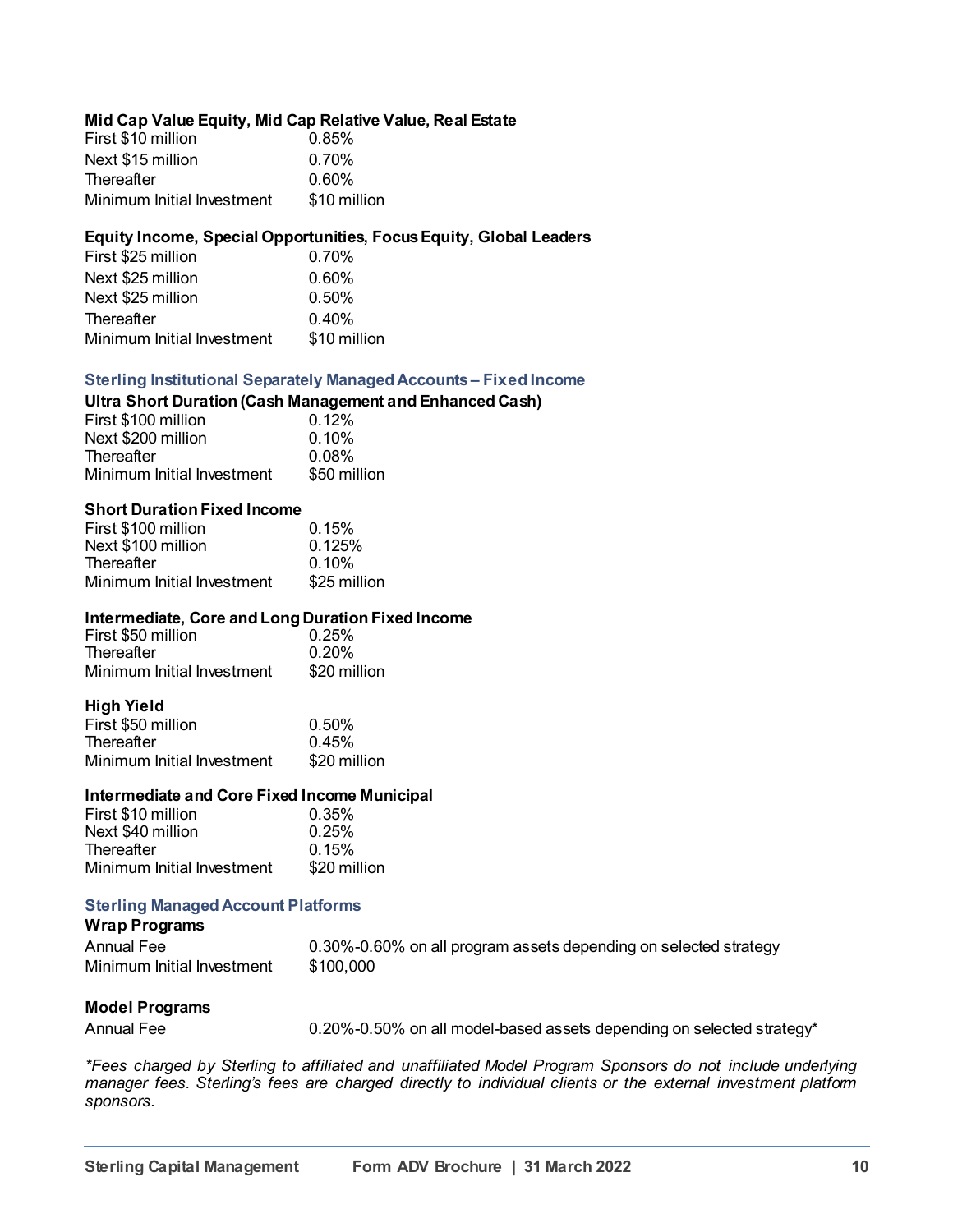### Mid Cap Value Equity, Mid Cap Relative Value, Real Estate

| | |
|---|---|
| First $10 million | 0.85% |
| Next $15 million | 0.70% |
| Thereafter | 0.60% |
| Minimum Initial Investment | $10 million |

### Equity Income, Special Opportunities, Focus Equity, Global Leaders

| | |
|---|---|
| First $25 million | 0.70% |
| Next $25 million | 0.60% |
| Next $25 million | 0.50% |
| Thereafter | 0.40% |
| Minimum Initial Investment | $10 million |

## Sterling Institutional Separately Managed Accounts – Fixed Income

### Ultra Short Duration (Cash Management and Enhanced Cash)

| | |
|---|---|
| First $100 million | 0.12% |
| Next $200 million | 0.10% |
| Thereafter | 0.08% |
| Minimum Initial Investment | $50 million |

### Short Duration Fixed Income

| | |
|---|---|
| First $100 million | 0.15% |
| Next $100 million | 0.125% |
| Thereafter | 0.10% |
| Minimum Initial Investment | $25 million |

### Intermediate, Core and Long Duration Fixed Income

| | |
|---|---|
| First $50 million | 0.25% |
| Thereafter | 0.20% |
| Minimum Initial Investment | $20 million |

### High Yield

| | |
|---|---|
| First $50 million | 0.50% |
| Thereafter | 0.45% |
| Minimum Initial Investment | $20 million |

### Intermediate and Core Fixed Income Municipal

| | |
|---|---|
| First $10 million | 0.35% |
| Next $40 million | 0.25% |
| Thereafter | 0.15% |
| Minimum Initial Investment | $20 million |

## Sterling Managed Account Platforms

### Wrap Programs

| | |
|---|---|
| Annual Fee | 0.30%-0.60% on all program assets depending on selected strategy |
| Minimum Initial Investment | $100,000 |

### Model Programs

| | |
|---|---|
| Annual Fee | 0.20%-0.50% on all model-based assets depending on selected strategy* |

*\*Fees charged by Sterling to affiliated and unaffiliated Model Program Sponsors do not include underlying manager fees. Sterling's fees are charged directly to individual clients or the external investment platform sponsors.*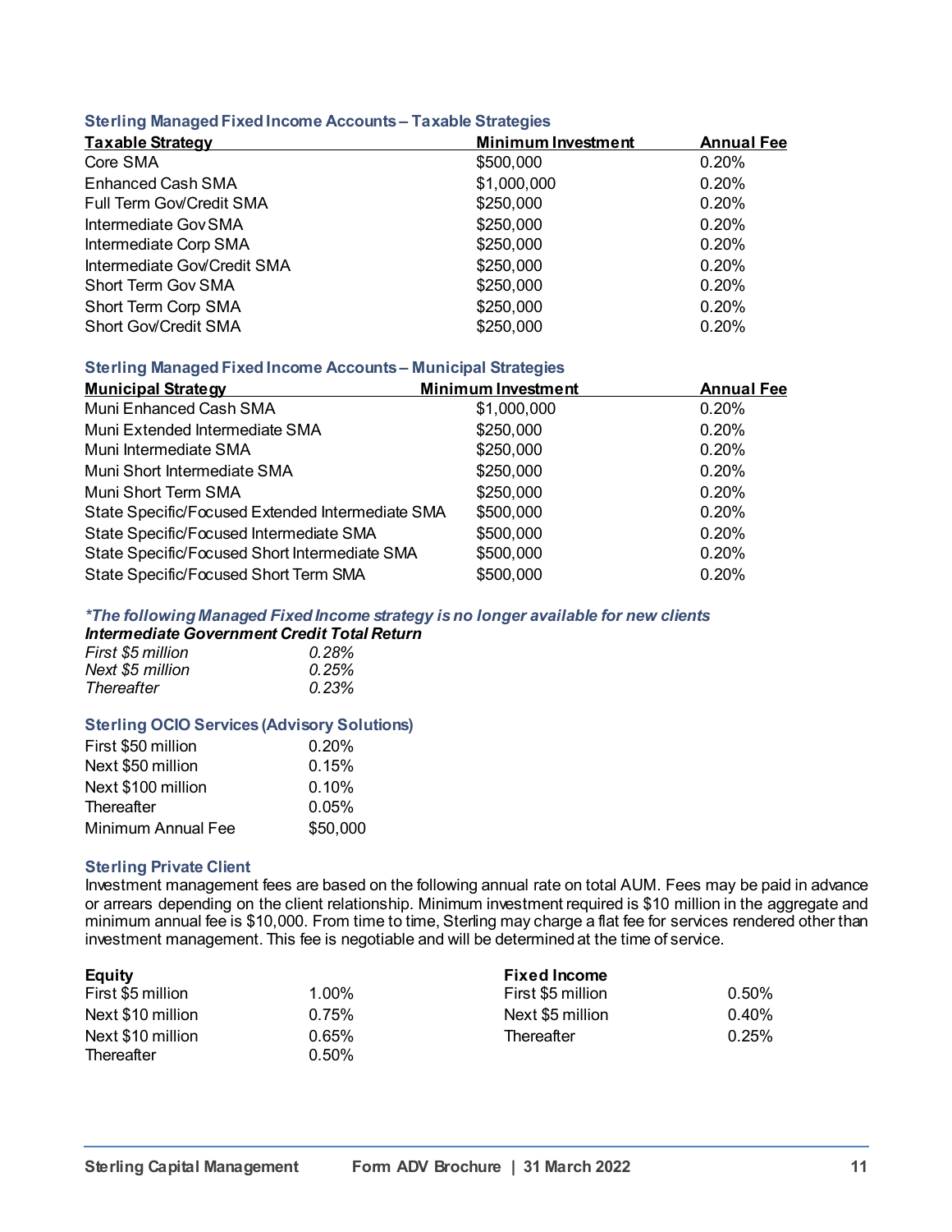### Sterling Managed Fixed Income Accounts – Taxable Strategies

| Taxable Strategy | Minimum Investment | Annual Fee |
|---|---|---|
| Core SMA | $500,000 | 0.20% |
| Enhanced Cash SMA | $1,000,000 | 0.20% |
| Full Term Gov/Credit SMA | $250,000 | 0.20% |
| Intermediate Gov SMA | $250,000 | 0.20% |
| Intermediate Corp SMA | $250,000 | 0.20% |
| Intermediate Gov/Credit SMA | $250,000 | 0.20% |
| Short Term Gov SMA | $250,000 | 0.20% |
| Short Term Corp SMA | $250,000 | 0.20% |
| Short Gov/Credit SMA | $250,000 | 0.20% |

### Sterling Managed Fixed Income Accounts – Municipal Strategies

| Municipal Strategy | Minimum Investment | Annual Fee |
|---|---|---|
| Muni Enhanced Cash SMA | $1,000,000 | 0.20% |
| Muni Extended Intermediate SMA | $250,000 | 0.20% |
| Muni Intermediate SMA | $250,000 | 0.20% |
| Muni Short Intermediate SMA | $250,000 | 0.20% |
| Muni Short Term SMA | $250,000 | 0.20% |
| State Specific/Focused Extended Intermediate SMA | $500,000 | 0.20% |
| State Specific/Focused Intermediate SMA | $500,000 | 0.20% |
| State Specific/Focused Short Intermediate SMA | $500,000 | 0.20% |
| State Specific/Focused Short Term SMA | $500,000 | 0.20% |

***The following Managed Fixed Income strategy is no longer available for new clients***

***Intermediate Government Credit Total Return***

| | |
|---|---|
| *First $5 million* | *0.28%* |
| *Next $5 million* | *0.25%* |
| *Thereafter* | *0.23%* |

### Sterling OCIO Services (Advisory Solutions)

| | |
|---|---|
| First $50 million | 0.20% |
| Next $50 million | 0.15% |
| Next $100 million | 0.10% |
| Thereafter | 0.05% |
| Minimum Annual Fee | $50,000 |

### Sterling Private Client

Investment management fees are based on the following annual rate on total AUM. Fees may be paid in advance or arrears depending on the client relationship. Minimum investment required is $10 million in the aggregate and minimum annual fee is $10,000. From time to time, Sterling may charge a flat fee for services rendered other than investment management. This fee is negotiable and will be determined at the time of service.

| **Equity** | | **Fixed Income** | |
|---|---|---|---|
| First $5 million | 1.00% | First $5 million | 0.50% |
| Next $10 million | 0.75% | Next $5 million | 0.40% |
| Next $10 million | 0.65% | Thereafter | 0.25% |
| Thereafter | 0.50% | | |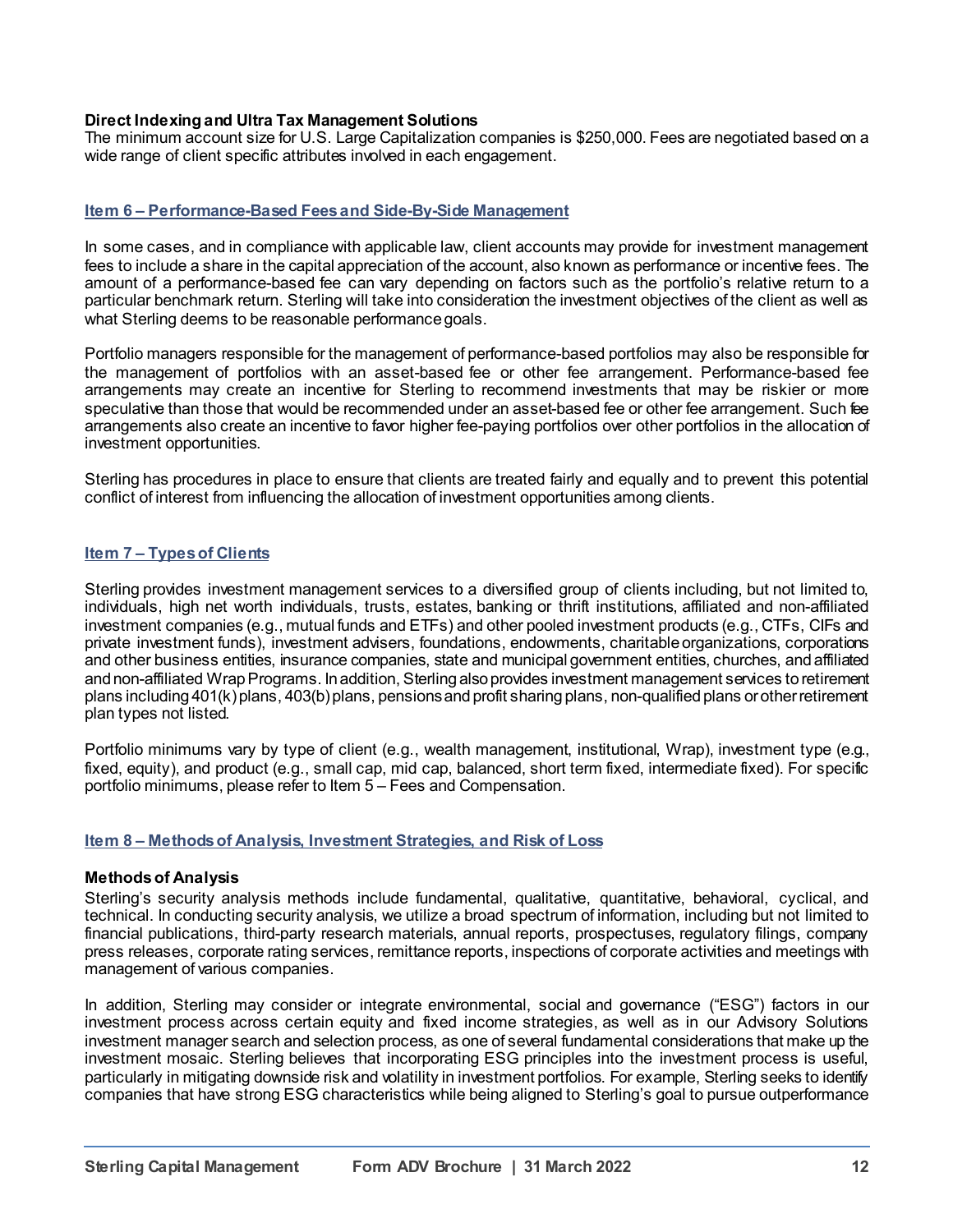**Direct Indexing and Ultra Tax Management Solutions**
The minimum account size for U.S. Large Capitalization companies is $250,000. Fees are negotiated based on a wide range of client specific attributes involved in each engagement.

## Item 6 – Performance-Based Fees and Side-By-Side Management

In some cases, and in compliance with applicable law, client accounts may provide for investment management fees to include a share in the capital appreciation of the account, also known as performance or incentive fees. The amount of a performance-based fee can vary depending on factors such as the portfolio's relative return to a particular benchmark return. Sterling will take into consideration the investment objectives of the client as well as what Sterling deems to be reasonable performance goals.

Portfolio managers responsible for the management of performance-based portfolios may also be responsible for the management of portfolios with an asset-based fee or other fee arrangement. Performance-based fee arrangements may create an incentive for Sterling to recommend investments that may be riskier or more speculative than those that would be recommended under an asset-based fee or other fee arrangement. Such fee arrangements also create an incentive to favor higher fee-paying portfolios over other portfolios in the allocation of investment opportunities.

Sterling has procedures in place to ensure that clients are treated fairly and equally and to prevent this potential conflict of interest from influencing the allocation of investment opportunities among clients.

## Item 7 – Types of Clients

Sterling provides investment management services to a diversified group of clients including, but not limited to, individuals, high net worth individuals, trusts, estates, banking or thrift institutions, affiliated and non-affiliated investment companies (e.g., mutual funds and ETFs) and other pooled investment products (e.g., CTFs, CIFs and private investment funds), investment advisers, foundations, endowments, charitable organizations, corporations and other business entities, insurance companies, state and municipal government entities, churches, and affiliated and non-affiliated Wrap Programs. In addition, Sterling also provides investment management services to retirement plans including 401(k) plans, 403(b) plans, pensions and profit sharing plans, non-qualified plans or other retirement plan types not listed.

Portfolio minimums vary by type of client (e.g., wealth management, institutional, Wrap), investment type (e.g., fixed, equity), and product (e.g., small cap, mid cap, balanced, short term fixed, intermediate fixed). For specific portfolio minimums, please refer to Item 5 – Fees and Compensation.

## Item 8 – Methods of Analysis, Investment Strategies, and Risk of Loss

**Methods of Analysis**
Sterling's security analysis methods include fundamental, qualitative, quantitative, behavioral, cyclical, and technical. In conducting security analysis, we utilize a broad spectrum of information, including but not limited to financial publications, third-party research materials, annual reports, prospectuses, regulatory filings, company press releases, corporate rating services, remittance reports, inspections of corporate activities and meetings with management of various companies.

In addition, Sterling may consider or integrate environmental, social and governance ("ESG") factors in our investment process across certain equity and fixed income strategies, as well as in our Advisory Solutions investment manager search and selection process, as one of several fundamental considerations that make up the investment mosaic. Sterling believes that incorporating ESG principles into the investment process is useful, particularly in mitigating downside risk and volatility in investment portfolios. For example, Sterling seeks to identify companies that have strong ESG characteristics while being aligned to Sterling's goal to pursue outperformance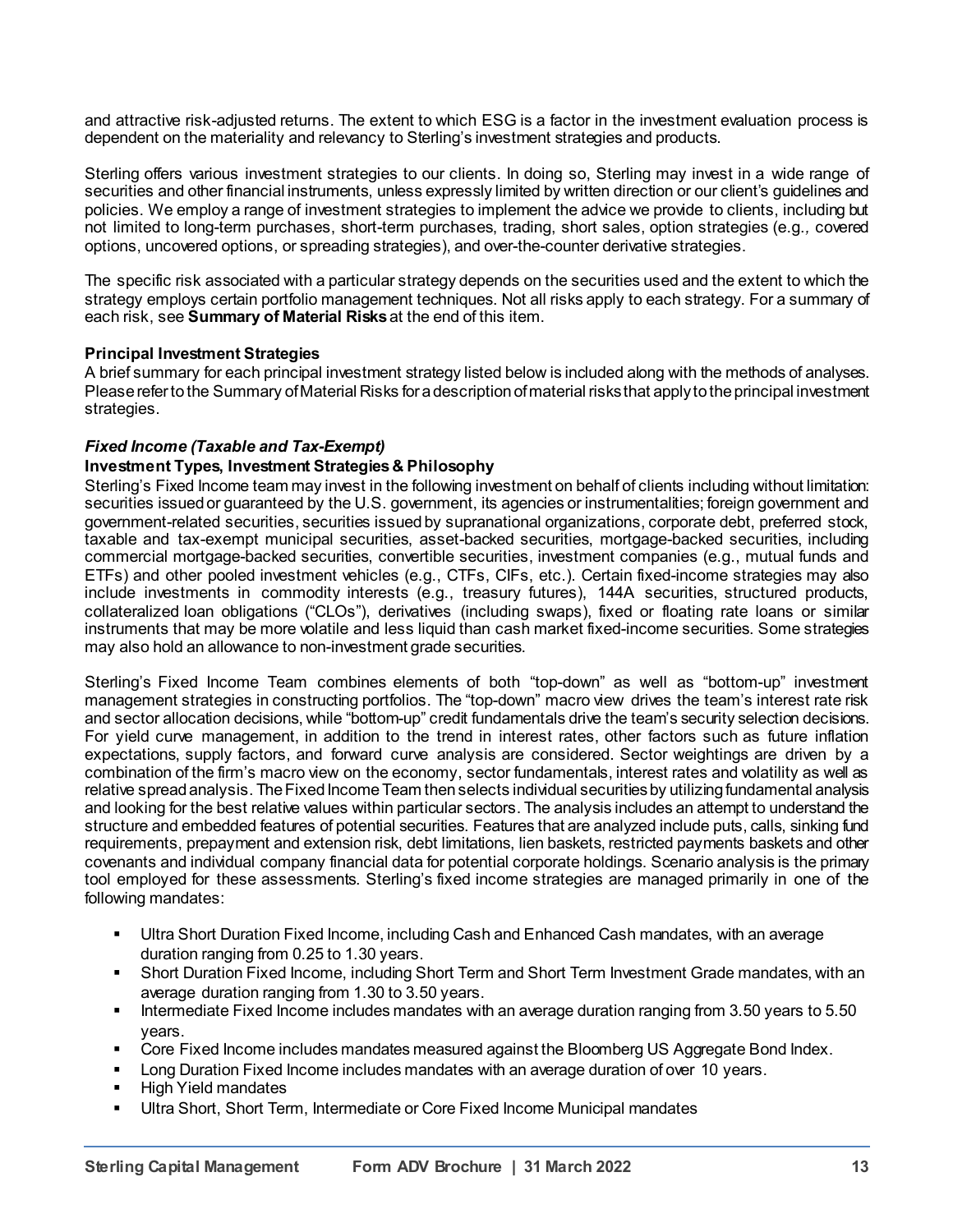and attractive risk-adjusted returns. The extent to which ESG is a factor in the investment evaluation process is dependent on the materiality and relevancy to Sterling's investment strategies and products.

Sterling offers various investment strategies to our clients. In doing so, Sterling may invest in a wide range of securities and other financial instruments, unless expressly limited by written direction or our client's guidelines and policies. We employ a range of investment strategies to implement the advice we provide to clients, including but not limited to long-term purchases, short-term purchases, trading, short sales, option strategies (e.g., covered options, uncovered options, or spreading strategies), and over-the-counter derivative strategies.

The specific risk associated with a particular strategy depends on the securities used and the extent to which the strategy employs certain portfolio management techniques. Not all risks apply to each strategy. For a summary of each risk, see **Summary of Material Risks** at the end of this item.

**Principal Investment Strategies**

A brief summary for each principal investment strategy listed below is included along with the methods of analyses. Please refer to the Summary of Material Risks for a description of material risks that apply to the principal investment strategies.

***Fixed Income (Taxable and Tax-Exempt)***

**Investment Types, Investment Strategies & Philosophy**

Sterling's Fixed Income team may invest in the following investment on behalf of clients including without limitation: securities issued or guaranteed by the U.S. government, its agencies or instrumentalities; foreign government and government-related securities, securities issued by supranational organizations, corporate debt, preferred stock, taxable and tax-exempt municipal securities, asset-backed securities, mortgage-backed securities, including commercial mortgage-backed securities, convertible securities, investment companies (e.g., mutual funds and ETFs) and other pooled investment vehicles (e.g., CTFs, CIFs, etc.). Certain fixed-income strategies may also include investments in commodity interests (e.g., treasury futures), 144A securities, structured products, collateralized loan obligations ("CLOs"), derivatives (including swaps), fixed or floating rate loans or similar instruments that may be more volatile and less liquid than cash market fixed-income securities. Some strategies may also hold an allowance to non-investment grade securities.

Sterling's Fixed Income Team combines elements of both "top-down" as well as "bottom-up" investment management strategies in constructing portfolios. The "top-down" macro view drives the team's interest rate risk and sector allocation decisions, while "bottom-up" credit fundamentals drive the team's security selection decisions. For yield curve management, in addition to the trend in interest rates, other factors such as future inflation expectations, supply factors, and forward curve analysis are considered. Sector weightings are driven by a combination of the firm's macro view on the economy, sector fundamentals, interest rates and volatility as well as relative spread analysis. The Fixed Income Team then selects individual securities by utilizing fundamental analysis and looking for the best relative values within particular sectors. The analysis includes an attempt to understand the structure and embedded features of potential securities. Features that are analyzed include puts, calls, sinking fund requirements, prepayment and extension risk, debt limitations, lien baskets, restricted payments baskets and other covenants and individual company financial data for potential corporate holdings. Scenario analysis is the primary tool employed for these assessments. Sterling's fixed income strategies are managed primarily in one of the following mandates:

- Ultra Short Duration Fixed Income, including Cash and Enhanced Cash mandates, with an average duration ranging from 0.25 to 1.30 years.
- Short Duration Fixed Income, including Short Term and Short Term Investment Grade mandates, with an average duration ranging from 1.30 to 3.50 years.
- Intermediate Fixed Income includes mandates with an average duration ranging from 3.50 years to 5.50 years.
- Core Fixed Income includes mandates measured against the Bloomberg US Aggregate Bond Index.
- Long Duration Fixed Income includes mandates with an average duration of over 10 years.
- High Yield mandates
- Ultra Short, Short Term, Intermediate or Core Fixed Income Municipal mandates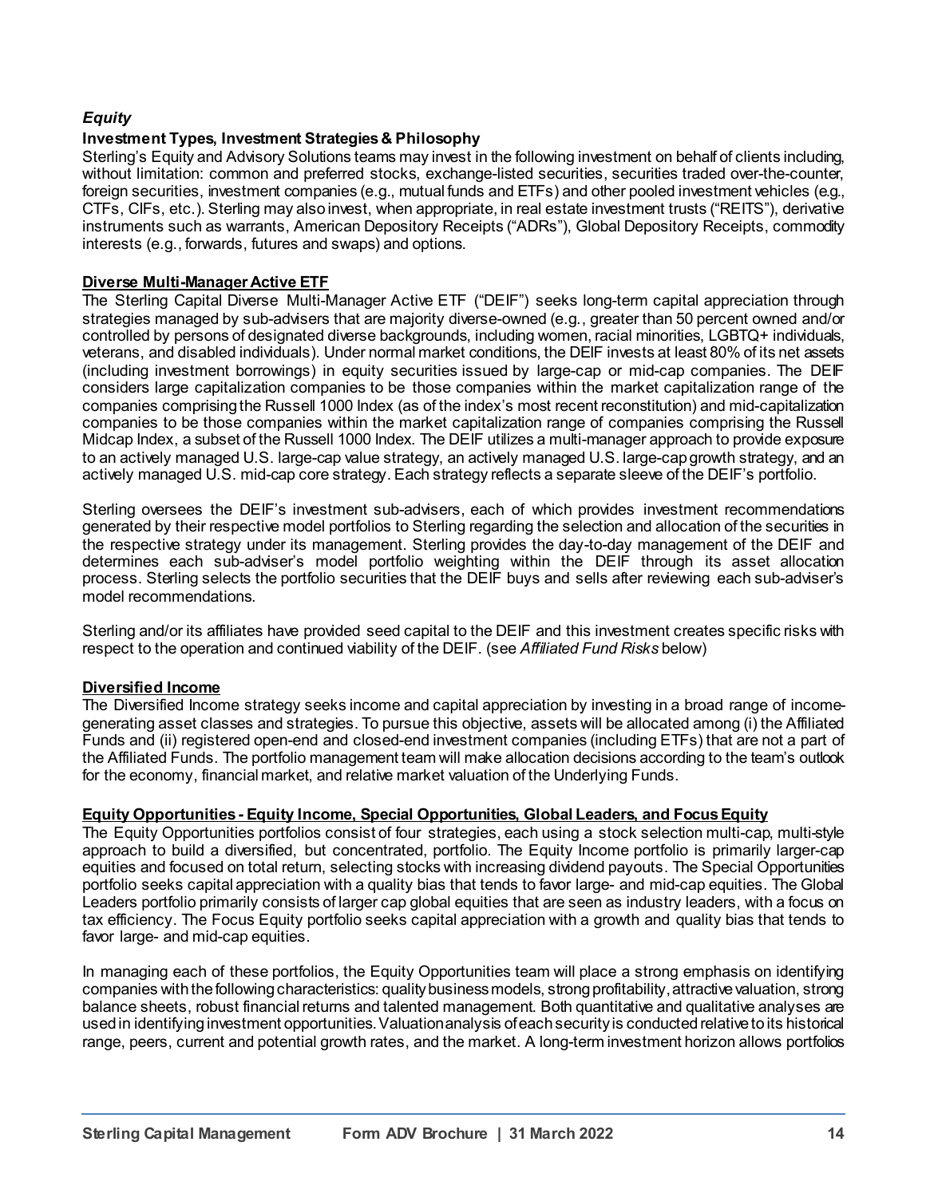### *Equity*

**Investment Types, Investment Strategies & Philosophy**

Sterling's Equity and Advisory Solutions teams may invest in the following investment on behalf of clients including, without limitation: common and preferred stocks, exchange-listed securities, securities traded over-the-counter, foreign securities, investment companies (e.g., mutual funds and ETFs) and other pooled investment vehicles (e.g., CTFs, CIFs, etc.). Sterling may also invest, when appropriate, in real estate investment trusts ("REITS"), derivative instruments such as warrants, American Depository Receipts ("ADRs"), Global Depository Receipts, commodity interests (e.g., forwards, futures and swaps) and options.

**Diverse Multi-Manager Active ETF**

The Sterling Capital Diverse Multi-Manager Active ETF ("DEIF") seeks long-term capital appreciation through strategies managed by sub-advisers that are majority diverse-owned (e.g., greater than 50 percent owned and/or controlled by persons of designated diverse backgrounds, including women, racial minorities, LGBTQ+ individuals, veterans, and disabled individuals). Under normal market conditions, the DEIF invests at least 80% of its net assets (including investment borrowings) in equity securities issued by large-cap or mid-cap companies. The DEIF considers large capitalization companies to be those companies within the market capitalization range of the companies comprising the Russell 1000 Index (as of the index's most recent reconstitution) and mid-capitalization companies to be those companies within the market capitalization range of companies comprising the Russell Midcap Index, a subset of the Russell 1000 Index. The DEIF utilizes a multi-manager approach to provide exposure to an actively managed U.S. large-cap value strategy, an actively managed U.S. large-cap growth strategy, and an actively managed U.S. mid-cap core strategy. Each strategy reflects a separate sleeve of the DEIF's portfolio.

Sterling oversees the DEIF's investment sub-advisers, each of which provides investment recommendations generated by their respective model portfolios to Sterling regarding the selection and allocation of the securities in the respective strategy under its management. Sterling provides the day-to-day management of the DEIF and determines each sub-adviser's model portfolio weighting within the DEIF through its asset allocation process. Sterling selects the portfolio securities that the DEIF buys and sells after reviewing each sub-adviser's model recommendations.

Sterling and/or its affiliates have provided seed capital to the DEIF and this investment creates specific risks with respect to the operation and continued viability of the DEIF. (see *Affiliated Fund Risks* below)

**Diversified Income**

The Diversified Income strategy seeks income and capital appreciation by investing in a broad range of income-generating asset classes and strategies. To pursue this objective, assets will be allocated among (i) the Affiliated Funds and (ii) registered open-end and closed-end investment companies (including ETFs) that are not a part of the Affiliated Funds. The portfolio management team will make allocation decisions according to the team's outlook for the economy, financial market, and relative market valuation of the Underlying Funds.

**Equity Opportunities - Equity Income, Special Opportunities, Global Leaders, and Focus Equity**

The Equity Opportunities portfolios consist of four strategies, each using a stock selection multi-cap, multi-style approach to build a diversified, but concentrated, portfolio. The Equity Income portfolio is primarily larger-cap equities and focused on total return, selecting stocks with increasing dividend payouts. The Special Opportunities portfolio seeks capital appreciation with a quality bias that tends to favor large- and mid-cap equities. The Global Leaders portfolio primarily consists of larger cap global equities that are seen as industry leaders, with a focus on tax efficiency. The Focus Equity portfolio seeks capital appreciation with a growth and quality bias that tends to favor large- and mid-cap equities.

In managing each of these portfolios, the Equity Opportunities team will place a strong emphasis on identifying companies with the following characteristics: quality business models, strong profitability, attractive valuation, strong balance sheets, robust financial returns and talented management. Both quantitative and qualitative analyses are used in identifying investment opportunities. Valuation analysis of each security is conducted relative to its historical range, peers, current and potential growth rates, and the market. A long-term investment horizon allows portfolios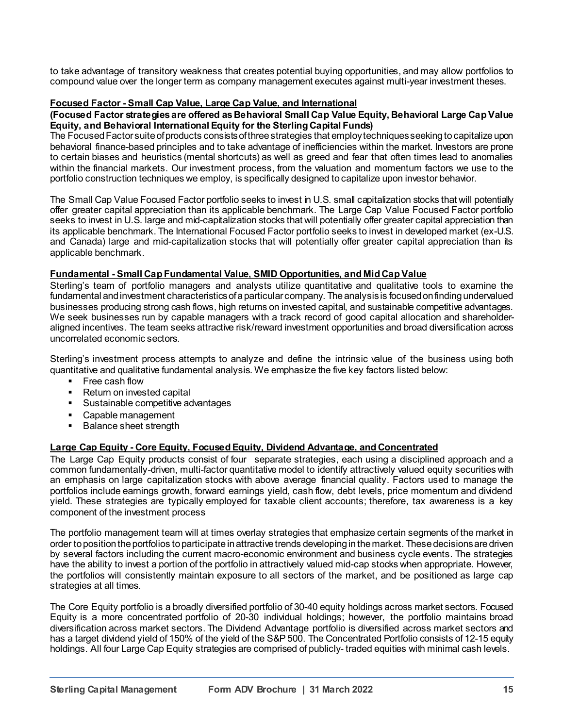to take advantage of transitory weakness that creates potential buying opportunities, and may allow portfolios to compound value over the longer term as company management executes against multi-year investment theses.

**Focused Factor - Small Cap Value, Large Cap Value, and International**

**(Focused Factor strategies are offered as Behavioral Small Cap Value Equity, Behavioral Large Cap Value Equity, and Behavioral International Equity for the Sterling Capital Funds)**

The Focused Factor suite of products consists of three strategies that employ techniques seeking to capitalize upon behavioral finance-based principles and to take advantage of inefficiencies within the market. Investors are prone to certain biases and heuristics (mental shortcuts) as well as greed and fear that often times lead to anomalies within the financial markets. Our investment process, from the valuation and momentum factors we use to the portfolio construction techniques we employ, is specifically designed to capitalize upon investor behavior.

The Small Cap Value Focused Factor portfolio seeks to invest in U.S. small capitalization stocks that will potentially offer greater capital appreciation than its applicable benchmark. The Large Cap Value Focused Factor portfolio seeks to invest in U.S. large and mid-capitalization stocks that will potentially offer greater capital appreciation than its applicable benchmark. The International Focused Factor portfolio seeks to invest in developed market (ex-U.S. and Canada) large and mid-capitalization stocks that will potentially offer greater capital appreciation than its applicable benchmark.

**Fundamental - Small Cap Fundamental Value, SMID Opportunities, and Mid Cap Value**

Sterling's team of portfolio managers and analysts utilize quantitative and qualitative tools to examine the fundamental and investment characteristics of a particular company. The analysis is focused on finding undervalued businesses producing strong cash flows, high returns on invested capital, and sustainable competitive advantages. We seek businesses run by capable managers with a track record of good capital allocation and shareholder-aligned incentives. The team seeks attractive risk/reward investment opportunities and broad diversification across uncorrelated economic sectors.

Sterling's investment process attempts to analyze and define the intrinsic value of the business using both quantitative and qualitative fundamental analysis. We emphasize the five key factors listed below:

- Free cash flow
- Return on invested capital
- Sustainable competitive advantages
- Capable management
- Balance sheet strength

**Large Cap Equity - Core Equity, Focused Equity, Dividend Advantage, and Concentrated**

The Large Cap Equity products consist of four separate strategies, each using a disciplined approach and a common fundamentally-driven, multi-factor quantitative model to identify attractively valued equity securities with an emphasis on large capitalization stocks with above average financial quality. Factors used to manage the portfolios include earnings growth, forward earnings yield, cash flow, debt levels, price momentum and dividend yield. These strategies are typically employed for taxable client accounts; therefore, tax awareness is a key component of the investment process

The portfolio management team will at times overlay strategies that emphasize certain segments of the market in order to position the portfolios to participate in attractive trends developing in the market. These decisions are driven by several factors including the current macro-economic environment and business cycle events. The strategies have the ability to invest a portion of the portfolio in attractively valued mid-cap stocks when appropriate. However, the portfolios will consistently maintain exposure to all sectors of the market, and be positioned as large cap strategies at all times.

The Core Equity portfolio is a broadly diversified portfolio of 30-40 equity holdings across market sectors. Focused Equity is a more concentrated portfolio of 20-30 individual holdings; however, the portfolio maintains broad diversification across market sectors. The Dividend Advantage portfolio is diversified across market sectors and has a target dividend yield of 150% of the yield of the S&P 500. The Concentrated Portfolio consists of 12-15 equity holdings. All four Large Cap Equity strategies are comprised of publicly- traded equities with minimal cash levels.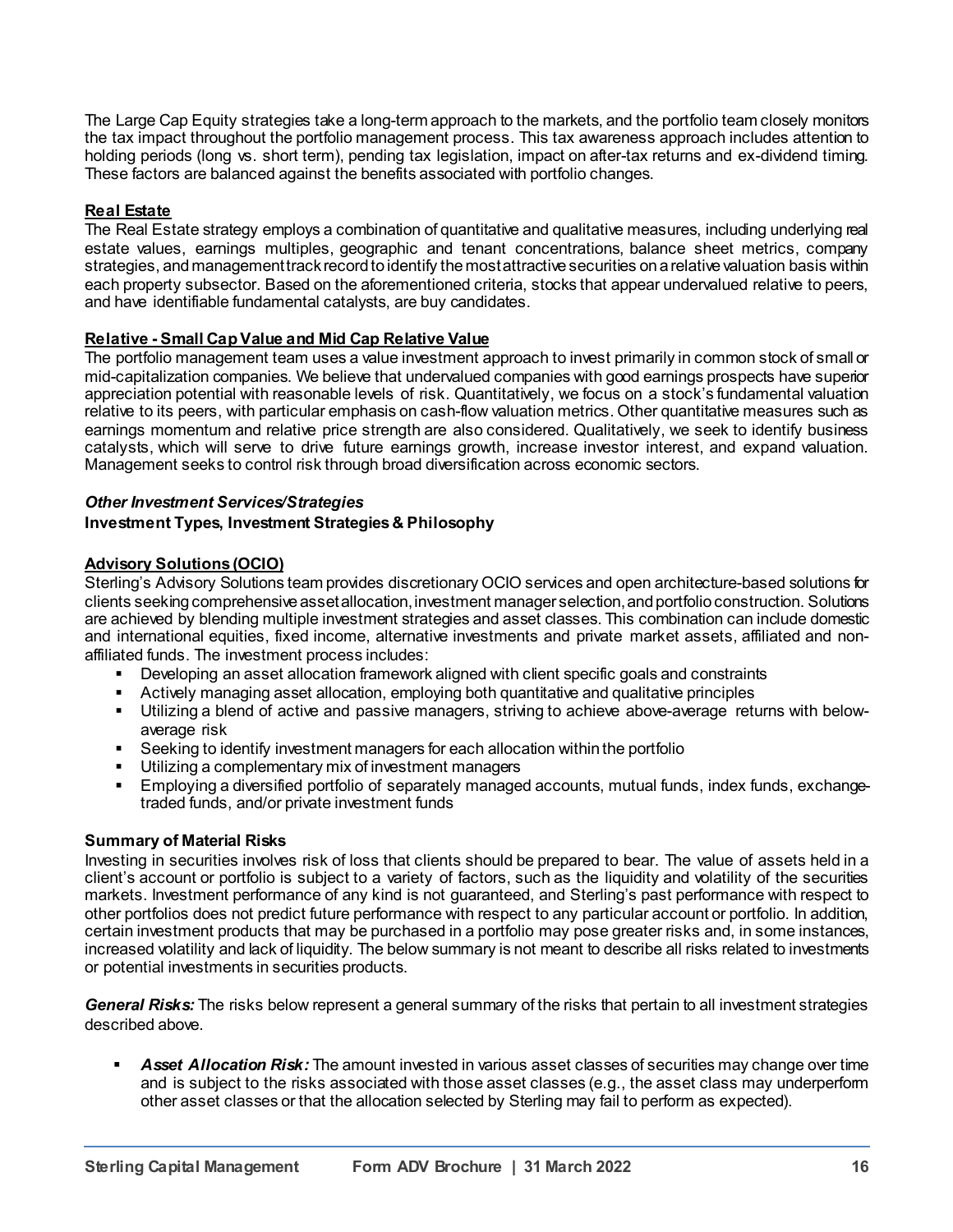The Large Cap Equity strategies take a long-term approach to the markets, and the portfolio team closely monitors the tax impact throughout the portfolio management process. This tax awareness approach includes attention to holding periods (long vs. short term), pending tax legislation, impact on after-tax returns and ex-dividend timing. These factors are balanced against the benefits associated with portfolio changes.

**Real Estate**

The Real Estate strategy employs a combination of quantitative and qualitative measures, including underlying real estate values, earnings multiples, geographic and tenant concentrations, balance sheet metrics, company strategies, and management track record to identify the most attractive securities on a relative valuation basis within each property subsector. Based on the aforementioned criteria, stocks that appear undervalued relative to peers, and have identifiable fundamental catalysts, are buy candidates.

**Relative - Small Cap Value and Mid Cap Relative Value**

The portfolio management team uses a value investment approach to invest primarily in common stock of small or mid-capitalization companies. We believe that undervalued companies with good earnings prospects have superior appreciation potential with reasonable levels of risk. Quantitatively, we focus on a stock's fundamental valuation relative to its peers, with particular emphasis on cash-flow valuation metrics. Other quantitative measures such as earnings momentum and relative price strength are also considered. Qualitatively, we seek to identify business catalysts, which will serve to drive future earnings growth, increase investor interest, and expand valuation. Management seeks to control risk through broad diversification across economic sectors.

***Other Investment Services/Strategies***

**Investment Types, Investment Strategies & Philosophy**

**Advisory Solutions (OCIO)**

Sterling's Advisory Solutions team provides discretionary OCIO services and open architecture-based solutions for clients seeking comprehensive asset allocation, investment manager selection, and portfolio construction. Solutions are achieved by blending multiple investment strategies and asset classes. This combination can include domestic and international equities, fixed income, alternative investments and private market assets, affiliated and non-affiliated funds. The investment process includes:

- Developing an asset allocation framework aligned with client specific goals and constraints
- Actively managing asset allocation, employing both quantitative and qualitative principles
- Utilizing a blend of active and passive managers, striving to achieve above-average returns with below-average risk
- Seeking to identify investment managers for each allocation within the portfolio
- Utilizing a complementary mix of investment managers
- Employing a diversified portfolio of separately managed accounts, mutual funds, index funds, exchange-traded funds, and/or private investment funds

**Summary of Material Risks**

Investing in securities involves risk of loss that clients should be prepared to bear. The value of assets held in a client's account or portfolio is subject to a variety of factors, such as the liquidity and volatility of the securities markets. Investment performance of any kind is not guaranteed, and Sterling's past performance with respect to other portfolios does not predict future performance with respect to any particular account or portfolio. In addition, certain investment products that may be purchased in a portfolio may pose greater risks and, in some instances, increased volatility and lack of liquidity. The below summary is not meant to describe all risks related to investments or potential investments in securities products.

***General Risks:*** The risks below represent a general summary of the risks that pertain to all investment strategies described above.

- ***Asset Allocation Risk:*** The amount invested in various asset classes of securities may change over time and is subject to the risks associated with those asset classes (e.g., the asset class may underperform other asset classes or that the allocation selected by Sterling may fail to perform as expected).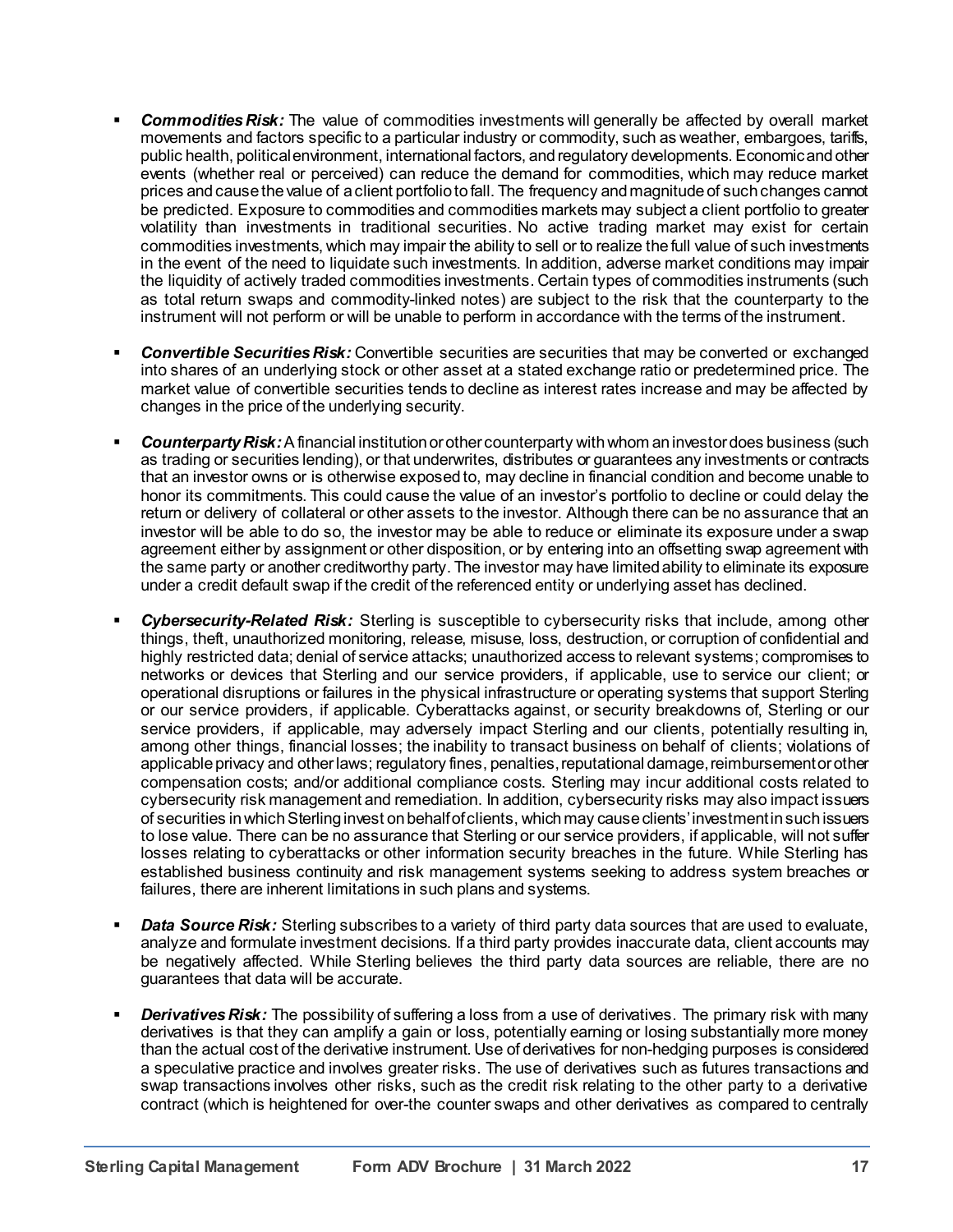- ***Commodities Risk:*** The value of commodities investments will generally be affected by overall market movements and factors specific to a particular industry or commodity, such as weather, embargoes, tariffs, public health, political environment, international factors, and regulatory developments. Economic and other events (whether real or perceived) can reduce the demand for commodities, which may reduce market prices and cause the value of a client portfolio to fall. The frequency and magnitude of such changes cannot be predicted. Exposure to commodities and commodities markets may subject a client portfolio to greater volatility than investments in traditional securities. No active trading market may exist for certain commodities investments, which may impair the ability to sell or to realize the full value of such investments in the event of the need to liquidate such investments. In addition, adverse market conditions may impair the liquidity of actively traded commodities investments. Certain types of commodities instruments (such as total return swaps and commodity-linked notes) are subject to the risk that the counterparty to the instrument will not perform or will be unable to perform in accordance with the terms of the instrument.

- ***Convertible Securities Risk:*** Convertible securities are securities that may be converted or exchanged into shares of an underlying stock or other asset at a stated exchange ratio or predetermined price. The market value of convertible securities tends to decline as interest rates increase and may be affected by changes in the price of the underlying security.

- ***Counterparty Risk:*** A financial institution or other counterparty with whom an investor does business (such as trading or securities lending), or that underwrites, distributes or guarantees any investments or contracts that an investor owns or is otherwise exposed to, may decline in financial condition and become unable to honor its commitments. This could cause the value of an investor's portfolio to decline or could delay the return or delivery of collateral or other assets to the investor. Although there can be no assurance that an investor will be able to do so, the investor may be able to reduce or eliminate its exposure under a swap agreement either by assignment or other disposition, or by entering into an offsetting swap agreement with the same party or another creditworthy party. The investor may have limited ability to eliminate its exposure under a credit default swap if the credit of the referenced entity or underlying asset has declined.

- ***Cybersecurity-Related Risk:*** Sterling is susceptible to cybersecurity risks that include, among other things, theft, unauthorized monitoring, release, misuse, loss, destruction, or corruption of confidential and highly restricted data; denial of service attacks; unauthorized access to relevant systems; compromises to networks or devices that Sterling and our service providers, if applicable, use to service our client; or operational disruptions or failures in the physical infrastructure or operating systems that support Sterling or our service providers, if applicable. Cyberattacks against, or security breakdowns of, Sterling or our service providers, if applicable, may adversely impact Sterling and our clients, potentially resulting in, among other things, financial losses; the inability to transact business on behalf of clients; violations of applicable privacy and other laws; regulatory fines, penalties, reputational damage, reimbursement or other compensation costs; and/or additional compliance costs. Sterling may incur additional costs related to cybersecurity risk management and remediation. In addition, cybersecurity risks may also impact issuers of securities in which Sterling invest on behalf of clients, which may cause clients' investment in such issuers to lose value. There can be no assurance that Sterling or our service providers, if applicable, will not suffer losses relating to cyberattacks or other information security breaches in the future. While Sterling has established business continuity and risk management systems seeking to address system breaches or failures, there are inherent limitations in such plans and systems.

- ***Data Source Risk:*** Sterling subscribes to a variety of third party data sources that are used to evaluate, analyze and formulate investment decisions. If a third party provides inaccurate data, client accounts may be negatively affected. While Sterling believes the third party data sources are reliable, there are no guarantees that data will be accurate.

- ***Derivatives Risk:*** The possibility of suffering a loss from a use of derivatives. The primary risk with many derivatives is that they can amplify a gain or loss, potentially earning or losing substantially more money than the actual cost of the derivative instrument. Use of derivatives for non-hedging purposes is considered a speculative practice and involves greater risks. The use of derivatives such as futures transactions and swap transactions involves other risks, such as the credit risk relating to the other party to a derivative contract (which is heightened for over-the counter swaps and other derivatives as compared to centrally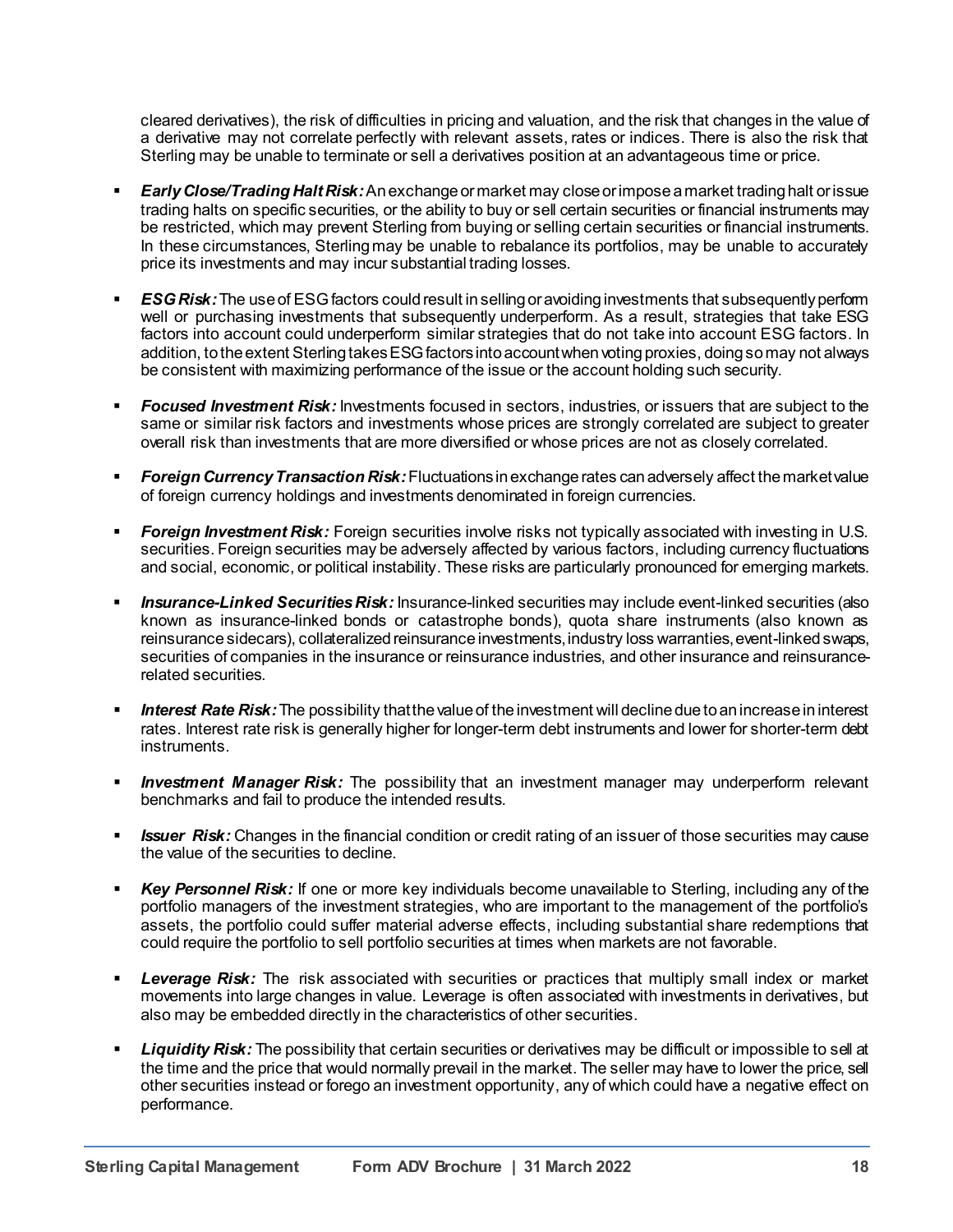cleared derivatives), the risk of difficulties in pricing and valuation, and the risk that changes in the value of a derivative may not correlate perfectly with relevant assets, rates or indices. There is also the risk that Sterling may be unable to terminate or sell a derivatives position at an advantageous time or price.

- ***Early Close/Trading Halt Risk:*** An exchange or market may close or impose a market trading halt or issue trading halts on specific securities, or the ability to buy or sell certain securities or financial instruments may be restricted, which may prevent Sterling from buying or selling certain securities or financial instruments. In these circumstances, Sterling may be unable to rebalance its portfolios, may be unable to accurately price its investments and may incur substantial trading losses.

- ***ESG Risk:*** The use of ESG factors could result in selling or avoiding investments that subsequently perform well or purchasing investments that subsequently underperform. As a result, strategies that take ESG factors into account could underperform similar strategies that do not take into account ESG factors. In addition, to the extent Sterling takes ESG factors into account when voting proxies, doing so may not always be consistent with maximizing performance of the issue or the account holding such security.

- ***Focused Investment Risk:*** Investments focused in sectors, industries, or issuers that are subject to the same or similar risk factors and investments whose prices are strongly correlated are subject to greater overall risk than investments that are more diversified or whose prices are not as closely correlated.

- ***Foreign Currency Transaction Risk:*** Fluctuations in exchange rates can adversely affect the market value of foreign currency holdings and investments denominated in foreign currencies.

- ***Foreign Investment Risk:*** Foreign securities involve risks not typically associated with investing in U.S. securities. Foreign securities may be adversely affected by various factors, including currency fluctuations and social, economic, or political instability. These risks are particularly pronounced for emerging markets.

- ***Insurance-Linked Securities Risk:*** Insurance-linked securities may include event-linked securities (also known as insurance-linked bonds or catastrophe bonds), quota share instruments (also known as reinsurance sidecars), collateralized reinsurance investments, industry loss warranties, event-linked swaps, securities of companies in the insurance or reinsurance industries, and other insurance and reinsurance-related securities.

- ***Interest Rate Risk:*** The possibility that the value of the investment will decline due to an increase in interest rates. Interest rate risk is generally higher for longer-term debt instruments and lower for shorter-term debt instruments.

- ***Investment Manager Risk:*** The possibility that an investment manager may underperform relevant benchmarks and fail to produce the intended results.

- ***Issuer Risk:*** Changes in the financial condition or credit rating of an issuer of those securities may cause the value of the securities to decline.

- ***Key Personnel Risk:*** If one or more key individuals become unavailable to Sterling, including any of the portfolio managers of the investment strategies, who are important to the management of the portfolio's assets, the portfolio could suffer material adverse effects, including substantial share redemptions that could require the portfolio to sell portfolio securities at times when markets are not favorable.

- ***Leverage Risk:*** The risk associated with securities or practices that multiply small index or market movements into large changes in value. Leverage is often associated with investments in derivatives, but also may be embedded directly in the characteristics of other securities.

- ***Liquidity Risk:*** The possibility that certain securities or derivatives may be difficult or impossible to sell at the time and the price that would normally prevail in the market. The seller may have to lower the price, sell other securities instead or forego an investment opportunity, any of which could have a negative effect on performance.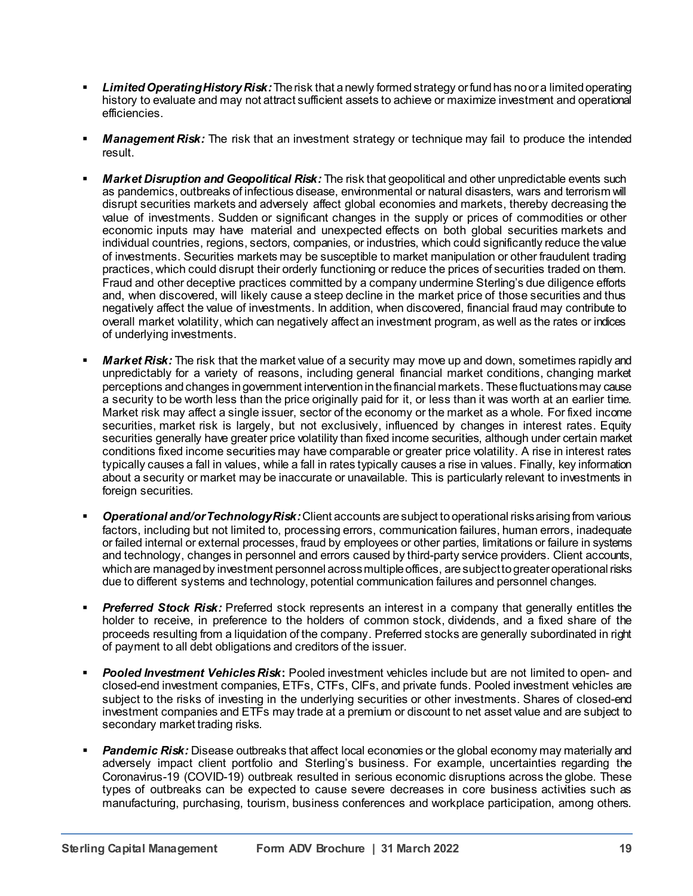- ***Limited Operating History Risk:*** The risk that a newly formed strategy or fund has no or a limited operating history to evaluate and may not attract sufficient assets to achieve or maximize investment and operational efficiencies.

- ***Management Risk:*** The risk that an investment strategy or technique may fail to produce the intended result.

- ***Market Disruption and Geopolitical Risk:*** The risk that geopolitical and other unpredictable events such as pandemics, outbreaks of infectious disease, environmental or natural disasters, wars and terrorism will disrupt securities markets and adversely affect global economies and markets, thereby decreasing the value of investments. Sudden or significant changes in the supply or prices of commodities or other economic inputs may have material and unexpected effects on both global securities markets and individual countries, regions, sectors, companies, or industries, which could significantly reduce the value of investments. Securities markets may be susceptible to market manipulation or other fraudulent trading practices, which could disrupt their orderly functioning or reduce the prices of securities traded on them. Fraud and other deceptive practices committed by a company undermine Sterling's due diligence efforts and, when discovered, will likely cause a steep decline in the market price of those securities and thus negatively affect the value of investments. In addition, when discovered, financial fraud may contribute to overall market volatility, which can negatively affect an investment program, as well as the rates or indices of underlying investments.

- ***Market Risk:*** The risk that the market value of a security may move up and down, sometimes rapidly and unpredictably for a variety of reasons, including general financial market conditions, changing market perceptions and changes in government intervention in the financial markets. These fluctuations may cause a security to be worth less than the price originally paid for it, or less than it was worth at an earlier time. Market risk may affect a single issuer, sector of the economy or the market as a whole. For fixed income securities, market risk is largely, but not exclusively, influenced by changes in interest rates. Equity securities generally have greater price volatility than fixed income securities, although under certain market conditions fixed income securities may have comparable or greater price volatility. A rise in interest rates typically causes a fall in values, while a fall in rates typically causes a rise in values. Finally, key information about a security or market may be inaccurate or unavailable. This is particularly relevant to investments in foreign securities.

- ***Operational and/or Technology Risk:*** Client accounts are subject to operational risks arising from various factors, including but not limited to, processing errors, communication failures, human errors, inadequate or failed internal or external processes, fraud by employees or other parties, limitations or failure in systems and technology, changes in personnel and errors caused by third-party service providers. Client accounts, which are managed by investment personnel across multiple offices, are subject to greater operational risks due to different systems and technology, potential communication failures and personnel changes.

- ***Preferred Stock Risk:*** Preferred stock represents an interest in a company that generally entitles the holder to receive, in preference to the holders of common stock, dividends, and a fixed share of the proceeds resulting from a liquidation of the company. Preferred stocks are generally subordinated in right of payment to all debt obligations and creditors of the issuer.

- ***Pooled Investment Vehicles Risk*:** Pooled investment vehicles include but are not limited to open- and closed-end investment companies, ETFs, CTFs, CIFs, and private funds. Pooled investment vehicles are subject to the risks of investing in the underlying securities or other investments. Shares of closed-end investment companies and ETFs may trade at a premium or discount to net asset value and are subject to secondary market trading risks.

- ***Pandemic Risk:*** Disease outbreaks that affect local economies or the global economy may materially and adversely impact client portfolio and Sterling's business. For example, uncertainties regarding the Coronavirus-19 (COVID-19) outbreak resulted in serious economic disruptions across the globe. These types of outbreaks can be expected to cause severe decreases in core business activities such as manufacturing, purchasing, tourism, business conferences and workplace participation, among others.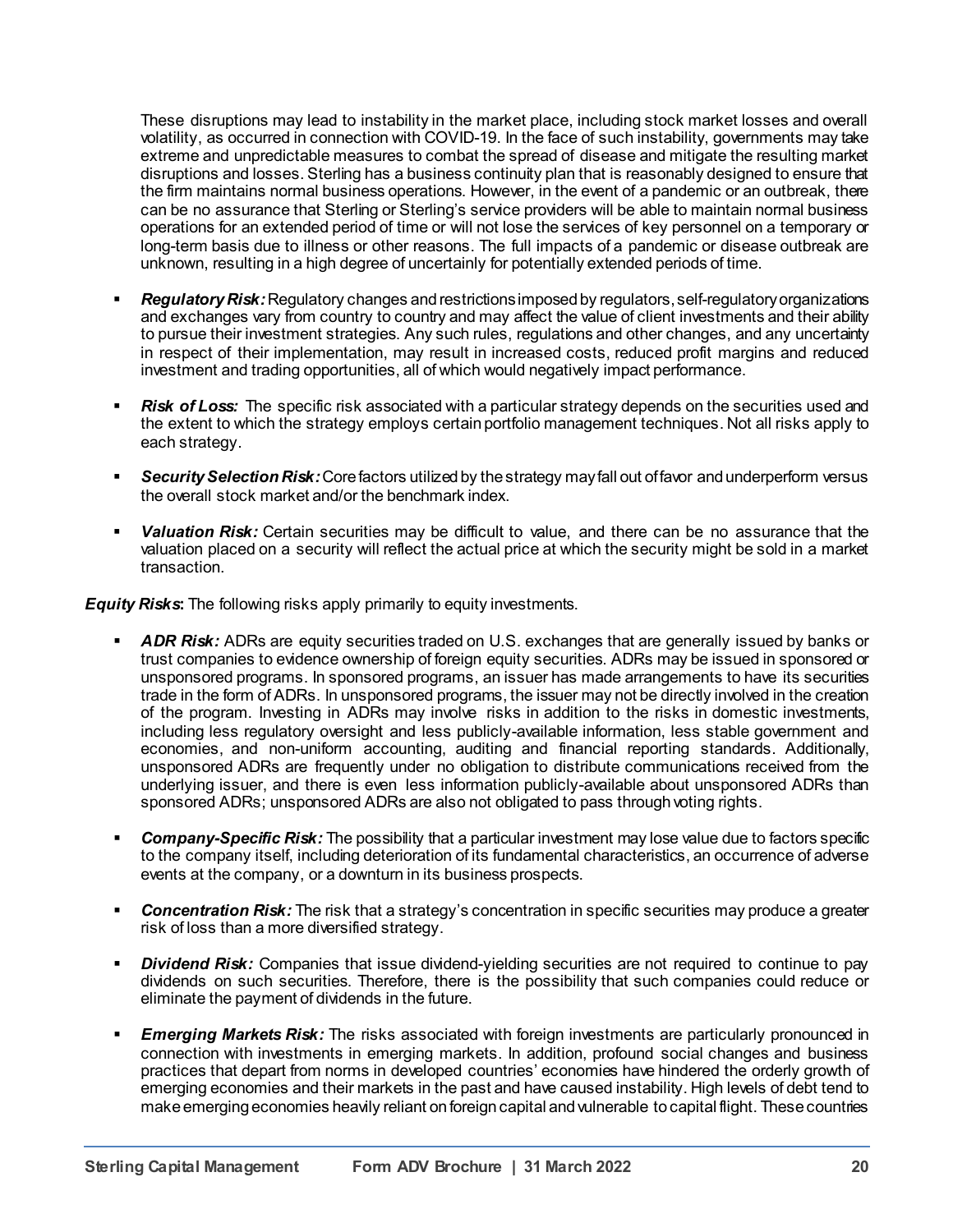These disruptions may lead to instability in the market place, including stock market losses and overall volatility, as occurred in connection with COVID-19. In the face of such instability, governments may take extreme and unpredictable measures to combat the spread of disease and mitigate the resulting market disruptions and losses. Sterling has a business continuity plan that is reasonably designed to ensure that the firm maintains normal business operations. However, in the event of a pandemic or an outbreak, there can be no assurance that Sterling or Sterling's service providers will be able to maintain normal business operations for an extended period of time or will not lose the services of key personnel on a temporary or long-term basis due to illness or other reasons. The full impacts of a pandemic or disease outbreak are unknown, resulting in a high degree of uncertainly for potentially extended periods of time.

- ***Regulatory Risk:*** Regulatory changes and restrictions imposed by regulators, self-regulatory organizations and exchanges vary from country to country and may affect the value of client investments and their ability to pursue their investment strategies. Any such rules, regulations and other changes, and any uncertainty in respect of their implementation, may result in increased costs, reduced profit margins and reduced investment and trading opportunities, all of which would negatively impact performance.
- ***Risk of Loss:*** The specific risk associated with a particular strategy depends on the securities used and the extent to which the strategy employs certain portfolio management techniques. Not all risks apply to each strategy.
- ***Security Selection Risk:*** Core factors utilized by the strategy may fall out of favor and underperform versus the overall stock market and/or the benchmark index.
- ***Valuation Risk:*** Certain securities may be difficult to value, and there can be no assurance that the valuation placed on a security will reflect the actual price at which the security might be sold in a market transaction.

***Equity Risks*:** The following risks apply primarily to equity investments.

- ***ADR Risk:*** ADRs are equity securities traded on U.S. exchanges that are generally issued by banks or trust companies to evidence ownership of foreign equity securities. ADRs may be issued in sponsored or unsponsored programs. In sponsored programs, an issuer has made arrangements to have its securities trade in the form of ADRs. In unsponsored programs, the issuer may not be directly involved in the creation of the program. Investing in ADRs may involve risks in addition to the risks in domestic investments, including less regulatory oversight and less publicly-available information, less stable government and economies, and non-uniform accounting, auditing and financial reporting standards. Additionally, unsponsored ADRs are frequently under no obligation to distribute communications received from the underlying issuer, and there is even less information publicly-available about unsponsored ADRs than sponsored ADRs; unsponsored ADRs are also not obligated to pass through voting rights.
- ***Company-Specific Risk:*** The possibility that a particular investment may lose value due to factors specific to the company itself, including deterioration of its fundamental characteristics, an occurrence of adverse events at the company, or a downturn in its business prospects.
- ***Concentration Risk:*** The risk that a strategy's concentration in specific securities may produce a greater risk of loss than a more diversified strategy.
- ***Dividend Risk:*** Companies that issue dividend-yielding securities are not required to continue to pay dividends on such securities. Therefore, there is the possibility that such companies could reduce or eliminate the payment of dividends in the future.
- ***Emerging Markets Risk:*** The risks associated with foreign investments are particularly pronounced in connection with investments in emerging markets. In addition, profound social changes and business practices that depart from norms in developed countries' economies have hindered the orderly growth of emerging economies and their markets in the past and have caused instability. High levels of debt tend to make emerging economies heavily reliant on foreign capital and vulnerable to capital flight. These countries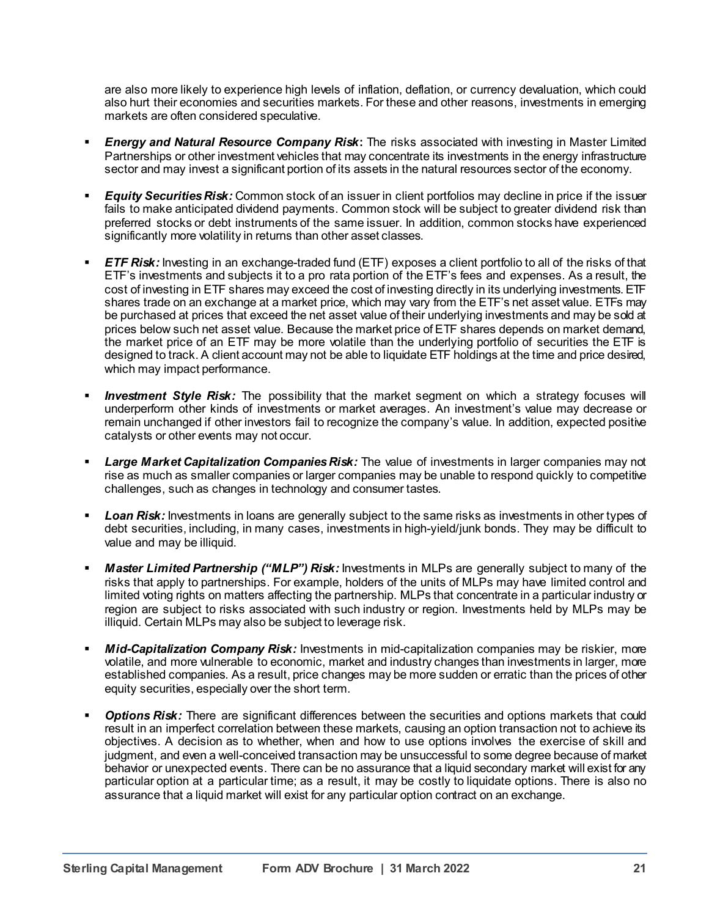are also more likely to experience high levels of inflation, deflation, or currency devaluation, which could also hurt their economies and securities markets. For these and other reasons, investments in emerging markets are often considered speculative.

- ***Energy and Natural Resource Company Risk*:** The risks associated with investing in Master Limited Partnerships or other investment vehicles that may concentrate its investments in the energy infrastructure sector and may invest a significant portion of its assets in the natural resources sector of the economy.

- ***Equity Securities Risk:*** Common stock of an issuer in client portfolios may decline in price if the issuer fails to make anticipated dividend payments. Common stock will be subject to greater dividend risk than preferred stocks or debt instruments of the same issuer. In addition, common stocks have experienced significantly more volatility in returns than other asset classes.

- ***ETF Risk:*** Investing in an exchange-traded fund (ETF) exposes a client portfolio to all of the risks of that ETF's investments and subjects it to a pro rata portion of the ETF's fees and expenses. As a result, the cost of investing in ETF shares may exceed the cost of investing directly in its underlying investments. ETF shares trade on an exchange at a market price, which may vary from the ETF's net asset value. ETFs may be purchased at prices that exceed the net asset value of their underlying investments and may be sold at prices below such net asset value. Because the market price of ETF shares depends on market demand, the market price of an ETF may be more volatile than the underlying portfolio of securities the ETF is designed to track. A client account may not be able to liquidate ETF holdings at the time and price desired, which may impact performance.

- ***Investment Style Risk:*** The possibility that the market segment on which a strategy focuses will underperform other kinds of investments or market averages. An investment's value may decrease or remain unchanged if other investors fail to recognize the company's value. In addition, expected positive catalysts or other events may not occur.

- ***Large Market Capitalization Companies Risk:*** The value of investments in larger companies may not rise as much as smaller companies or larger companies may be unable to respond quickly to competitive challenges, such as changes in technology and consumer tastes.

- ***Loan Risk:*** Investments in loans are generally subject to the same risks as investments in other types of debt securities, including, in many cases, investments in high-yield/junk bonds. They may be difficult to value and may be illiquid.

- ***Master Limited Partnership ("MLP") Risk:*** Investments in MLPs are generally subject to many of the risks that apply to partnerships. For example, holders of the units of MLPs may have limited control and limited voting rights on matters affecting the partnership. MLPs that concentrate in a particular industry or region are subject to risks associated with such industry or region. Investments held by MLPs may be illiquid. Certain MLPs may also be subject to leverage risk.

- ***Mid-Capitalization Company Risk:*** Investments in mid-capitalization companies may be riskier, more volatile, and more vulnerable to economic, market and industry changes than investments in larger, more established companies. As a result, price changes may be more sudden or erratic than the prices of other equity securities, especially over the short term.

- ***Options Risk:*** There are significant differences between the securities and options markets that could result in an imperfect correlation between these markets, causing an option transaction not to achieve its objectives. A decision as to whether, when and how to use options involves the exercise of skill and judgment, and even a well-conceived transaction may be unsuccessful to some degree because of market behavior or unexpected events. There can be no assurance that a liquid secondary market will exist for any particular option at a particular time; as a result, it may be costly to liquidate options. There is also no assurance that a liquid market will exist for any particular option contract on an exchange.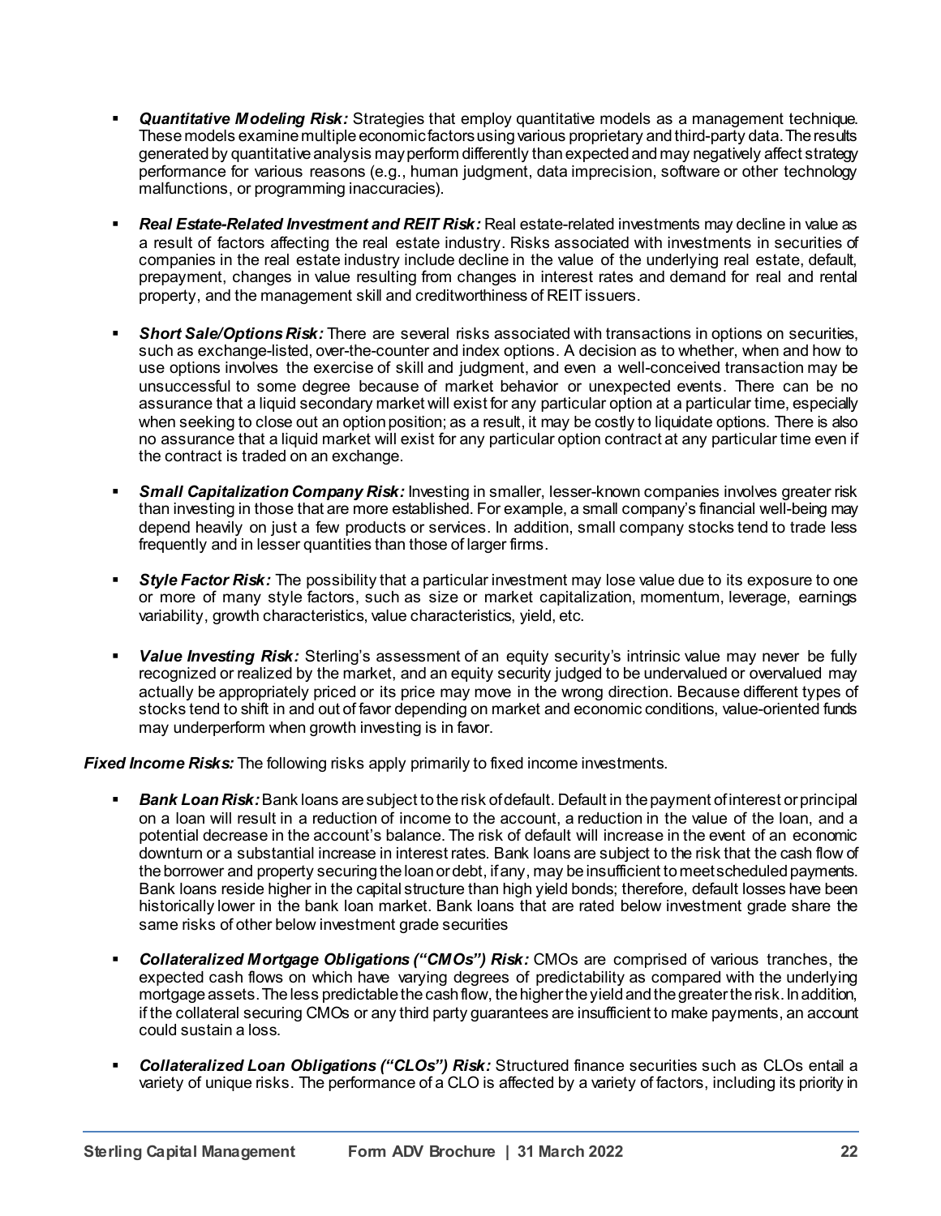- ***Quantitative Modeling Risk:*** Strategies that employ quantitative models as a management technique. These models examine multiple economic factors using various proprietary and third-party data. The results generated by quantitative analysis may perform differently than expected and may negatively affect strategy performance for various reasons (e.g., human judgment, data imprecision, software or other technology malfunctions, or programming inaccuracies).

- ***Real Estate-Related Investment and REIT Risk:*** Real estate-related investments may decline in value as a result of factors affecting the real estate industry. Risks associated with investments in securities of companies in the real estate industry include decline in the value of the underlying real estate, default, prepayment, changes in value resulting from changes in interest rates and demand for real and rental property, and the management skill and creditworthiness of REIT issuers.

- ***Short Sale/Options Risk:*** There are several risks associated with transactions in options on securities, such as exchange-listed, over-the-counter and index options. A decision as to whether, when and how to use options involves the exercise of skill and judgment, and even a well-conceived transaction may be unsuccessful to some degree because of market behavior or unexpected events. There can be no assurance that a liquid secondary market will exist for any particular option at a particular time, especially when seeking to close out an option position; as a result, it may be costly to liquidate options. There is also no assurance that a liquid market will exist for any particular option contract at any particular time even if the contract is traded on an exchange.

- ***Small Capitalization Company Risk:*** Investing in smaller, lesser-known companies involves greater risk than investing in those that are more established. For example, a small company's financial well-being may depend heavily on just a few products or services. In addition, small company stocks tend to trade less frequently and in lesser quantities than those of larger firms.

- ***Style Factor Risk:*** The possibility that a particular investment may lose value due to its exposure to one or more of many style factors, such as size or market capitalization, momentum, leverage, earnings variability, growth characteristics, value characteristics, yield, etc.

- ***Value Investing Risk:*** Sterling's assessment of an equity security's intrinsic value may never be fully recognized or realized by the market, and an equity security judged to be undervalued or overvalued may actually be appropriately priced or its price may move in the wrong direction. Because different types of stocks tend to shift in and out of favor depending on market and economic conditions, value-oriented funds may underperform when growth investing is in favor.

***Fixed Income Risks:*** The following risks apply primarily to fixed income investments.

- ***Bank Loan Risk:*** Bank loans are subject to the risk of default. Default in the payment of interest or principal on a loan will result in a reduction of income to the account, a reduction in the value of the loan, and a potential decrease in the account's balance. The risk of default will increase in the event of an economic downturn or a substantial increase in interest rates. Bank loans are subject to the risk that the cash flow of the borrower and property securing the loan or debt, if any, may be insufficient to meet scheduled payments. Bank loans reside higher in the capital structure than high yield bonds; therefore, default losses have been historically lower in the bank loan market. Bank loans that are rated below investment grade share the same risks of other below investment grade securities

- ***Collateralized Mortgage Obligations ("CMOs") Risk:*** CMOs are comprised of various tranches, the expected cash flows on which have varying degrees of predictability as compared with the underlying mortgage assets. The less predictable the cash flow, the higher the yield and the greater the risk. In addition, if the collateral securing CMOs or any third party guarantees are insufficient to make payments, an account could sustain a loss.

- ***Collateralized Loan Obligations ("CLOs") Risk:*** Structured finance securities such as CLOs entail a variety of unique risks. The performance of a CLO is affected by a variety of factors, including its priority in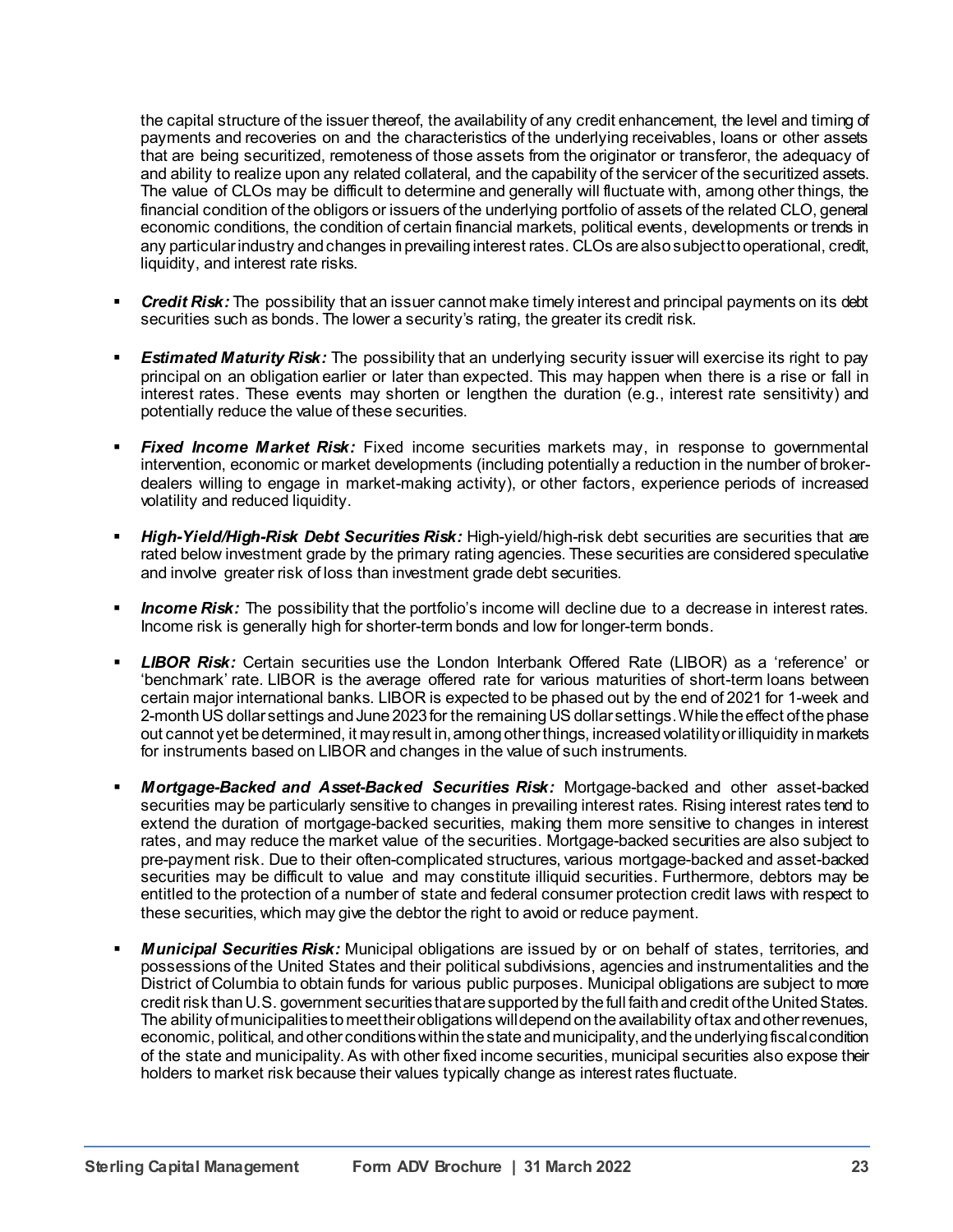the capital structure of the issuer thereof, the availability of any credit enhancement, the level and timing of payments and recoveries on and the characteristics of the underlying receivables, loans or other assets that are being securitized, remoteness of those assets from the originator or transferor, the adequacy of and ability to realize upon any related collateral, and the capability of the servicer of the securitized assets. The value of CLOs may be difficult to determine and generally will fluctuate with, among other things, the financial condition of the obligors or issuers of the underlying portfolio of assets of the related CLO, general economic conditions, the condition of certain financial markets, political events, developments or trends in any particular industry and changes in prevailing interest rates. CLOs are also subject to operational, credit, liquidity, and interest rate risks.

- ***Credit Risk:*** The possibility that an issuer cannot make timely interest and principal payments on its debt securities such as bonds. The lower a security's rating, the greater its credit risk.

- ***Estimated Maturity Risk:*** The possibility that an underlying security issuer will exercise its right to pay principal on an obligation earlier or later than expected. This may happen when there is a rise or fall in interest rates. These events may shorten or lengthen the duration (e.g., interest rate sensitivity) and potentially reduce the value of these securities.

- ***Fixed Income Market Risk:*** Fixed income securities markets may, in response to governmental intervention, economic or market developments (including potentially a reduction in the number of broker-dealers willing to engage in market-making activity), or other factors, experience periods of increased volatility and reduced liquidity.

- ***High-Yield/High-Risk Debt Securities Risk:*** High-yield/high-risk debt securities are securities that are rated below investment grade by the primary rating agencies. These securities are considered speculative and involve greater risk of loss than investment grade debt securities.

- ***Income Risk:*** The possibility that the portfolio's income will decline due to a decrease in interest rates. Income risk is generally high for shorter-term bonds and low for longer-term bonds.

- ***LIBOR Risk:*** Certain securities use the London Interbank Offered Rate (LIBOR) as a 'reference' or 'benchmark' rate. LIBOR is the average offered rate for various maturities of short-term loans between certain major international banks. LIBOR is expected to be phased out by the end of 2021 for 1-week and 2-month US dollar settings and June 2023 for the remaining US dollar settings. While the effect of the phase out cannot yet be determined, it may result in, among other things, increased volatility or illiquidity in markets for instruments based on LIBOR and changes in the value of such instruments.

- ***Mortgage-Backed and Asset-Backed Securities Risk:*** Mortgage-backed and other asset-backed securities may be particularly sensitive to changes in prevailing interest rates. Rising interest rates tend to extend the duration of mortgage-backed securities, making them more sensitive to changes in interest rates, and may reduce the market value of the securities. Mortgage-backed securities are also subject to pre-payment risk. Due to their often-complicated structures, various mortgage-backed and asset-backed securities may be difficult to value and may constitute illiquid securities. Furthermore, debtors may be entitled to the protection of a number of state and federal consumer protection credit laws with respect to these securities, which may give the debtor the right to avoid or reduce payment.

- ***Municipal Securities Risk:*** Municipal obligations are issued by or on behalf of states, territories, and possessions of the United States and their political subdivisions, agencies and instrumentalities and the District of Columbia to obtain funds for various public purposes. Municipal obligations are subject to more credit risk than U.S. government securities that are supported by the full faith and credit of the United States. The ability of municipalities to meet their obligations will depend on the availability of tax and other revenues, economic, political, and other conditions within the state and municipality, and the underlying fiscal condition of the state and municipality. As with other fixed income securities, municipal securities also expose their holders to market risk because their values typically change as interest rates fluctuate.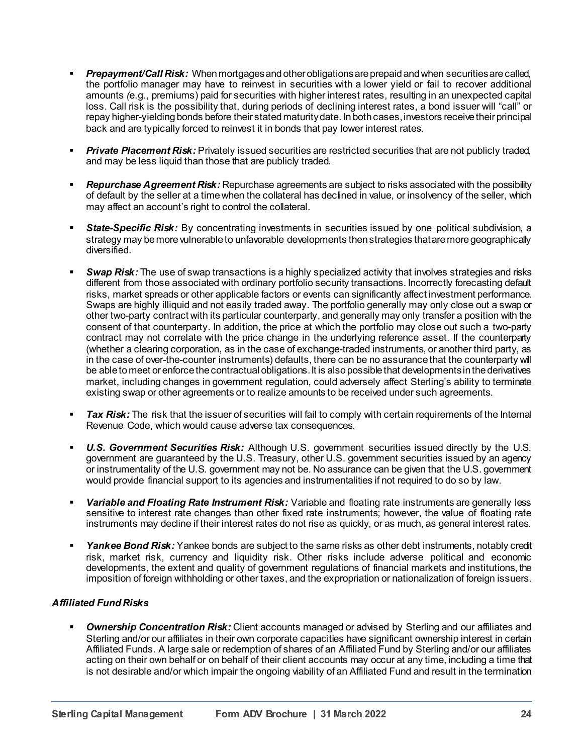- ***Prepayment/Call Risk:*** When mortgages and other obligations are prepaid and when securities are called, the portfolio manager may have to reinvest in securities with a lower yield or fail to recover additional amounts *(*e.g., premiums) paid for securities with higher interest rates, resulting in an unexpected capital loss. Call risk is the possibility that, during periods of declining interest rates, a bond issuer will "call" or repay higher-yielding bonds before their stated maturity date. In both cases, investors receive their principal back and are typically forced to reinvest it in bonds that pay lower interest rates.

- ***Private Placement Risk:*** Privately issued securities are restricted securities that are not publicly traded, and may be less liquid than those that are publicly traded.

- ***Repurchase Agreement Risk:*** Repurchase agreements are subject to risks associated with the possibility of default by the seller at a time when the collateral has declined in value, or insolvency of the seller, which may affect an account's right to control the collateral.

- ***State-Specific Risk:*** By concentrating investments in securities issued by one political subdivision, a strategy may be more vulnerable to unfavorable developments then strategies that are more geographically diversified.

- ***Swap Risk:*** The use of swap transactions is a highly specialized activity that involves strategies and risks different from those associated with ordinary portfolio security transactions. Incorrectly forecasting default risks, market spreads or other applicable factors or events can significantly affect investment performance. Swaps are highly illiquid and not easily traded away. The portfolio generally may only close out a swap or other two-party contract with its particular counterparty, and generally may only transfer a position with the consent of that counterparty. In addition, the price at which the portfolio may close out such a two-party contract may not correlate with the price change in the underlying reference asset. If the counterparty (whether a clearing corporation, as in the case of exchange-traded instruments, or another third party, as in the case of over-the-counter instruments) defaults, there can be no assurance that the counterparty will be able to meet or enforce the contractual obligations. It is also possible that developments in the derivatives market, including changes in government regulation, could adversely affect Sterling's ability to terminate existing swap or other agreements or to realize amounts to be received under such agreements.

- ***Tax Risk:*** The risk that the issuer of securities will fail to comply with certain requirements of the Internal Revenue Code, which would cause adverse tax consequences.

- ***U.S. Government Securities Risk:*** Although U.S. government securities issued directly by the U.S. government are guaranteed by the U.S. Treasury, other U.S. government securities issued by an agency or instrumentality of the U.S. government may not be. No assurance can be given that the U.S. government would provide financial support to its agencies and instrumentalities if not required to do so by law.

- ***Variable and Floating Rate Instrument Risk:*** Variable and floating rate instruments are generally less sensitive to interest rate changes than other fixed rate instruments; however, the value of floating rate instruments may decline if their interest rates do not rise as quickly, or as much, as general interest rates.

- ***Yankee Bond Risk:*** Yankee bonds are subject to the same risks as other debt instruments, notably credit risk, market risk, currency and liquidity risk. Other risks include adverse political and economic developments, the extent and quality of government regulations of financial markets and institutions, the imposition of foreign withholding or other taxes, and the expropriation or nationalization of foreign issuers.

***Affiliated Fund Risks***

- ***Ownership Concentration Risk:*** Client accounts managed or advised by Sterling and our affiliates and Sterling and/or our affiliates in their own corporate capacities have significant ownership interest in certain Affiliated Funds. A large sale or redemption of shares of an Affiliated Fund by Sterling and/or our affiliates acting on their own behalf or on behalf of their client accounts may occur at any time, including a time that is not desirable and/or which impair the ongoing viability of an Affiliated Fund and result in the termination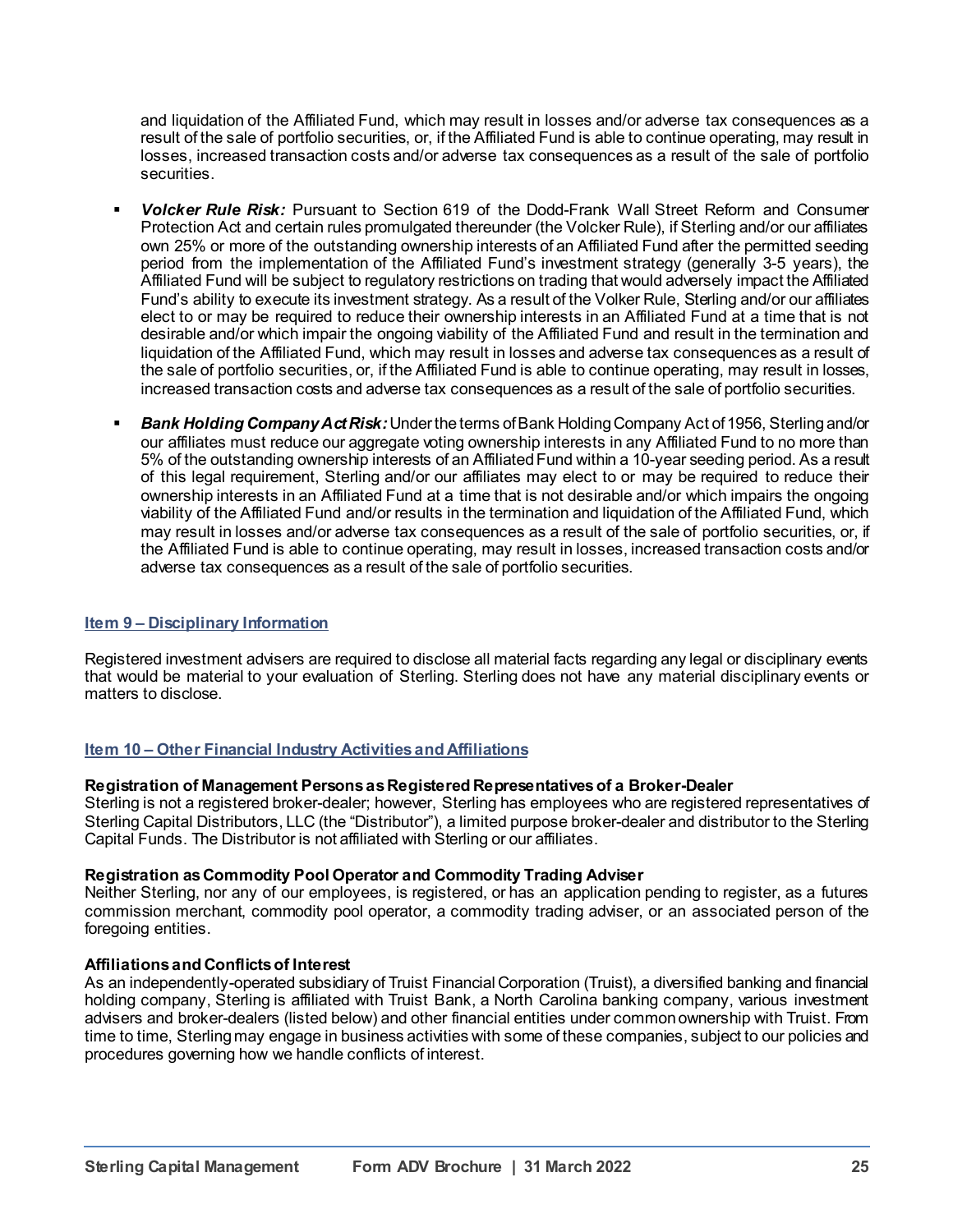and liquidation of the Affiliated Fund, which may result in losses and/or adverse tax consequences as a result of the sale of portfolio securities, or, if the Affiliated Fund is able to continue operating, may result in losses, increased transaction costs and/or adverse tax consequences as a result of the sale of portfolio securities.

- ***Volcker Rule Risk:*** Pursuant to Section 619 of the Dodd-Frank Wall Street Reform and Consumer Protection Act and certain rules promulgated thereunder (the Volcker Rule), if Sterling and/or our affiliates own 25% or more of the outstanding ownership interests of an Affiliated Fund after the permitted seeding period from the implementation of the Affiliated Fund's investment strategy (generally 3-5 years), the Affiliated Fund will be subject to regulatory restrictions on trading that would adversely impact the Affiliated Fund's ability to execute its investment strategy. As a result of the Volker Rule, Sterling and/or our affiliates elect to or may be required to reduce their ownership interests in an Affiliated Fund at a time that is not desirable and/or which impair the ongoing viability of the Affiliated Fund and result in the termination and liquidation of the Affiliated Fund, which may result in losses and adverse tax consequences as a result of the sale of portfolio securities, or, if the Affiliated Fund is able to continue operating, may result in losses, increased transaction costs and adverse tax consequences as a result of the sale of portfolio securities.
- ***Bank Holding Company Act Risk:*** Under the terms of Bank Holding Company Act of 1956, Sterling and/or our affiliates must reduce our aggregate voting ownership interests in any Affiliated Fund to no more than 5% of the outstanding ownership interests of an Affiliated Fund within a 10-year seeding period. As a result of this legal requirement, Sterling and/or our affiliates may elect to or may be required to reduce their ownership interests in an Affiliated Fund at a time that is not desirable and/or which impairs the ongoing viability of the Affiliated Fund and/or results in the termination and liquidation of the Affiliated Fund, which may result in losses and/or adverse tax consequences as a result of the sale of portfolio securities, or, if the Affiliated Fund is able to continue operating, may result in losses, increased transaction costs and/or adverse tax consequences as a result of the sale of portfolio securities.

## Item 9 – Disciplinary Information

Registered investment advisers are required to disclose all material facts regarding any legal or disciplinary events that would be material to your evaluation of Sterling. Sterling does not have any material disciplinary events or matters to disclose.

## Item 10 – Other Financial Industry Activities and Affiliations

**Registration of Management Persons as Registered Representatives of a Broker-Dealer**
Sterling is not a registered broker-dealer; however, Sterling has employees who are registered representatives of Sterling Capital Distributors, LLC (the "Distributor"), a limited purpose broker-dealer and distributor to the Sterling Capital Funds. The Distributor is not affiliated with Sterling or our affiliates.

**Registration as Commodity Pool Operator and Commodity Trading Adviser**
Neither Sterling, nor any of our employees, is registered, or has an application pending to register, as a futures commission merchant, commodity pool operator, a commodity trading adviser, or an associated person of the foregoing entities.

**Affiliations and Conflicts of Interest**
As an independently-operated subsidiary of Truist Financial Corporation (Truist), a diversified banking and financial holding company, Sterling is affiliated with Truist Bank, a North Carolina banking company, various investment advisers and broker-dealers (listed below) and other financial entities under common ownership with Truist. From time to time, Sterling may engage in business activities with some of these companies, subject to our policies and procedures governing how we handle conflicts of interest.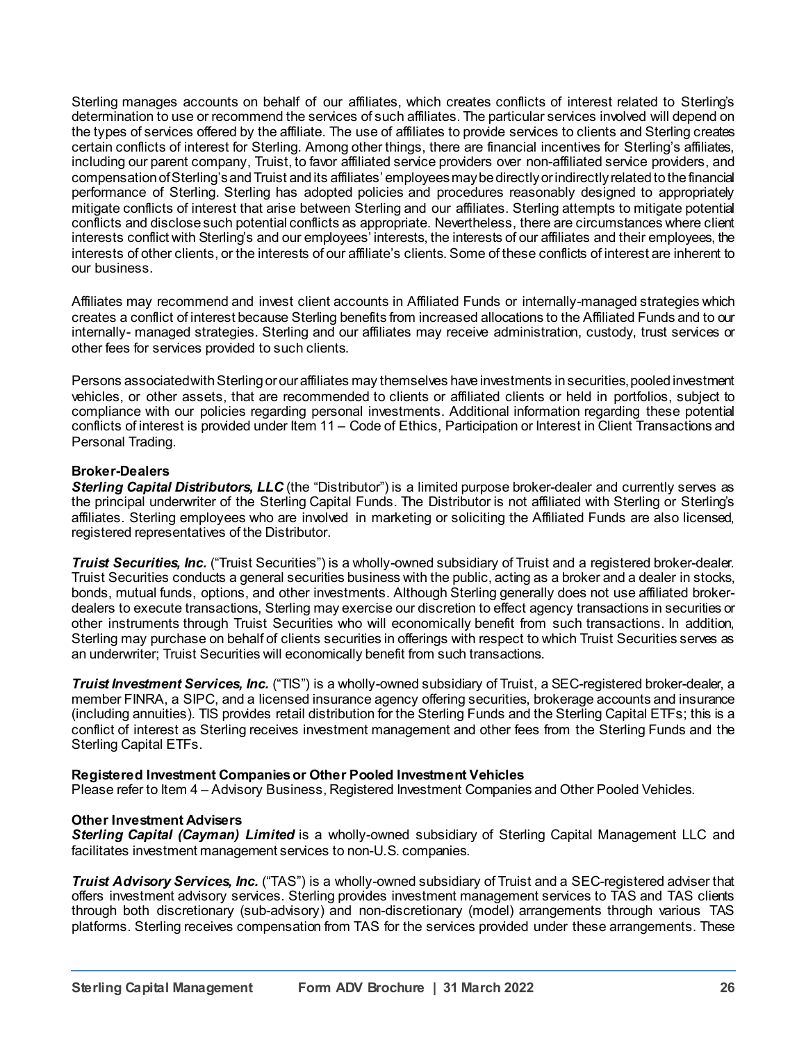Sterling manages accounts on behalf of our affiliates, which creates conflicts of interest related to Sterling's determination to use or recommend the services of such affiliates. The particular services involved will depend on the types of services offered by the affiliate. The use of affiliates to provide services to clients and Sterling creates certain conflicts of interest for Sterling. Among other things, there are financial incentives for Sterling's affiliates, including our parent company, Truist, to favor affiliated service providers over non-affiliated service providers, and compensation of Sterling's and Truist and its affiliates' employees may be directly or indirectly related to the financial performance of Sterling. Sterling has adopted policies and procedures reasonably designed to appropriately mitigate conflicts of interest that arise between Sterling and our affiliates. Sterling attempts to mitigate potential conflicts and disclose such potential conflicts as appropriate. Nevertheless, there are circumstances where client interests conflict with Sterling's and our employees' interests, the interests of our affiliates and their employees, the interests of other clients, or the interests of our affiliate's clients. Some of these conflicts of interest are inherent to our business.

Affiliates may recommend and invest client accounts in Affiliated Funds or internally-managed strategies which creates a conflict of interest because Sterling benefits from increased allocations to the Affiliated Funds and to our internally- managed strategies. Sterling and our affiliates may receive administration, custody, trust services or other fees for services provided to such clients.

Persons associated with Sterling or our affiliates may themselves have investments in securities, pooled investment vehicles, or other assets, that are recommended to clients or affiliated clients or held in portfolios, subject to compliance with our policies regarding personal investments. Additional information regarding these potential conflicts of interest is provided under Item 11 – Code of Ethics, Participation or Interest in Client Transactions and Personal Trading.

**Broker-Dealers**

***Sterling Capital Distributors, LLC*** (the "Distributor") is a limited purpose broker-dealer and currently serves as the principal underwriter of the Sterling Capital Funds. The Distributor is not affiliated with Sterling or Sterling's affiliates. Sterling employees who are involved in marketing or soliciting the Affiliated Funds are also licensed, registered representatives of the Distributor.

***Truist Securities, Inc.*** ("Truist Securities") is a wholly-owned subsidiary of Truist and a registered broker-dealer. Truist Securities conducts a general securities business with the public, acting as a broker and a dealer in stocks, bonds, mutual funds, options, and other investments. Although Sterling generally does not use affiliated broker-dealers to execute transactions, Sterling may exercise our discretion to effect agency transactions in securities or other instruments through Truist Securities who will economically benefit from such transactions. In addition, Sterling may purchase on behalf of clients securities in offerings with respect to which Truist Securities serves as an underwriter; Truist Securities will economically benefit from such transactions.

***Truist Investment Services, Inc.*** ("TIS") is a wholly-owned subsidiary of Truist, a SEC-registered broker-dealer, a member FINRA, a SIPC, and a licensed insurance agency offering securities, brokerage accounts and insurance (including annuities). TIS provides retail distribution for the Sterling Funds and the Sterling Capital ETFs; this is a conflict of interest as Sterling receives investment management and other fees from the Sterling Funds and the Sterling Capital ETFs.

**Registered Investment Companies or Other Pooled Investment Vehicles**

Please refer to Item 4 – Advisory Business, Registered Investment Companies and Other Pooled Vehicles.

**Other Investment Advisers**

***Sterling Capital (Cayman) Limited*** is a wholly-owned subsidiary of Sterling Capital Management LLC and facilitates investment management services to non-U.S. companies.

***Truist Advisory Services, Inc.*** ("TAS") is a wholly-owned subsidiary of Truist and a SEC-registered adviser that offers investment advisory services. Sterling provides investment management services to TAS and TAS clients through both discretionary (sub-advisory) and non-discretionary (model) arrangements through various TAS platforms. Sterling receives compensation from TAS for the services provided under these arrangements. These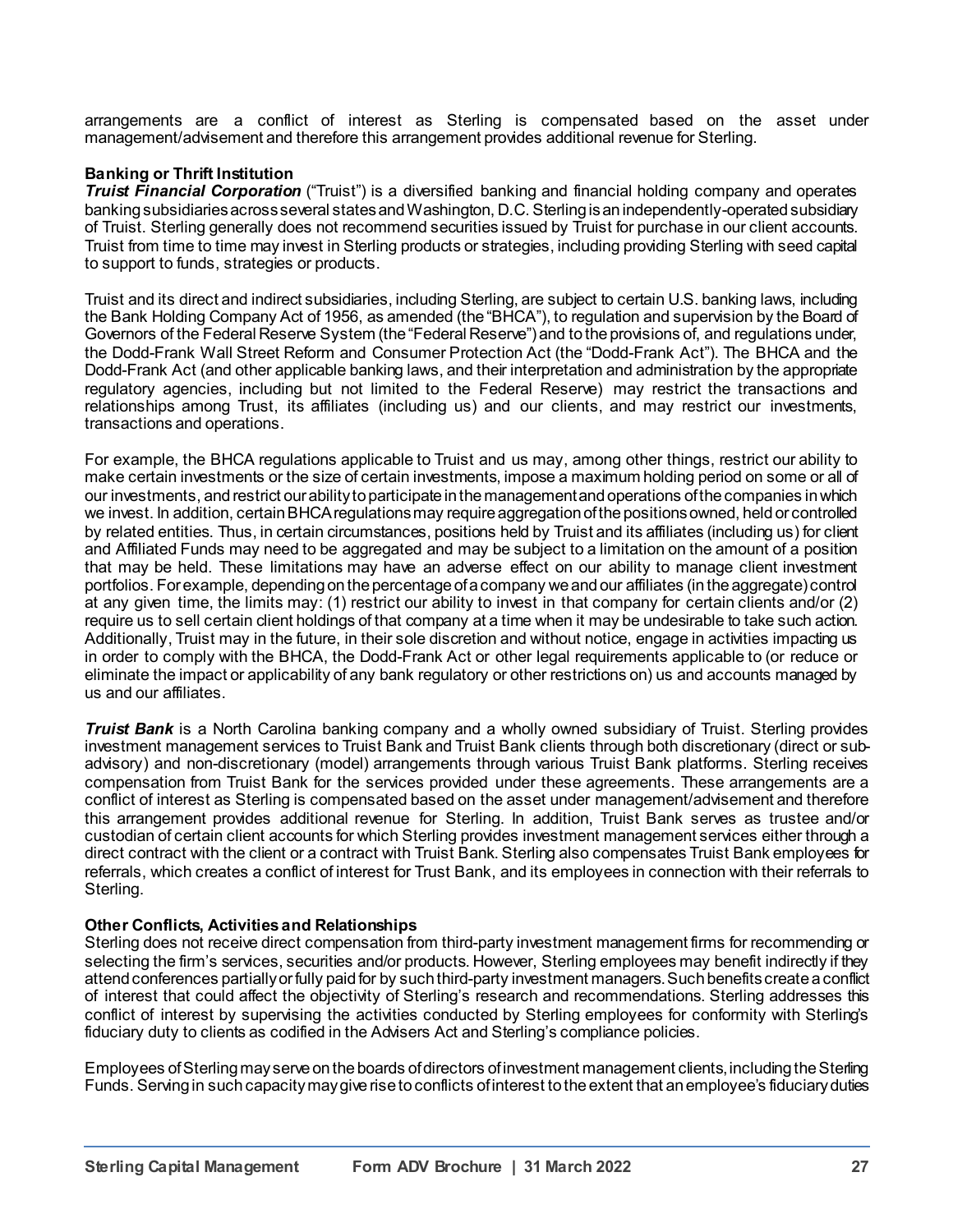arrangements are a conflict of interest as Sterling is compensated based on the asset under management/advisement and therefore this arrangement provides additional revenue for Sterling.

**Banking or Thrift Institution**

***Truist Financial Corporation*** ("Truist") is a diversified banking and financial holding company and operates banking subsidiaries across several states and Washington, D.C. Sterling is an independently-operated subsidiary of Truist. Sterling generally does not recommend securities issued by Truist for purchase in our client accounts. Truist from time to time may invest in Sterling products or strategies, including providing Sterling with seed capital to support to funds, strategies or products.

Truist and its direct and indirect subsidiaries, including Sterling, are subject to certain U.S. banking laws, including the Bank Holding Company Act of 1956, as amended (the "BHCA"), to regulation and supervision by the Board of Governors of the Federal Reserve System (the "Federal Reserve") and to the provisions of, and regulations under, the Dodd-Frank Wall Street Reform and Consumer Protection Act (the "Dodd-Frank Act"). The BHCA and the Dodd-Frank Act (and other applicable banking laws, and their interpretation and administration by the appropriate regulatory agencies, including but not limited to the Federal Reserve) may restrict the transactions and relationships among Trust, its affiliates (including us) and our clients, and may restrict our investments, transactions and operations.

For example, the BHCA regulations applicable to Truist and us may, among other things, restrict our ability to make certain investments or the size of certain investments, impose a maximum holding period on some or all of our investments, and restrict our ability to participate in the management and operations of the companies in which we invest. In addition, certain BHCA regulations may require aggregation of the positions owned, held or controlled by related entities. Thus, in certain circumstances, positions held by Truist and its affiliates (including us) for client and Affiliated Funds may need to be aggregated and may be subject to a limitation on the amount of a position that may be held. These limitations may have an adverse effect on our ability to manage client investment portfolios. For example, depending on the percentage of a company we and our affiliates (in the aggregate) control at any given time, the limits may: (1) restrict our ability to invest in that company for certain clients and/or (2) require us to sell certain client holdings of that company at a time when it may be undesirable to take such action. Additionally, Truist may in the future, in their sole discretion and without notice, engage in activities impacting us in order to comply with the BHCA, the Dodd-Frank Act or other legal requirements applicable to (or reduce or eliminate the impact or applicability of any bank regulatory or other restrictions on) us and accounts managed by us and our affiliates.

***Truist Bank*** is a North Carolina banking company and a wholly owned subsidiary of Truist. Sterling provides investment management services to Truist Bank and Truist Bank clients through both discretionary (direct or sub-advisory) and non-discretionary (model) arrangements through various Truist Bank platforms. Sterling receives compensation from Truist Bank for the services provided under these agreements. These arrangements are a conflict of interest as Sterling is compensated based on the asset under management/advisement and therefore this arrangement provides additional revenue for Sterling. In addition, Truist Bank serves as trustee and/or custodian of certain client accounts for which Sterling provides investment management services either through a direct contract with the client or a contract with Truist Bank. Sterling also compensates Truist Bank employees for referrals, which creates a conflict of interest for Trust Bank, and its employees in connection with their referrals to Sterling.

**Other Conflicts, Activities and Relationships**

Sterling does not receive direct compensation from third-party investment management firms for recommending or selecting the firm's services, securities and/or products. However, Sterling employees may benefit indirectly if they attend conferences partially or fully paid for by such third-party investment managers. Such benefits create a conflict of interest that could affect the objectivity of Sterling's research and recommendations. Sterling addresses this conflict of interest by supervising the activities conducted by Sterling employees for conformity with Sterling's fiduciary duty to clients as codified in the Advisers Act and Sterling's compliance policies.

Employees of Sterling may serve on the boards of directors of investment management clients, including the Sterling Funds. Serving in such capacity may give rise to conflicts of interest to the extent that an employee's fiduciary duties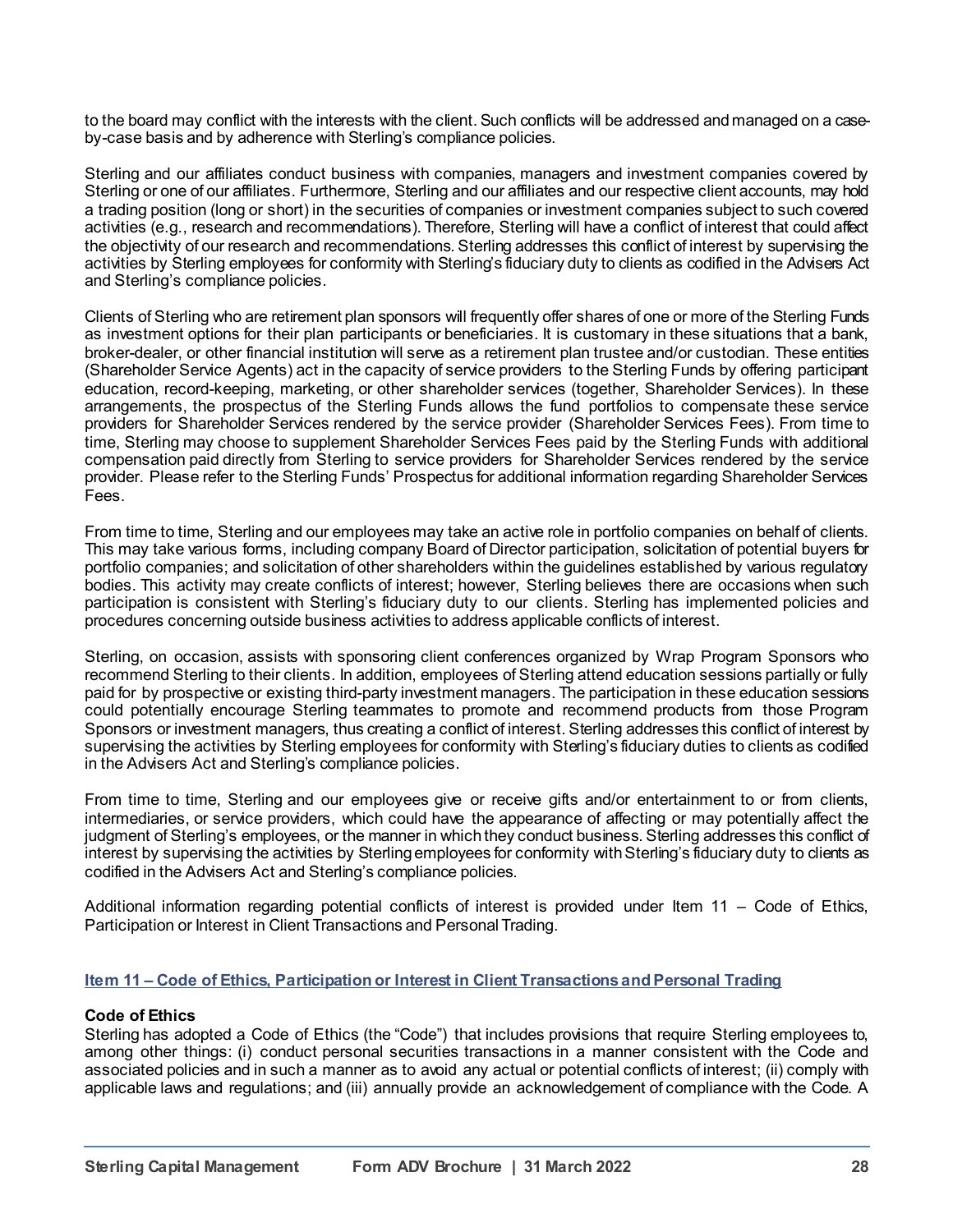to the board may conflict with the interests with the client. Such conflicts will be addressed and managed on a case-by-case basis and by adherence with Sterling's compliance policies.

Sterling and our affiliates conduct business with companies, managers and investment companies covered by Sterling or one of our affiliates. Furthermore, Sterling and our affiliates and our respective client accounts, may hold a trading position (long or short) in the securities of companies or investment companies subject to such covered activities (e.g., research and recommendations). Therefore, Sterling will have a conflict of interest that could affect the objectivity of our research and recommendations. Sterling addresses this conflict of interest by supervising the activities by Sterling employees for conformity with Sterling's fiduciary duty to clients as codified in the Advisers Act and Sterling's compliance policies.

Clients of Sterling who are retirement plan sponsors will frequently offer shares of one or more of the Sterling Funds as investment options for their plan participants or beneficiaries. It is customary in these situations that a bank, broker-dealer, or other financial institution will serve as a retirement plan trustee and/or custodian. These entities (Shareholder Service Agents) act in the capacity of service providers to the Sterling Funds by offering participant education, record-keeping, marketing, or other shareholder services (together, Shareholder Services). In these arrangements, the prospectus of the Sterling Funds allows the fund portfolios to compensate these service providers for Shareholder Services rendered by the service provider (Shareholder Services Fees). From time to time, Sterling may choose to supplement Shareholder Services Fees paid by the Sterling Funds with additional compensation paid directly from Sterling to service providers for Shareholder Services rendered by the service provider. Please refer to the Sterling Funds' Prospectus for additional information regarding Shareholder Services Fees.

From time to time, Sterling and our employees may take an active role in portfolio companies on behalf of clients. This may take various forms, including company Board of Director participation, solicitation of potential buyers for portfolio companies; and solicitation of other shareholders within the guidelines established by various regulatory bodies. This activity may create conflicts of interest; however, Sterling believes there are occasions when such participation is consistent with Sterling's fiduciary duty to our clients. Sterling has implemented policies and procedures concerning outside business activities to address applicable conflicts of interest.

Sterling, on occasion, assists with sponsoring client conferences organized by Wrap Program Sponsors who recommend Sterling to their clients. In addition, employees of Sterling attend education sessions partially or fully paid for by prospective or existing third-party investment managers. The participation in these education sessions could potentially encourage Sterling teammates to promote and recommend products from those Program Sponsors or investment managers, thus creating a conflict of interest. Sterling addresses this conflict of interest by supervising the activities by Sterling employees for conformity with Sterling's fiduciary duties to clients as codified in the Advisers Act and Sterling's compliance policies.

From time to time, Sterling and our employees give or receive gifts and/or entertainment to or from clients, intermediaries, or service providers, which could have the appearance of affecting or may potentially affect the judgment of Sterling's employees, or the manner in which they conduct business. Sterling addresses this conflict of interest by supervising the activities by Sterling employees for conformity with Sterling's fiduciary duty to clients as codified in the Advisers Act and Sterling's compliance policies.

Additional information regarding potential conflicts of interest is provided under Item 11 – Code of Ethics, Participation or Interest in Client Transactions and Personal Trading.

## Item 11 – Code of Ethics, Participation or Interest in Client Transactions and Personal Trading

**Code of Ethics**

Sterling has adopted a Code of Ethics (the "Code") that includes provisions that require Sterling employees to, among other things: (i) conduct personal securities transactions in a manner consistent with the Code and associated policies and in such a manner as to avoid any actual or potential conflicts of interest; (ii) comply with applicable laws and regulations; and (iii) annually provide an acknowledgement of compliance with the Code. A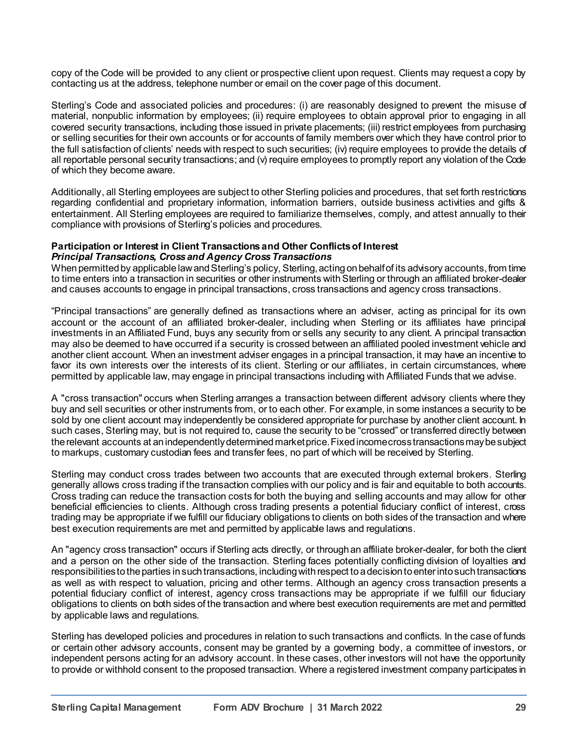copy of the Code will be provided to any client or prospective client upon request. Clients may request a copy by contacting us at the address, telephone number or email on the cover page of this document.

Sterling's Code and associated policies and procedures: (i) are reasonably designed to prevent the misuse of material, nonpublic information by employees; (ii) require employees to obtain approval prior to engaging in all covered security transactions, including those issued in private placements; (iii) restrict employees from purchasing or selling securities for their own accounts or for accounts of family members over which they have control prior to the full satisfaction of clients' needs with respect to such securities; (iv) require employees to provide the details of all reportable personal security transactions; and (v) require employees to promptly report any violation of the Code of which they become aware.

Additionally, all Sterling employees are subject to other Sterling policies and procedures, that set forth restrictions regarding confidential and proprietary information, information barriers, outside business activities and gifts & entertainment. All Sterling employees are required to familiarize themselves, comply, and attest annually to their compliance with provisions of Sterling's policies and procedures.

**Participation or Interest in Client Transactions and Other Conflicts of Interest**

***Principal Transactions, Cross and Agency Cross Transactions***

When permitted by applicable law and Sterling's policy, Sterling, acting on behalf of its advisory accounts, from time to time enters into a transaction in securities or other instruments with Sterling or through an affiliated broker-dealer and causes accounts to engage in principal transactions, cross transactions and agency cross transactions.

"Principal transactions" are generally defined as transactions where an adviser, acting as principal for its own account or the account of an affiliated broker-dealer, including when Sterling or its affiliates have principal investments in an Affiliated Fund, buys any security from or sells any security to any client. A principal transaction may also be deemed to have occurred if a security is crossed between an affiliated pooled investment vehicle and another client account. When an investment adviser engages in a principal transaction, it may have an incentive to favor its own interests over the interests of its client. Sterling or our affiliates, in certain circumstances, where permitted by applicable law, may engage in principal transactions including with Affiliated Funds that we advise.

A "cross transaction" occurs when Sterling arranges a transaction between different advisory clients where they buy and sell securities or other instruments from, or to each other. For example, in some instances a security to be sold by one client account may independently be considered appropriate for purchase by another client account. In such cases, Sterling may, but is not required to, cause the security to be "crossed" or transferred directly between the relevant accounts at an independently determined market price. Fixed income cross transactions may be subject to markups, customary custodian fees and transfer fees, no part of which will be received by Sterling.

Sterling may conduct cross trades between two accounts that are executed through external brokers. Sterling generally allows cross trading if the transaction complies with our policy and is fair and equitable to both accounts. Cross trading can reduce the transaction costs for both the buying and selling accounts and may allow for other beneficial efficiencies to clients. Although cross trading presents a potential fiduciary conflict of interest, cross trading may be appropriate if we fulfill our fiduciary obligations to clients on both sides of the transaction and where best execution requirements are met and permitted by applicable laws and regulations.

An "agency cross transaction" occurs if Sterling acts directly, or through an affiliate broker-dealer, for both the client and a person on the other side of the transaction. Sterling faces potentially conflicting division of loyalties and responsibilities to the parties in such transactions, including with respect to a decision to enter into such transactions as well as with respect to valuation, pricing and other terms. Although an agency cross transaction presents a potential fiduciary conflict of interest, agency cross transactions may be appropriate if we fulfill our fiduciary obligations to clients on both sides of the transaction and where best execution requirements are met and permitted by applicable laws and regulations.

Sterling has developed policies and procedures in relation to such transactions and conflicts. In the case of funds or certain other advisory accounts, consent may be granted by a governing body, a committee of investors, or independent persons acting for an advisory account. In these cases, other investors will not have the opportunity to provide or withhold consent to the proposed transaction. Where a registered investment company participates in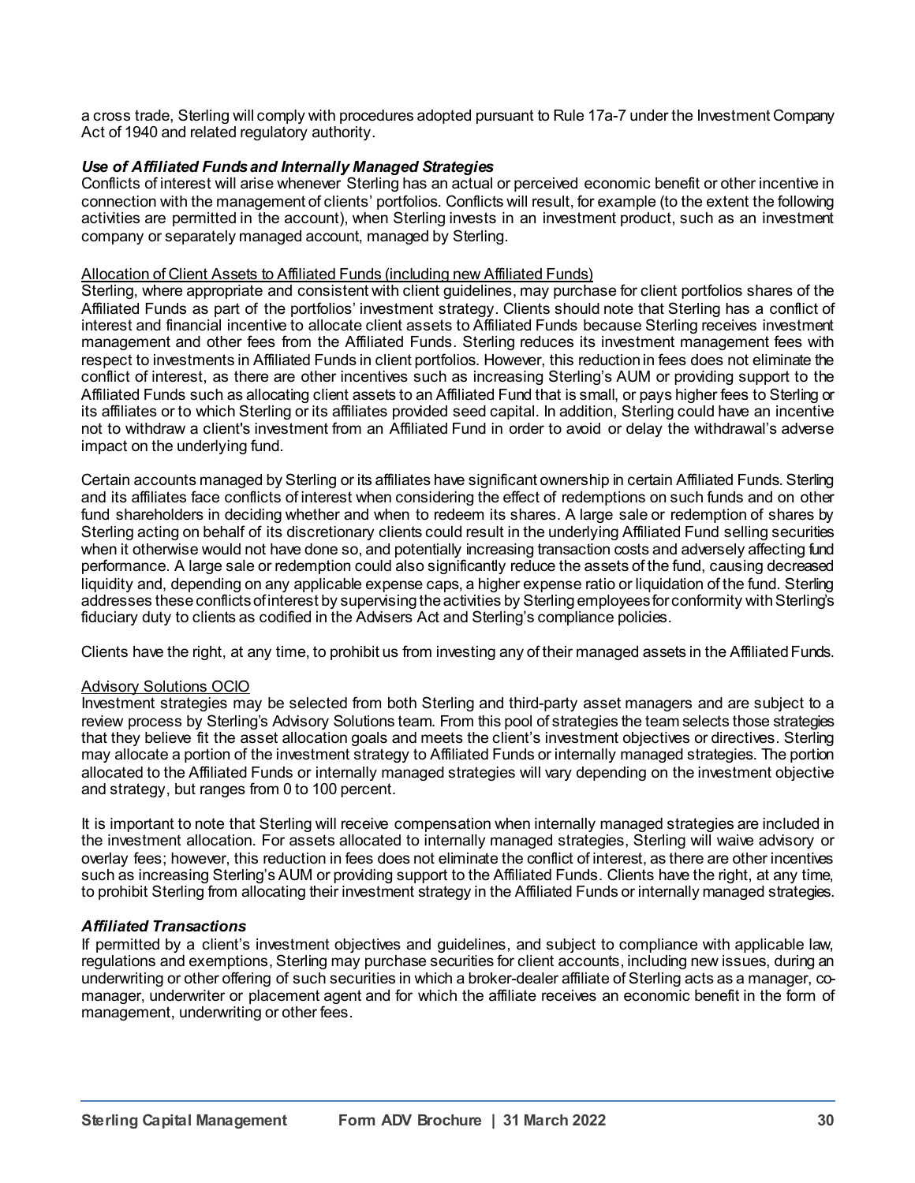a cross trade, Sterling will comply with procedures adopted pursuant to Rule 17a-7 under the Investment Company Act of 1940 and related regulatory authority.

***Use of Affiliated Funds and Internally Managed Strategies***

Conflicts of interest will arise whenever Sterling has an actual or perceived economic benefit or other incentive in connection with the management of clients' portfolios. Conflicts will result, for example (to the extent the following activities are permitted in the account), when Sterling invests in an investment product, such as an investment company or separately managed account, managed by Sterling.

<u>Allocation of Client Assets to Affiliated Funds (including new Affiliated Funds)</u>

Sterling, where appropriate and consistent with client guidelines, may purchase for client portfolios shares of the Affiliated Funds as part of the portfolios' investment strategy. Clients should note that Sterling has a conflict of interest and financial incentive to allocate client assets to Affiliated Funds because Sterling receives investment management and other fees from the Affiliated Funds. Sterling reduces its investment management fees with respect to investments in Affiliated Funds in client portfolios. However, this reduction in fees does not eliminate the conflict of interest, as there are other incentives such as increasing Sterling's AUM or providing support to the Affiliated Funds such as allocating client assets to an Affiliated Fund that is small, or pays higher fees to Sterling or its affiliates or to which Sterling or its affiliates provided seed capital. In addition, Sterling could have an incentive not to withdraw a client's investment from an Affiliated Fund in order to avoid or delay the withdrawal's adverse impact on the underlying fund.

Certain accounts managed by Sterling or its affiliates have significant ownership in certain Affiliated Funds. Sterling and its affiliates face conflicts of interest when considering the effect of redemptions on such funds and on other fund shareholders in deciding whether and when to redeem its shares. A large sale or redemption of shares by Sterling acting on behalf of its discretionary clients could result in the underlying Affiliated Fund selling securities when it otherwise would not have done so, and potentially increasing transaction costs and adversely affecting fund performance. A large sale or redemption could also significantly reduce the assets of the fund, causing decreased liquidity and, depending on any applicable expense caps, a higher expense ratio or liquidation of the fund. Sterling addresses these conflicts of interest by supervising the activities by Sterling employees for conformity with Sterling's fiduciary duty to clients as codified in the Advisers Act and Sterling's compliance policies.

Clients have the right, at any time, to prohibit us from investing any of their managed assets in the Affiliated Funds.

<u>Advisory Solutions OCIO</u>

Investment strategies may be selected from both Sterling and third-party asset managers and are subject to a review process by Sterling's Advisory Solutions team. From this pool of strategies the team selects those strategies that they believe fit the asset allocation goals and meets the client's investment objectives or directives. Sterling may allocate a portion of the investment strategy to Affiliated Funds or internally managed strategies. The portion allocated to the Affiliated Funds or internally managed strategies will vary depending on the investment objective and strategy, but ranges from 0 to 100 percent.

It is important to note that Sterling will receive compensation when internally managed strategies are included in the investment allocation. For assets allocated to internally managed strategies, Sterling will waive advisory or overlay fees; however, this reduction in fees does not eliminate the conflict of interest, as there are other incentives such as increasing Sterling's AUM or providing support to the Affiliated Funds. Clients have the right, at any time, to prohibit Sterling from allocating their investment strategy in the Affiliated Funds or internally managed strategies.

***Affiliated Transactions***

If permitted by a client's investment objectives and guidelines, and subject to compliance with applicable law, regulations and exemptions, Sterling may purchase securities for client accounts, including new issues, during an underwriting or other offering of such securities in which a broker-dealer affiliate of Sterling acts as a manager, co-manager, underwriter or placement agent and for which the affiliate receives an economic benefit in the form of management, underwriting or other fees.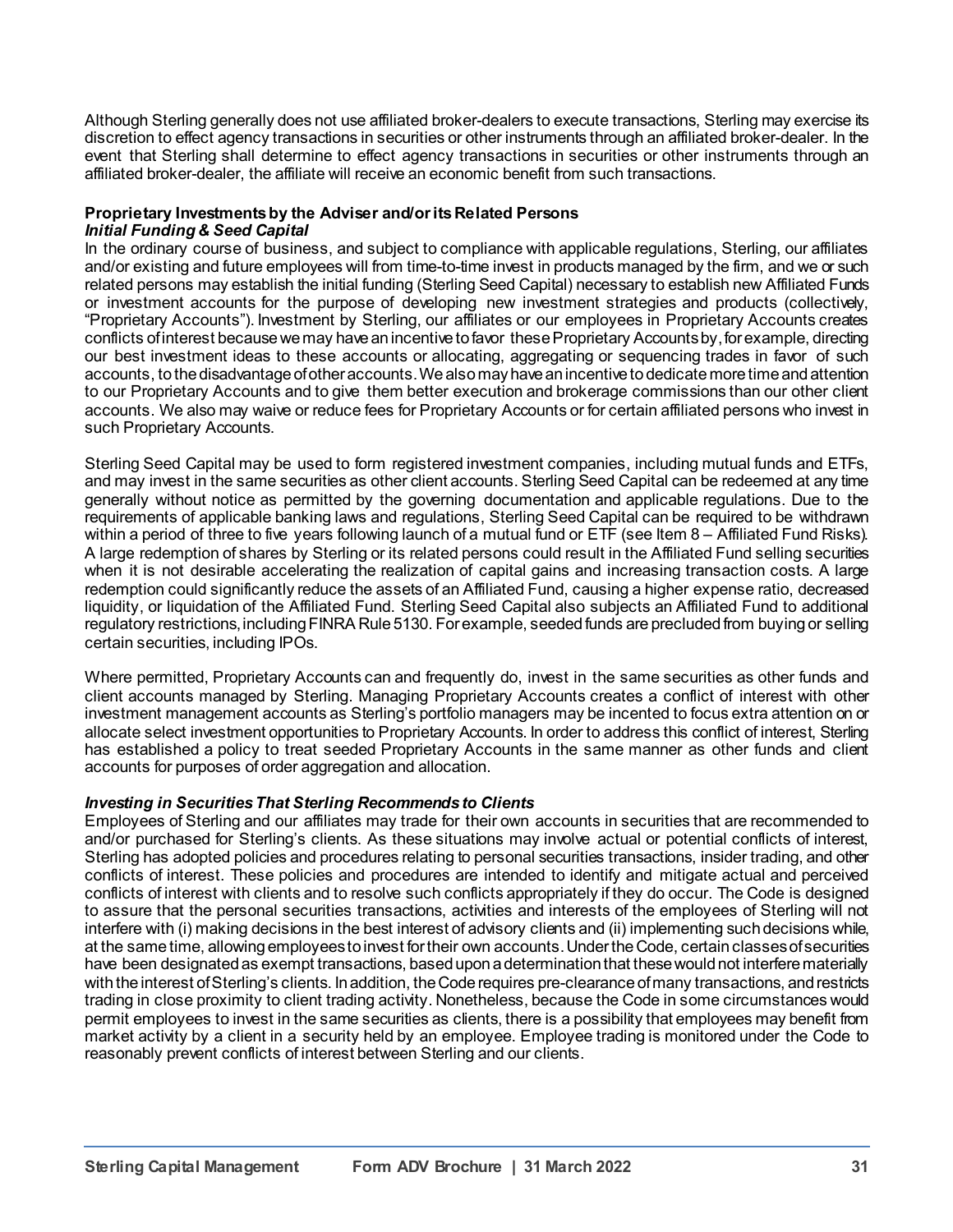Although Sterling generally does not use affiliated broker-dealers to execute transactions, Sterling may exercise its discretion to effect agency transactions in securities or other instruments through an affiliated broker-dealer. In the event that Sterling shall determine to effect agency transactions in securities or other instruments through an affiliated broker-dealer, the affiliate will receive an economic benefit from such transactions.

**Proprietary Investments by the Adviser and/or its Related Persons**
***Initial Funding & Seed Capital***

In the ordinary course of business, and subject to compliance with applicable regulations, Sterling, our affiliates and/or existing and future employees will from time-to-time invest in products managed by the firm, and we or such related persons may establish the initial funding (Sterling Seed Capital) necessary to establish new Affiliated Funds or investment accounts for the purpose of developing new investment strategies and products (collectively, "Proprietary Accounts"). Investment by Sterling, our affiliates or our employees in Proprietary Accounts creates conflicts of interest because we may have an incentive to favor these Proprietary Accounts by, for example, directing our best investment ideas to these accounts or allocating, aggregating or sequencing trades in favor of such accounts, to the disadvantage of other accounts. We also may have an incentive to dedicate more time and attention to our Proprietary Accounts and to give them better execution and brokerage commissions than our other client accounts. We also may waive or reduce fees for Proprietary Accounts or for certain affiliated persons who invest in such Proprietary Accounts.

Sterling Seed Capital may be used to form registered investment companies, including mutual funds and ETFs, and may invest in the same securities as other client accounts. Sterling Seed Capital can be redeemed at any time generally without notice as permitted by the governing documentation and applicable regulations. Due to the requirements of applicable banking laws and regulations, Sterling Seed Capital can be required to be withdrawn within a period of three to five years following launch of a mutual fund or ETF (see Item 8 – Affiliated Fund Risks). A large redemption of shares by Sterling or its related persons could result in the Affiliated Fund selling securities when it is not desirable accelerating the realization of capital gains and increasing transaction costs. A large redemption could significantly reduce the assets of an Affiliated Fund, causing a higher expense ratio, decreased liquidity, or liquidation of the Affiliated Fund. Sterling Seed Capital also subjects an Affiliated Fund to additional regulatory restrictions, including FINRA Rule 5130. For example, seeded funds are precluded from buying or selling certain securities, including IPOs.

Where permitted, Proprietary Accounts can and frequently do, invest in the same securities as other funds and client accounts managed by Sterling. Managing Proprietary Accounts creates a conflict of interest with other investment management accounts as Sterling's portfolio managers may be incented to focus extra attention on or allocate select investment opportunities to Proprietary Accounts. In order to address this conflict of interest, Sterling has established a policy to treat seeded Proprietary Accounts in the same manner as other funds and client accounts for purposes of order aggregation and allocation.

***Investing in Securities That Sterling Recommends to Clients***

Employees of Sterling and our affiliates may trade for their own accounts in securities that are recommended to and/or purchased for Sterling's clients. As these situations may involve actual or potential conflicts of interest, Sterling has adopted policies and procedures relating to personal securities transactions, insider trading, and other conflicts of interest. These policies and procedures are intended to identify and mitigate actual and perceived conflicts of interest with clients and to resolve such conflicts appropriately if they do occur. The Code is designed to assure that the personal securities transactions, activities and interests of the employees of Sterling will not interfere with (i) making decisions in the best interest of advisory clients and (ii) implementing such decisions while, at the same time, allowing employees to invest for their own accounts. Under the Code, certain classes of securities have been designated as exempt transactions, based upon a determination that these would not interfere materially with the interest of Sterling's clients. In addition, the Code requires pre-clearance of many transactions, and restricts trading in close proximity to client trading activity. Nonetheless, because the Code in some circumstances would permit employees to invest in the same securities as clients, there is a possibility that employees may benefit from market activity by a client in a security held by an employee. Employee trading is monitored under the Code to reasonably prevent conflicts of interest between Sterling and our clients.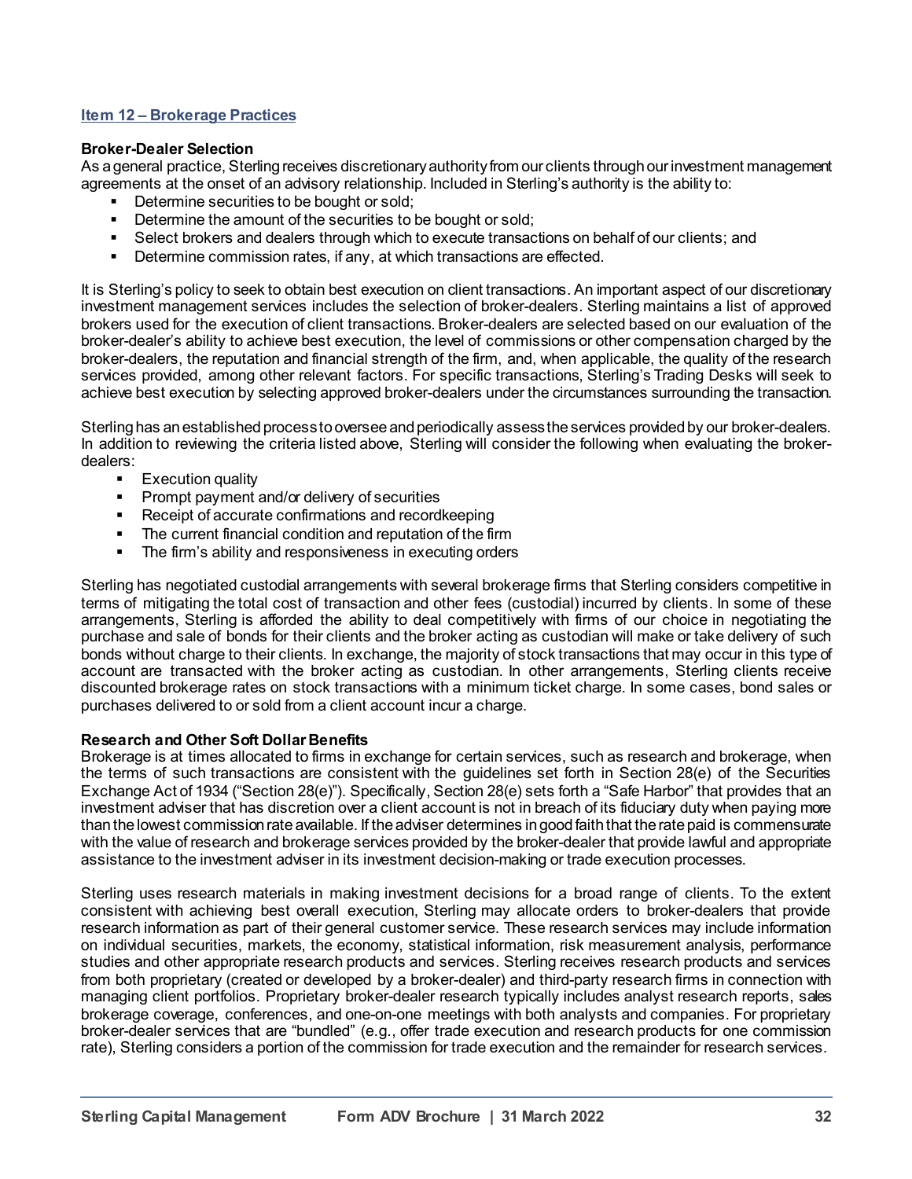## Item 12 – Brokerage Practices

**Broker-Dealer Selection**

As a general practice, Sterling receives discretionary authority from our clients through our investment management agreements at the onset of an advisory relationship. Included in Sterling's authority is the ability to:

- Determine securities to be bought or sold;
- Determine the amount of the securities to be bought or sold;
- Select brokers and dealers through which to execute transactions on behalf of our clients; and
- Determine commission rates, if any, at which transactions are effected.

It is Sterling's policy to seek to obtain best execution on client transactions. An important aspect of our discretionary investment management services includes the selection of broker-dealers. Sterling maintains a list of approved brokers used for the execution of client transactions. Broker-dealers are selected based on our evaluation of the broker-dealer's ability to achieve best execution, the level of commissions or other compensation charged by the broker-dealers, the reputation and financial strength of the firm, and, when applicable, the quality of the research services provided, among other relevant factors. For specific transactions, Sterling's Trading Desks will seek to achieve best execution by selecting approved broker-dealers under the circumstances surrounding the transaction.

Sterling has an established process to oversee and periodically assess the services provided by our broker-dealers. In addition to reviewing the criteria listed above, Sterling will consider the following when evaluating the broker-dealers:

- Execution quality
- Prompt payment and/or delivery of securities
- Receipt of accurate confirmations and recordkeeping
- The current financial condition and reputation of the firm
- The firm's ability and responsiveness in executing orders

Sterling has negotiated custodial arrangements with several brokerage firms that Sterling considers competitive in terms of mitigating the total cost of transaction and other fees (custodial) incurred by clients. In some of these arrangements, Sterling is afforded the ability to deal competitively with firms of our choice in negotiating the purchase and sale of bonds for their clients and the broker acting as custodian will make or take delivery of such bonds without charge to their clients. In exchange, the majority of stock transactions that may occur in this type of account are transacted with the broker acting as custodian. In other arrangements, Sterling clients receive discounted brokerage rates on stock transactions with a minimum ticket charge. In some cases, bond sales or purchases delivered to or sold from a client account incur a charge.

**Research and Other Soft Dollar Benefits**

Brokerage is at times allocated to firms in exchange for certain services, such as research and brokerage, when the terms of such transactions are consistent with the guidelines set forth in Section 28(e) of the Securities Exchange Act of 1934 ("Section 28(e)"). Specifically, Section 28(e) sets forth a "Safe Harbor" that provides that an investment adviser that has discretion over a client account is not in breach of its fiduciary duty when paying more than the lowest commission rate available. If the adviser determines in good faith that the rate paid is commensurate with the value of research and brokerage services provided by the broker-dealer that provide lawful and appropriate assistance to the investment adviser in its investment decision-making or trade execution processes.

Sterling uses research materials in making investment decisions for a broad range of clients. To the extent consistent with achieving best overall execution, Sterling may allocate orders to broker-dealers that provide research information as part of their general customer service. These research services may include information on individual securities, markets, the economy, statistical information, risk measurement analysis, performance studies and other appropriate research products and services. Sterling receives research products and services from both proprietary (created or developed by a broker-dealer) and third-party research firms in connection with managing client portfolios. Proprietary broker-dealer research typically includes analyst research reports, sales brokerage coverage, conferences, and one-on-one meetings with both analysts and companies. For proprietary broker-dealer services that are "bundled" (e.g., offer trade execution and research products for one commission rate), Sterling considers a portion of the commission for trade execution and the remainder for research services.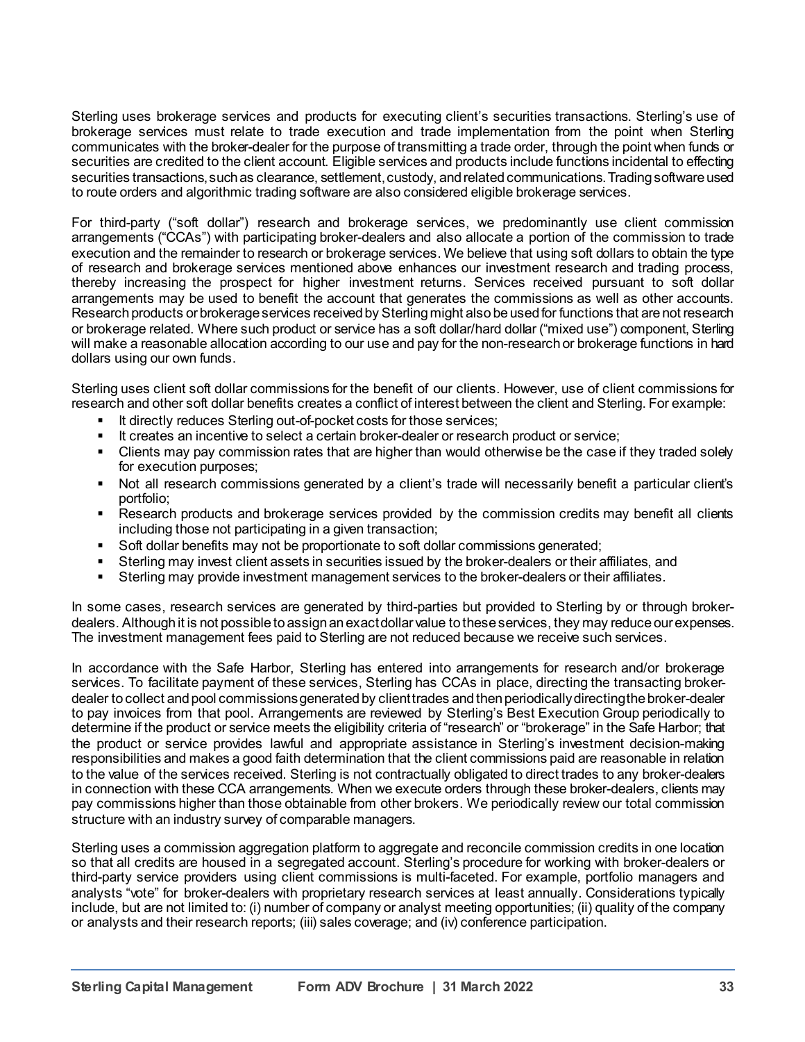Sterling uses brokerage services and products for executing client's securities transactions. Sterling's use of brokerage services must relate to trade execution and trade implementation from the point when Sterling communicates with the broker-dealer for the purpose of transmitting a trade order, through the point when funds or securities are credited to the client account. Eligible services and products include functions incidental to effecting securities transactions, such as clearance, settlement, custody, and related communications. Trading software used to route orders and algorithmic trading software are also considered eligible brokerage services.

For third-party ("soft dollar") research and brokerage services, we predominantly use client commission arrangements ("CCAs") with participating broker-dealers and also allocate a portion of the commission to trade execution and the remainder to research or brokerage services. We believe that using soft dollars to obtain the type of research and brokerage services mentioned above enhances our investment research and trading process, thereby increasing the prospect for higher investment returns. Services received pursuant to soft dollar arrangements may be used to benefit the account that generates the commissions as well as other accounts. Research products or brokerage services received by Sterling might also be used for functions that are not research or brokerage related. Where such product or service has a soft dollar/hard dollar ("mixed use") component, Sterling will make a reasonable allocation according to our use and pay for the non-research or brokerage functions in hard dollars using our own funds.

Sterling uses client soft dollar commissions for the benefit of our clients. However, use of client commissions for research and other soft dollar benefits creates a conflict of interest between the client and Sterling. For example:

- It directly reduces Sterling out-of-pocket costs for those services;
- It creates an incentive to select a certain broker-dealer or research product or service;
- Clients may pay commission rates that are higher than would otherwise be the case if they traded solely for execution purposes;
- Not all research commissions generated by a client's trade will necessarily benefit a particular client's portfolio;
- Research products and brokerage services provided by the commission credits may benefit all clients including those not participating in a given transaction;
- Soft dollar benefits may not be proportionate to soft dollar commissions generated;
- Sterling may invest client assets in securities issued by the broker-dealers or their affiliates, and
- Sterling may provide investment management services to the broker-dealers or their affiliates.

In some cases, research services are generated by third-parties but provided to Sterling by or through broker-dealers. Although it is not possible to assign an exact dollar value to these services, they may reduce our expenses. The investment management fees paid to Sterling are not reduced because we receive such services.

In accordance with the Safe Harbor, Sterling has entered into arrangements for research and/or brokerage services. To facilitate payment of these services, Sterling has CCAs in place, directing the transacting broker-dealer to collect and pool commissions generated by client trades and then periodically directing the broker-dealer to pay invoices from that pool. Arrangements are reviewed by Sterling's Best Execution Group periodically to determine if the product or service meets the eligibility criteria of "research" or "brokerage" in the Safe Harbor; that the product or service provides lawful and appropriate assistance in Sterling's investment decision-making responsibilities and makes a good faith determination that the client commissions paid are reasonable in relation to the value of the services received. Sterling is not contractually obligated to direct trades to any broker-dealers in connection with these CCA arrangements. When we execute orders through these broker-dealers, clients may pay commissions higher than those obtainable from other brokers. We periodically review our total commission structure with an industry survey of comparable managers.

Sterling uses a commission aggregation platform to aggregate and reconcile commission credits in one location so that all credits are housed in a segregated account. Sterling's procedure for working with broker-dealers or third-party service providers using client commissions is multi-faceted. For example, portfolio managers and analysts "vote" for broker-dealers with proprietary research services at least annually. Considerations typically include, but are not limited to: (i) number of company or analyst meeting opportunities; (ii) quality of the company or analysts and their research reports; (iii) sales coverage; and (iv) conference participation.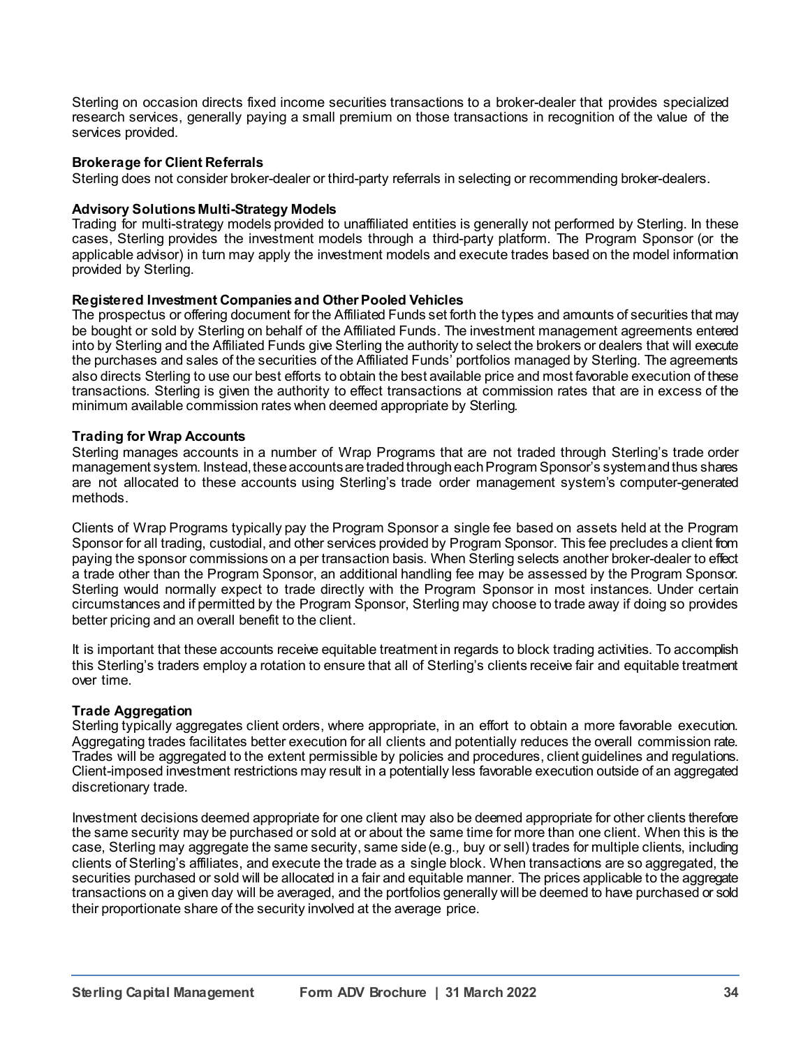Sterling on occasion directs fixed income securities transactions to a broker-dealer that provides specialized research services, generally paying a small premium on those transactions in recognition of the value of the services provided.

**Brokerage for Client Referrals**

Sterling does not consider broker-dealer or third-party referrals in selecting or recommending broker-dealers.

**Advisory Solutions Multi-Strategy Models**

Trading for multi-strategy models provided to unaffiliated entities is generally not performed by Sterling. In these cases, Sterling provides the investment models through a third-party platform. The Program Sponsor (or the applicable advisor) in turn may apply the investment models and execute trades based on the model information provided by Sterling.

**Registered Investment Companies and Other Pooled Vehicles**

The prospectus or offering document for the Affiliated Funds set forth the types and amounts of securities that may be bought or sold by Sterling on behalf of the Affiliated Funds. The investment management agreements entered into by Sterling and the Affiliated Funds give Sterling the authority to select the brokers or dealers that will execute the purchases and sales of the securities of the Affiliated Funds' portfolios managed by Sterling. The agreements also directs Sterling to use our best efforts to obtain the best available price and most favorable execution of these transactions. Sterling is given the authority to effect transactions at commission rates that are in excess of the minimum available commission rates when deemed appropriate by Sterling.

**Trading for Wrap Accounts**

Sterling manages accounts in a number of Wrap Programs that are not traded through Sterling's trade order management system. Instead, these accounts are traded through each Program Sponsor's system and thus shares are not allocated to these accounts using Sterling's trade order management system's computer-generated methods.

Clients of Wrap Programs typically pay the Program Sponsor a single fee based on assets held at the Program Sponsor for all trading, custodial, and other services provided by Program Sponsor. This fee precludes a client from paying the sponsor commissions on a per transaction basis. When Sterling selects another broker-dealer to effect a trade other than the Program Sponsor, an additional handling fee may be assessed by the Program Sponsor. Sterling would normally expect to trade directly with the Program Sponsor in most instances. Under certain circumstances and if permitted by the Program Sponsor, Sterling may choose to trade away if doing so provides better pricing and an overall benefit to the client.

It is important that these accounts receive equitable treatment in regards to block trading activities. To accomplish this Sterling's traders employ a rotation to ensure that all of Sterling's clients receive fair and equitable treatment over time.

**Trade Aggregation**

Sterling typically aggregates client orders, where appropriate, in an effort to obtain a more favorable execution. Aggregating trades facilitates better execution for all clients and potentially reduces the overall commission rate. Trades will be aggregated to the extent permissible by policies and procedures, client guidelines and regulations. Client-imposed investment restrictions may result in a potentially less favorable execution outside of an aggregated discretionary trade.

Investment decisions deemed appropriate for one client may also be deemed appropriate for other clients therefore the same security may be purchased or sold at or about the same time for more than one client. When this is the case, Sterling may aggregate the same security, same side (e.g., buy or sell) trades for multiple clients, including clients of Sterling's affiliates, and execute the trade as a single block. When transactions are so aggregated, the securities purchased or sold will be allocated in a fair and equitable manner. The prices applicable to the aggregate transactions on a given day will be averaged, and the portfolios generally will be deemed to have purchased or sold their proportionate share of the security involved at the average price.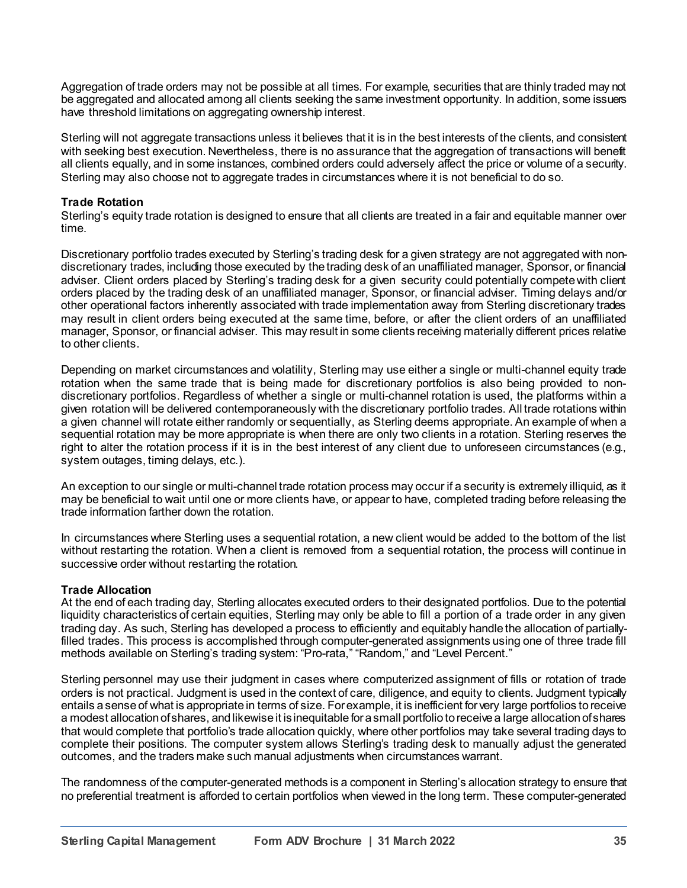Aggregation of trade orders may not be possible at all times. For example, securities that are thinly traded may not be aggregated and allocated among all clients seeking the same investment opportunity. In addition, some issuers have threshold limitations on aggregating ownership interest.

Sterling will not aggregate transactions unless it believes that it is in the best interests of the clients, and consistent with seeking best execution. Nevertheless, there is no assurance that the aggregation of transactions will benefit all clients equally, and in some instances, combined orders could adversely affect the price or volume of a security. Sterling may also choose not to aggregate trades in circumstances where it is not beneficial to do so.

**Trade Rotation**

Sterling's equity trade rotation is designed to ensure that all clients are treated in a fair and equitable manner over time.

Discretionary portfolio trades executed by Sterling's trading desk for a given strategy are not aggregated with non-discretionary trades, including those executed by the trading desk of an unaffiliated manager, Sponsor, or financial adviser. Client orders placed by Sterling's trading desk for a given security could potentially compete with client orders placed by the trading desk of an unaffiliated manager, Sponsor, or financial adviser. Timing delays and/or other operational factors inherently associated with trade implementation away from Sterling discretionary trades may result in client orders being executed at the same time, before, or after the client orders of an unaffiliated manager, Sponsor, or financial adviser. This may result in some clients receiving materially different prices relative to other clients.

Depending on market circumstances and volatility, Sterling may use either a single or multi-channel equity trade rotation when the same trade that is being made for discretionary portfolios is also being provided to non-discretionary portfolios. Regardless of whether a single or multi-channel rotation is used, the platforms within a given rotation will be delivered contemporaneously with the discretionary portfolio trades. All trade rotations within a given channel will rotate either randomly or sequentially, as Sterling deems appropriate. An example of when a sequential rotation may be more appropriate is when there are only two clients in a rotation. Sterling reserves the right to alter the rotation process if it is in the best interest of any client due to unforeseen circumstances (e.g., system outages, timing delays, etc.).

An exception to our single or multi-channel trade rotation process may occur if a security is extremely illiquid, as it may be beneficial to wait until one or more clients have, or appear to have, completed trading before releasing the trade information farther down the rotation.

In circumstances where Sterling uses a sequential rotation, a new client would be added to the bottom of the list without restarting the rotation. When a client is removed from a sequential rotation, the process will continue in successive order without restarting the rotation.

**Trade Allocation**

At the end of each trading day, Sterling allocates executed orders to their designated portfolios. Due to the potential liquidity characteristics of certain equities, Sterling may only be able to fill a portion of a trade order in any given trading day. As such, Sterling has developed a process to efficiently and equitably handle the allocation of partially-filled trades. This process is accomplished through computer-generated assignments using one of three trade fill methods available on Sterling's trading system: "Pro-rata," "Random," and "Level Percent."

Sterling personnel may use their judgment in cases where computerized assignment of fills or rotation of trade orders is not practical. Judgment is used in the context of care, diligence, and equity to clients. Judgment typically entails a sense of what is appropriate in terms of size. For example, it is inefficient for very large portfolios to receive a modest allocation of shares, and likewise it is inequitable for a small portfolio to receive a large allocation of shares that would complete that portfolio's trade allocation quickly, where other portfolios may take several trading days to complete their positions. The computer system allows Sterling's trading desk to manually adjust the generated outcomes, and the traders make such manual adjustments when circumstances warrant.

The randomness of the computer-generated methods is a component in Sterling's allocation strategy to ensure that no preferential treatment is afforded to certain portfolios when viewed in the long term. These computer-generated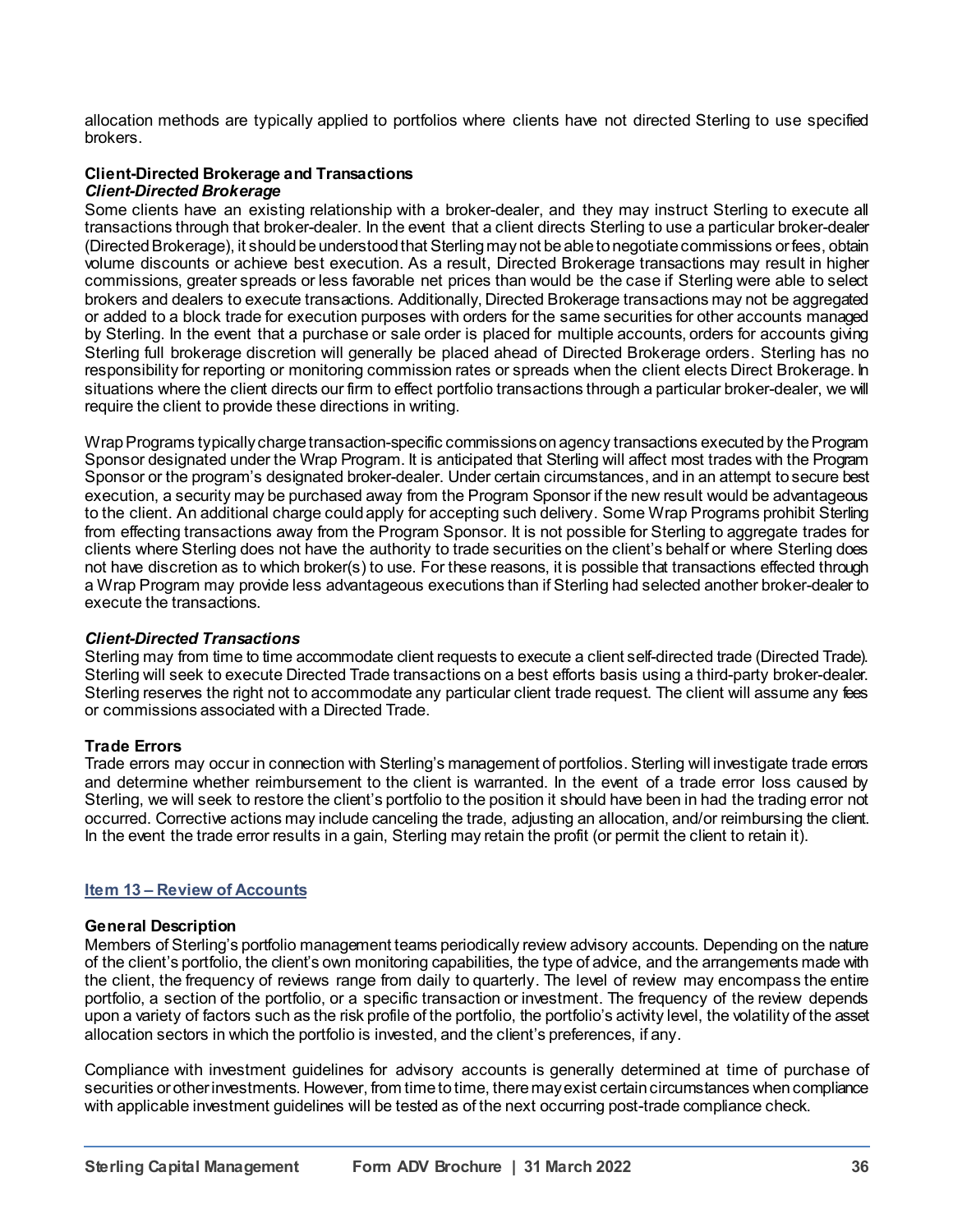allocation methods are typically applied to portfolios where clients have not directed Sterling to use specified brokers.

**Client-Directed Brokerage and Transactions**

***Client-Directed Brokerage***

Some clients have an existing relationship with a broker-dealer, and they may instruct Sterling to execute all transactions through that broker-dealer. In the event that a client directs Sterling to use a particular broker-dealer (Directed Brokerage), it should be understood that Sterling may not be able to negotiate commissions or fees, obtain volume discounts or achieve best execution. As a result, Directed Brokerage transactions may result in higher commissions, greater spreads or less favorable net prices than would be the case if Sterling were able to select brokers and dealers to execute transactions. Additionally, Directed Brokerage transactions may not be aggregated or added to a block trade for execution purposes with orders for the same securities for other accounts managed by Sterling. In the event that a purchase or sale order is placed for multiple accounts, orders for accounts giving Sterling full brokerage discretion will generally be placed ahead of Directed Brokerage orders. Sterling has no responsibility for reporting or monitoring commission rates or spreads when the client elects Direct Brokerage. In situations where the client directs our firm to effect portfolio transactions through a particular broker-dealer, we will require the client to provide these directions in writing.

Wrap Programs typically charge transaction-specific commissions on agency transactions executed by the Program Sponsor designated under the Wrap Program. It is anticipated that Sterling will affect most trades with the Program Sponsor or the program's designated broker-dealer. Under certain circumstances, and in an attempt to secure best execution, a security may be purchased away from the Program Sponsor if the new result would be advantageous to the client. An additional charge could apply for accepting such delivery. Some Wrap Programs prohibit Sterling from effecting transactions away from the Program Sponsor. It is not possible for Sterling to aggregate trades for clients where Sterling does not have the authority to trade securities on the client's behalf or where Sterling does not have discretion as to which broker(s) to use. For these reasons, it is possible that transactions effected through a Wrap Program may provide less advantageous executions than if Sterling had selected another broker-dealer to execute the transactions.

***Client-Directed Transactions***

Sterling may from time to time accommodate client requests to execute a client self-directed trade (Directed Trade). Sterling will seek to execute Directed Trade transactions on a best efforts basis using a third-party broker-dealer. Sterling reserves the right not to accommodate any particular client trade request. The client will assume any fees or commissions associated with a Directed Trade.

**Trade Errors**

Trade errors may occur in connection with Sterling's management of portfolios. Sterling will investigate trade errors and determine whether reimbursement to the client is warranted. In the event of a trade error loss caused by Sterling, we will seek to restore the client's portfolio to the position it should have been in had the trading error not occurred. Corrective actions may include canceling the trade, adjusting an allocation, and/or reimbursing the client. In the event the trade error results in a gain, Sterling may retain the profit (or permit the client to retain it).

## Item 13 – Review of Accounts

**General Description**

Members of Sterling's portfolio management teams periodically review advisory accounts. Depending on the nature of the client's portfolio, the client's own monitoring capabilities, the type of advice, and the arrangements made with the client, the frequency of reviews range from daily to quarterly. The level of review may encompass the entire portfolio, a section of the portfolio, or a specific transaction or investment. The frequency of the review depends upon a variety of factors such as the risk profile of the portfolio, the portfolio's activity level, the volatility of the asset allocation sectors in which the portfolio is invested, and the client's preferences, if any.

Compliance with investment guidelines for advisory accounts is generally determined at time of purchase of securities or other investments. However, from time to time, there may exist certain circumstances when compliance with applicable investment guidelines will be tested as of the next occurring post-trade compliance check.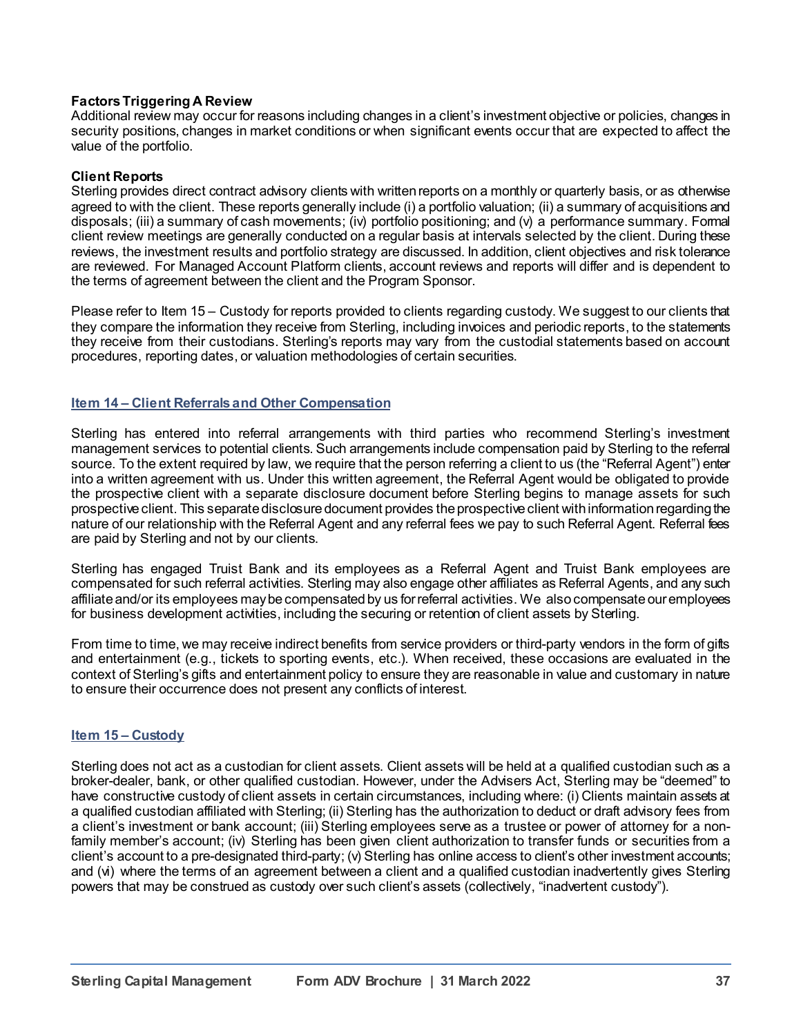**Factors Triggering A Review**

Additional review may occur for reasons including changes in a client's investment objective or policies, changes in security positions, changes in market conditions or when significant events occur that are expected to affect the value of the portfolio.

**Client Reports**

Sterling provides direct contract advisory clients with written reports on a monthly or quarterly basis, or as otherwise agreed to with the client. These reports generally include (i) a portfolio valuation; (ii) a summary of acquisitions and disposals; (iii) a summary of cash movements; (iv) portfolio positioning; and (v) a performance summary. Formal client review meetings are generally conducted on a regular basis at intervals selected by the client. During these reviews, the investment results and portfolio strategy are discussed. In addition, client objectives and risk tolerance are reviewed. For Managed Account Platform clients, account reviews and reports will differ and is dependent to the terms of agreement between the client and the Program Sponsor.

Please refer to Item 15 – Custody for reports provided to clients regarding custody. We suggest to our clients that they compare the information they receive from Sterling, including invoices and periodic reports, to the statements they receive from their custodians. Sterling's reports may vary from the custodial statements based on account procedures, reporting dates, or valuation methodologies of certain securities.

## Item 14 – Client Referrals and Other Compensation

Sterling has entered into referral arrangements with third parties who recommend Sterling's investment management services to potential clients. Such arrangements include compensation paid by Sterling to the referral source. To the extent required by law, we require that the person referring a client to us (the "Referral Agent") enter into a written agreement with us. Under this written agreement, the Referral Agent would be obligated to provide the prospective client with a separate disclosure document before Sterling begins to manage assets for such prospective client. This separate disclosure document provides the prospective client with information regarding the nature of our relationship with the Referral Agent and any referral fees we pay to such Referral Agent. Referral fees are paid by Sterling and not by our clients.

Sterling has engaged Truist Bank and its employees as a Referral Agent and Truist Bank employees are compensated for such referral activities. Sterling may also engage other affiliates as Referral Agents, and any such affiliate and/or its employees may be compensated by us for referral activities. We also compensate our employees for business development activities, including the securing or retention of client assets by Sterling.

From time to time, we may receive indirect benefits from service providers or third-party vendors in the form of gifts and entertainment (e.g., tickets to sporting events, etc.). When received, these occasions are evaluated in the context of Sterling's gifts and entertainment policy to ensure they are reasonable in value and customary in nature to ensure their occurrence does not present any conflicts of interest.

## Item 15 – Custody

Sterling does not act as a custodian for client assets. Client assets will be held at a qualified custodian such as a broker-dealer, bank, or other qualified custodian. However, under the Advisers Act, Sterling may be "deemed" to have constructive custody of client assets in certain circumstances, including where: (i) Clients maintain assets at a qualified custodian affiliated with Sterling; (ii) Sterling has the authorization to deduct or draft advisory fees from a client's investment or bank account; (iii) Sterling employees serve as a trustee or power of attorney for a non-family member's account; (iv) Sterling has been given client authorization to transfer funds or securities from a client's account to a pre-designated third-party; (v) Sterling has online access to client's other investment accounts; and (vi) where the terms of an agreement between a client and a qualified custodian inadvertently gives Sterling powers that may be construed as custody over such client's assets (collectively, "inadvertent custody").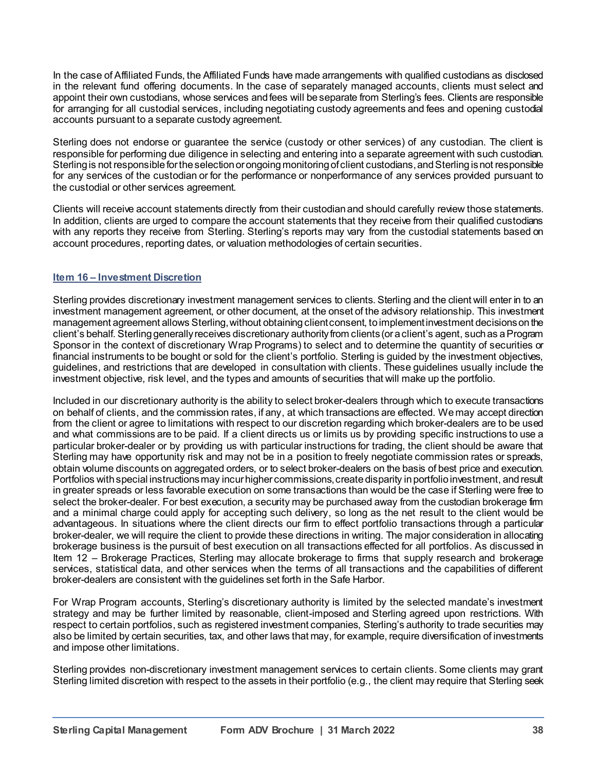In the case of Affiliated Funds, the Affiliated Funds have made arrangements with qualified custodians as disclosed in the relevant fund offering documents. In the case of separately managed accounts, clients must select and appoint their own custodians, whose services and fees will be separate from Sterling's fees. Clients are responsible for arranging for all custodial services, including negotiating custody agreements and fees and opening custodial accounts pursuant to a separate custody agreement.

Sterling does not endorse or guarantee the service (custody or other services) of any custodian. The client is responsible for performing due diligence in selecting and entering into a separate agreement with such custodian. Sterling is not responsible for the selection or ongoing monitoring of client custodians, and Sterling is not responsible for any services of the custodian or for the performance or nonperformance of any services provided pursuant to the custodial or other services agreement.

Clients will receive account statements directly from their custodian and should carefully review those statements. In addition, clients are urged to compare the account statements that they receive from their qualified custodians with any reports they receive from Sterling. Sterling's reports may vary from the custodial statements based on account procedures, reporting dates, or valuation methodologies of certain securities.

## Item 16 – Investment Discretion

Sterling provides discretionary investment management services to clients. Sterling and the client will enter in to an investment management agreement, or other document, at the onset of the advisory relationship. This investment management agreement allows Sterling, without obtaining client consent, to implement investment decisions on the client's behalf. Sterling generally receives discretionary authority from clients (or a client's agent, such as a Program Sponsor in the context of discretionary Wrap Programs) to select and to determine the quantity of securities or financial instruments to be bought or sold for the client's portfolio. Sterling is guided by the investment objectives, guidelines, and restrictions that are developed in consultation with clients. These guidelines usually include the investment objective, risk level, and the types and amounts of securities that will make up the portfolio.

Included in our discretionary authority is the ability to select broker-dealers through which to execute transactions on behalf of clients, and the commission rates, if any, at which transactions are effected. We may accept direction from the client or agree to limitations with respect to our discretion regarding which broker-dealers are to be used and what commissions are to be paid. If a client directs us or limits us by providing specific instructions to use a particular broker-dealer or by providing us with particular instructions for trading, the client should be aware that Sterling may have opportunity risk and may not be in a position to freely negotiate commission rates or spreads, obtain volume discounts on aggregated orders, or to select broker-dealers on the basis of best price and execution. Portfolios with special instructions may incur higher commissions, create disparity in portfolio investment, and result in greater spreads or less favorable execution on some transactions than would be the case if Sterling were free to select the broker-dealer. For best execution, a security may be purchased away from the custodian brokerage firm and a minimal charge could apply for accepting such delivery, so long as the net result to the client would be advantageous. In situations where the client directs our firm to effect portfolio transactions through a particular broker-dealer, we will require the client to provide these directions in writing. The major consideration in allocating brokerage business is the pursuit of best execution on all transactions effected for all portfolios. As discussed in Item 12 – Brokerage Practices, Sterling may allocate brokerage to firms that supply research and brokerage services, statistical data, and other services when the terms of all transactions and the capabilities of different broker-dealers are consistent with the guidelines set forth in the Safe Harbor.

For Wrap Program accounts, Sterling's discretionary authority is limited by the selected mandate's investment strategy and may be further limited by reasonable, client-imposed and Sterling agreed upon restrictions. With respect to certain portfolios, such as registered investment companies, Sterling's authority to trade securities may also be limited by certain securities, tax, and other laws that may, for example, require diversification of investments and impose other limitations.

Sterling provides non-discretionary investment management services to certain clients. Some clients may grant Sterling limited discretion with respect to the assets in their portfolio (e.g., the client may require that Sterling seek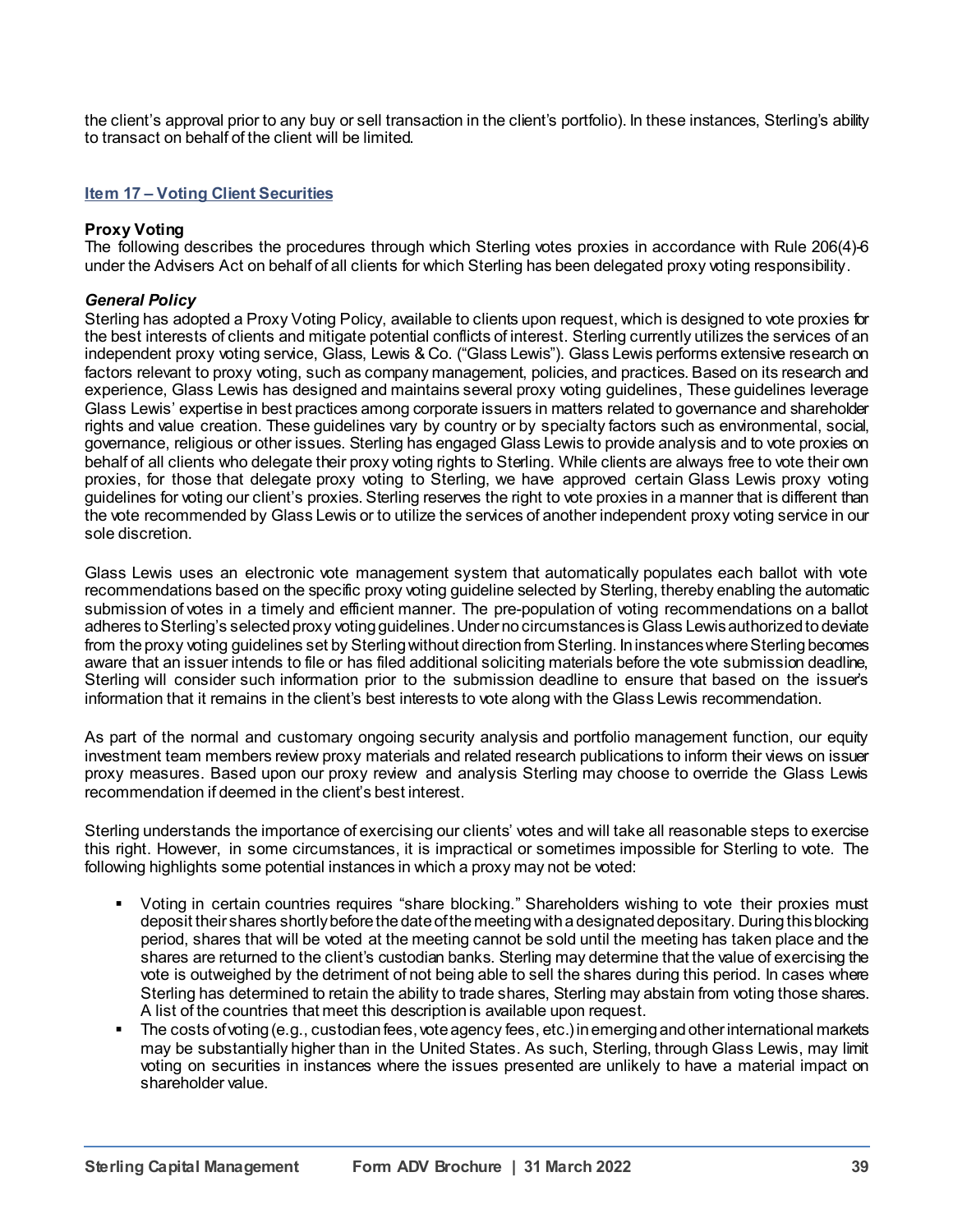the client's approval prior to any buy or sell transaction in the client's portfolio). In these instances, Sterling's ability to transact on behalf of the client will be limited.

## Item 17 – Voting Client Securities

**Proxy Voting**

The following describes the procedures through which Sterling votes proxies in accordance with Rule 206(4)-6 under the Advisers Act on behalf of all clients for which Sterling has been delegated proxy voting responsibility.

***General Policy***

Sterling has adopted a Proxy Voting Policy, available to clients upon request, which is designed to vote proxies for the best interests of clients and mitigate potential conflicts of interest. Sterling currently utilizes the services of an independent proxy voting service, Glass, Lewis & Co. ("Glass Lewis"). Glass Lewis performs extensive research on factors relevant to proxy voting, such as company management, policies, and practices. Based on its research and experience, Glass Lewis has designed and maintains several proxy voting guidelines, These guidelines leverage Glass Lewis' expertise in best practices among corporate issuers in matters related to governance and shareholder rights and value creation. These guidelines vary by country or by specialty factors such as environmental, social, governance, religious or other issues. Sterling has engaged Glass Lewis to provide analysis and to vote proxies on behalf of all clients who delegate their proxy voting rights to Sterling. While clients are always free to vote their own proxies, for those that delegate proxy voting to Sterling, we have approved certain Glass Lewis proxy voting guidelines for voting our client's proxies. Sterling reserves the right to vote proxies in a manner that is different than the vote recommended by Glass Lewis or to utilize the services of another independent proxy voting service in our sole discretion.

Glass Lewis uses an electronic vote management system that automatically populates each ballot with vote recommendations based on the specific proxy voting guideline selected by Sterling, thereby enabling the automatic submission of votes in a timely and efficient manner. The pre-population of voting recommendations on a ballot adheres to Sterling's selected proxy voting guidelines. Under no circumstances is Glass Lewis authorized to deviate from the proxy voting guidelines set by Sterling without direction from Sterling. In instances where Sterling becomes aware that an issuer intends to file or has filed additional soliciting materials before the vote submission deadline, Sterling will consider such information prior to the submission deadline to ensure that based on the issuer's information that it remains in the client's best interests to vote along with the Glass Lewis recommendation.

As part of the normal and customary ongoing security analysis and portfolio management function, our equity investment team members review proxy materials and related research publications to inform their views on issuer proxy measures. Based upon our proxy review and analysis Sterling may choose to override the Glass Lewis recommendation if deemed in the client's best interest.

Sterling understands the importance of exercising our clients' votes and will take all reasonable steps to exercise this right. However, in some circumstances, it is impractical or sometimes impossible for Sterling to vote. The following highlights some potential instances in which a proxy may not be voted:

- Voting in certain countries requires "share blocking." Shareholders wishing to vote their proxies must deposit their shares shortly before the date of the meeting with a designated depositary. During this blocking period, shares that will be voted at the meeting cannot be sold until the meeting has taken place and the shares are returned to the client's custodian banks. Sterling may determine that the value of exercising the vote is outweighed by the detriment of not being able to sell the shares during this period. In cases where Sterling has determined to retain the ability to trade shares, Sterling may abstain from voting those shares. A list of the countries that meet this description is available upon request.
- The costs of voting (e.g., custodian fees, vote agency fees, etc.) in emerging and other international markets may be substantially higher than in the United States. As such, Sterling, through Glass Lewis, may limit voting on securities in instances where the issues presented are unlikely to have a material impact on shareholder value.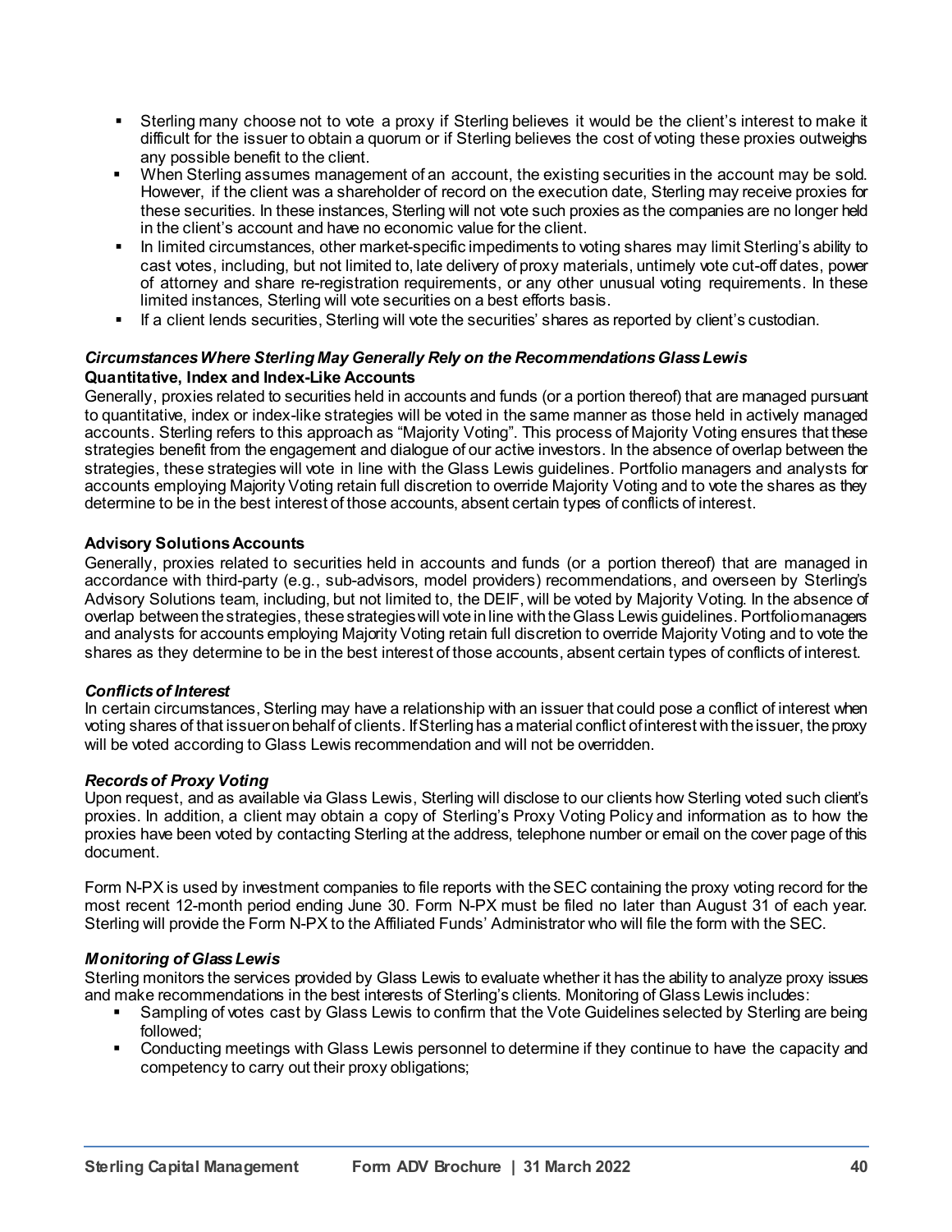- Sterling many choose not to vote a proxy if Sterling believes it would be the client's interest to make it difficult for the issuer to obtain a quorum or if Sterling believes the cost of voting these proxies outweighs any possible benefit to the client.
- When Sterling assumes management of an account, the existing securities in the account may be sold. However, if the client was a shareholder of record on the execution date, Sterling may receive proxies for these securities. In these instances, Sterling will not vote such proxies as the companies are no longer held in the client's account and have no economic value for the client.
- In limited circumstances, other market-specific impediments to voting shares may limit Sterling's ability to cast votes, including, but not limited to, late delivery of proxy materials, untimely vote cut-off dates, power of attorney and share re-registration requirements, or any other unusual voting requirements. In these limited instances, Sterling will vote securities on a best efforts basis.
- If a client lends securities, Sterling will vote the securities' shares as reported by client's custodian.

### *Circumstances Where Sterling May Generally Rely on the Recommendations Glass Lewis*

**Quantitative, Index and Index-Like Accounts**

Generally, proxies related to securities held in accounts and funds (or a portion thereof) that are managed pursuant to quantitative, index or index-like strategies will be voted in the same manner as those held in actively managed accounts. Sterling refers to this approach as "Majority Voting". This process of Majority Voting ensures that these strategies benefit from the engagement and dialogue of our active investors. In the absence of overlap between the strategies, these strategies will vote in line with the Glass Lewis guidelines. Portfolio managers and analysts for accounts employing Majority Voting retain full discretion to override Majority Voting and to vote the shares as they determine to be in the best interest of those accounts, absent certain types of conflicts of interest.

**Advisory Solutions Accounts**

Generally, proxies related to securities held in accounts and funds (or a portion thereof) that are managed in accordance with third-party (e.g., sub-advisors, model providers) recommendations, and overseen by Sterling's Advisory Solutions team, including, but not limited to, the DEIF, will be voted by Majority Voting. In the absence of overlap between the strategies, these strategies will vote in line with the Glass Lewis guidelines. Portfolio managers and analysts for accounts employing Majority Voting retain full discretion to override Majority Voting and to vote the shares as they determine to be in the best interest of those accounts, absent certain types of conflicts of interest.

### *Conflicts of Interest*

In certain circumstances, Sterling may have a relationship with an issuer that could pose a conflict of interest when voting shares of that issuer on behalf of clients. If Sterling has a material conflict of interest with the issuer, the proxy will be voted according to Glass Lewis recommendation and will not be overridden.

### *Records of Proxy Voting*

Upon request, and as available via Glass Lewis, Sterling will disclose to our clients how Sterling voted such client's proxies. In addition, a client may obtain a copy of Sterling's Proxy Voting Policy and information as to how the proxies have been voted by contacting Sterling at the address, telephone number or email on the cover page of this document.

Form N-PX is used by investment companies to file reports with the SEC containing the proxy voting record for the most recent 12-month period ending June 30. Form N-PX must be filed no later than August 31 of each year. Sterling will provide the Form N-PX to the Affiliated Funds' Administrator who will file the form with the SEC.

### *Monitoring of Glass Lewis*

Sterling monitors the services provided by Glass Lewis to evaluate whether it has the ability to analyze proxy issues and make recommendations in the best interests of Sterling's clients. Monitoring of Glass Lewis includes:

- Sampling of votes cast by Glass Lewis to confirm that the Vote Guidelines selected by Sterling are being followed;
- Conducting meetings with Glass Lewis personnel to determine if they continue to have the capacity and competency to carry out their proxy obligations;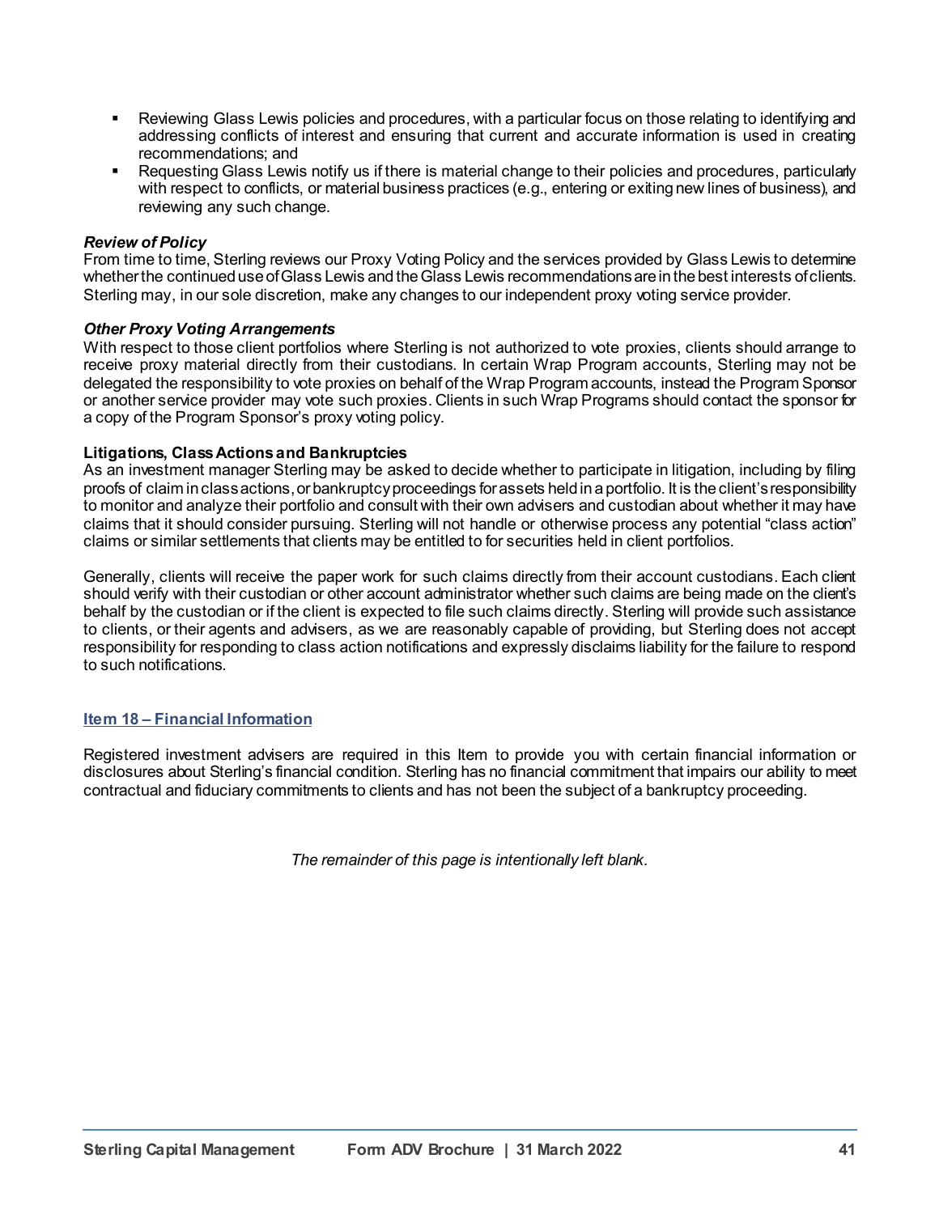- Reviewing Glass Lewis policies and procedures, with a particular focus on those relating to identifying and addressing conflicts of interest and ensuring that current and accurate information is used in creating recommendations; and
- Requesting Glass Lewis notify us if there is material change to their policies and procedures, particularly with respect to conflicts, or material business practices (e.g., entering or exiting new lines of business), and reviewing any such change.

***Review of Policy***

From time to time, Sterling reviews our Proxy Voting Policy and the services provided by Glass Lewis to determine whether the continued use of Glass Lewis and the Glass Lewis recommendations are in the best interests of clients. Sterling may, in our sole discretion, make any changes to our independent proxy voting service provider.

***Other Proxy Voting Arrangements***

With respect to those client portfolios where Sterling is not authorized to vote proxies, clients should arrange to receive proxy material directly from their custodians. In certain Wrap Program accounts, Sterling may not be delegated the responsibility to vote proxies on behalf of the Wrap Program accounts, instead the Program Sponsor or another service provider may vote such proxies. Clients in such Wrap Programs should contact the sponsor for a copy of the Program Sponsor's proxy voting policy.

**Litigations, Class Actions and Bankruptcies**

As an investment manager Sterling may be asked to decide whether to participate in litigation, including by filing proofs of claim in class actions, or bankruptcy proceedings for assets held in a portfolio. It is the client's responsibility to monitor and analyze their portfolio and consult with their own advisers and custodian about whether it may have claims that it should consider pursuing. Sterling will not handle or otherwise process any potential "class action" claims or similar settlements that clients may be entitled to for securities held in client portfolios.

Generally, clients will receive the paper work for such claims directly from their account custodians. Each client should verify with their custodian or other account administrator whether such claims are being made on the client's behalf by the custodian or if the client is expected to file such claims directly. Sterling will provide such assistance to clients, or their agents and advisers, as we are reasonably capable of providing, but Sterling does not accept responsibility for responding to class action notifications and expressly disclaims liability for the failure to respond to such notifications.

## Item 18 – Financial Information

Registered investment advisers are required in this Item to provide you with certain financial information or disclosures about Sterling's financial condition. Sterling has no financial commitment that impairs our ability to meet contractual and fiduciary commitments to clients and has not been the subject of a bankruptcy proceeding.

*The remainder of this page is intentionally left blank.*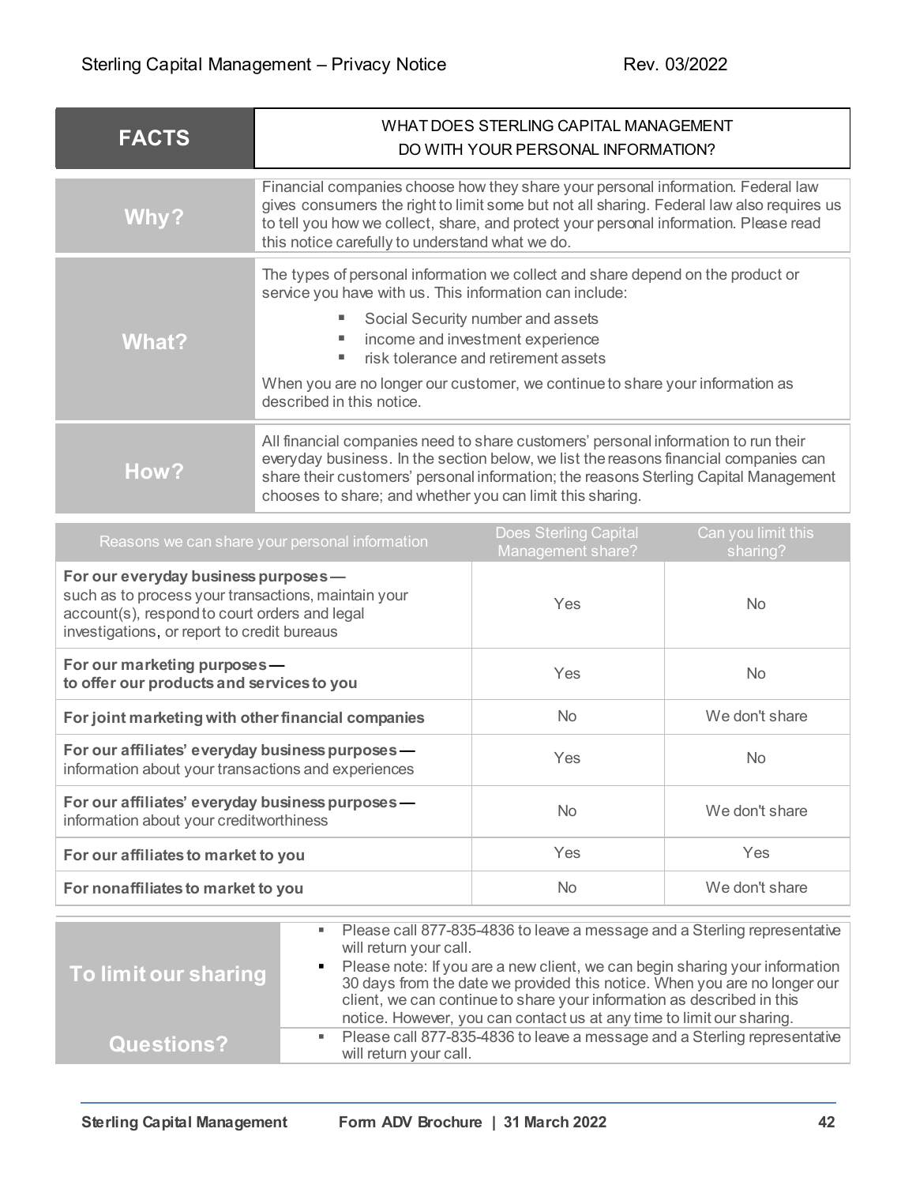| FACTS | WHAT DOES STERLING CAPITAL MANAGEMENT DO WITH YOUR PERSONAL INFORMATION? |
|---|---|
| **Why?** | Financial companies choose how they share your personal information. Federal law gives consumers the right to limit some but not all sharing. Federal law also requires us to tell you how we collect, share, and protect your personal information. Please read this notice carefully to understand what we do. |
| **What?** | The types of personal information we collect and share depend on the product or service you have with us. This information can include:<br>▪ Social Security number and assets<br>▪ income and investment experience<br>▪ risk tolerance and retirement assets<br><br>When you are no longer our customer, we continue to share your information as described in this notice. |
| **How?** | All financial companies need to share customers' personal information to run their everyday business. In the section below, we list the reasons financial companies can share their customers' personal information; the reasons Sterling Capital Management chooses to share; and whether you can limit this sharing. |

| Reasons we can share your personal information | Does Sterling Capital Management share? | Can you limit this sharing? |
|---|---|---|
| **For our everyday business purposes —** such as to process your transactions, maintain your account(s), respond to court orders and legal investigations, or report to credit bureaus | Yes | No |
| **For our marketing purposes — to offer our products and services to you** | Yes | No |
| **For joint marketing with other financial companies** | No | We don't share |
| **For our affiliates' everyday business purposes —** information about your transactions and experiences | Yes | No |
| **For our affiliates' everyday business purposes —** information about your creditworthiness | No | We don't share |
| **For our affiliates to market to you** | Yes | Yes |
| **For nonaffiliates to market to you** | No | We don't share |

| | |
|---|---|
| **To limit our sharing** | ▪ Please call 877-835-4836 to leave a message and a Sterling representative will return your call.<br>▪ Please note: If you are a new client, we can begin sharing your information 30 days from the date we provided this notice. When you are no longer our client, we can continue to share your information as described in this notice. However, you can contact us at any time to limit our sharing. |
| **Questions?** | ▪ Please call 877-835-4836 to leave a message and a Sterling representative will return your call. |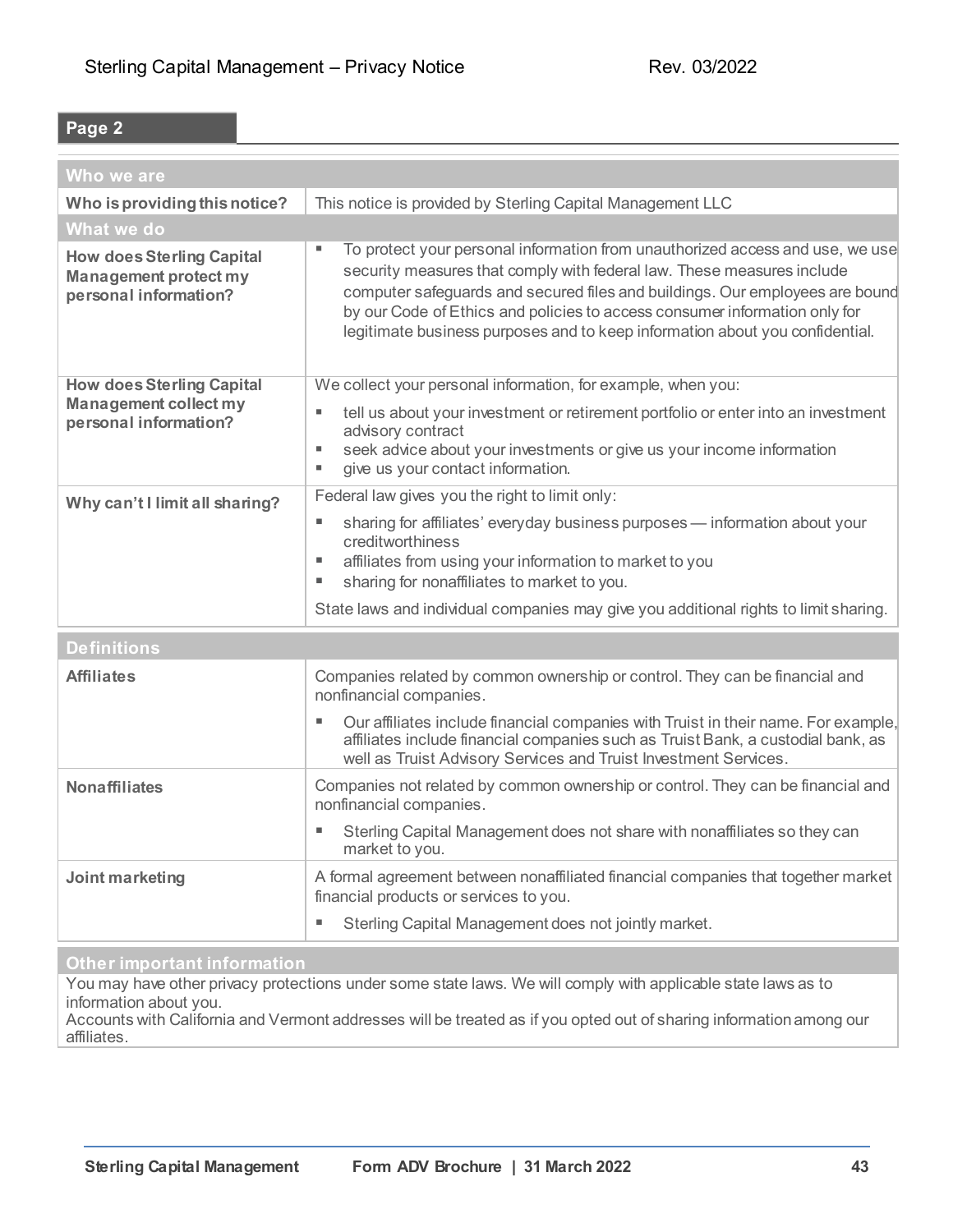**Page 2**

| **Who we are** | |
|---|---|
| **Who is providing this notice?** | This notice is provided by Sterling Capital Management LLC |
| **What we do** | |
| **How does Sterling Capital Management protect my personal information?** | ▪ To protect your personal information from unauthorized access and use, we use security measures that comply with federal law. These measures include computer safeguards and secured files and buildings. Our employees are bound by our Code of Ethics and policies to access consumer information only for legitimate business purposes and to keep information about you confidential. |
| **How does Sterling Capital Management collect my personal information?** | We collect your personal information, for example, when you: ▪ tell us about your investment or retirement portfolio or enter into an investment advisory contract ▪ seek advice about your investments or give us your income information ▪ give us your contact information. |
| **Why can't I limit all sharing?** | Federal law gives you the right to limit only: ▪ sharing for affiliates' everyday business purposes — information about your creditworthiness ▪ affiliates from using your information to market to you ▪ sharing for nonaffiliates to market to you. State laws and individual companies may give you additional rights to limit sharing. |

| **Definitions** | |
|---|---|
| **Affiliates** | Companies related by common ownership or control. They can be financial and nonfinancial companies. ▪ Our affiliates include financial companies with Truist in their name. For example, affiliates include financial companies such as Truist Bank, a custodial bank, as well as Truist Advisory Services and Truist Investment Services. |
| **Nonaffiliates** | Companies not related by common ownership or control. They can be financial and nonfinancial companies. ▪ Sterling Capital Management does not share with nonaffiliates so they can market to you. |
| **Joint marketing** | A formal agreement between nonaffiliated financial companies that together market financial products or services to you. ▪ Sterling Capital Management does not jointly market. |

**Other important information**

You may have other privacy protections under some state laws. We will comply with applicable state laws as to information about you.
Accounts with California and Vermont addresses will be treated as if you opted out of sharing information among our affiliates.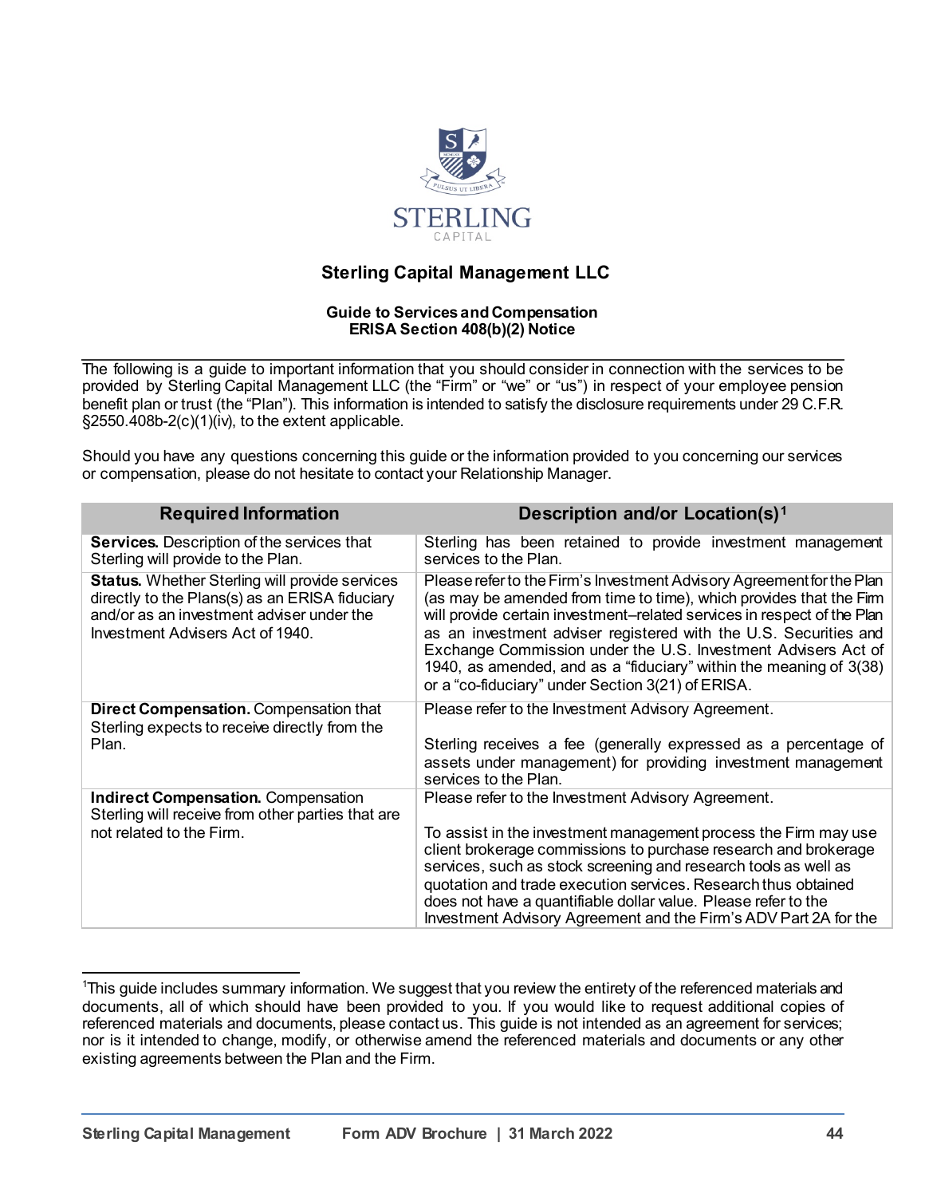# Sterling Capital Management LLC

**Guide to Services and Compensation**
**ERISA Section 408(b)(2) Notice**

The following is a guide to important information that you should consider in connection with the services to be provided by Sterling Capital Management LLC (the "Firm" or "we" or "us") in respect of your employee pension benefit plan or trust (the "Plan"). This information is intended to satisfy the disclosure requirements under 29 C.F.R. §2550.408b-2(c)(1)(iv), to the extent applicable.

Should you have any questions concerning this guide or the information provided to you concerning our services or compensation, please do not hesitate to contact your Relationship Manager.

| Required Information | Description and/or Location(s)[1] |
|---|---|
| **Services.** Description of the services that Sterling will provide to the Plan. | Sterling has been retained to provide investment management services to the Plan. |
| **Status.** Whether Sterling will provide services directly to the Plans(s) as an ERISA fiduciary and/or as an investment adviser under the Investment Advisers Act of 1940. | Please refer to the Firm's Investment Advisory Agreement for the Plan (as may be amended from time to time), which provides that the Firm will provide certain investment–related services in respect of the Plan as an investment adviser registered with the U.S. Securities and Exchange Commission under the U.S. Investment Advisers Act of 1940, as amended, and as a "fiduciary" within the meaning of 3(38) or a "co-fiduciary" under Section 3(21) of ERISA. |
| **Direct Compensation.** Compensation that Sterling expects to receive directly from the Plan. | Please refer to the Investment Advisory Agreement.<br><br>Sterling receives a fee (generally expressed as a percentage of assets under management) for providing investment management services to the Plan. |
| **Indirect Compensation.** Compensation Sterling will receive from other parties that are not related to the Firm. | Please refer to the Investment Advisory Agreement.<br><br>To assist in the investment management process the Firm may use client brokerage commissions to purchase research and brokerage services, such as stock screening and research tools as well as quotation and trade execution services. Research thus obtained does not have a quantifiable dollar value. Please refer to the Investment Advisory Agreement and the Firm's ADV Part 2A for the |

[1]This guide includes summary information. We suggest that you review the entirety of the referenced materials and documents, all of which should have been provided to you. If you would like to request additional copies of referenced materials and documents, please contact us. This guide is not intended as an agreement for services; nor is it intended to change, modify, or otherwise amend the referenced materials and documents or any other existing agreements between the Plan and the Firm.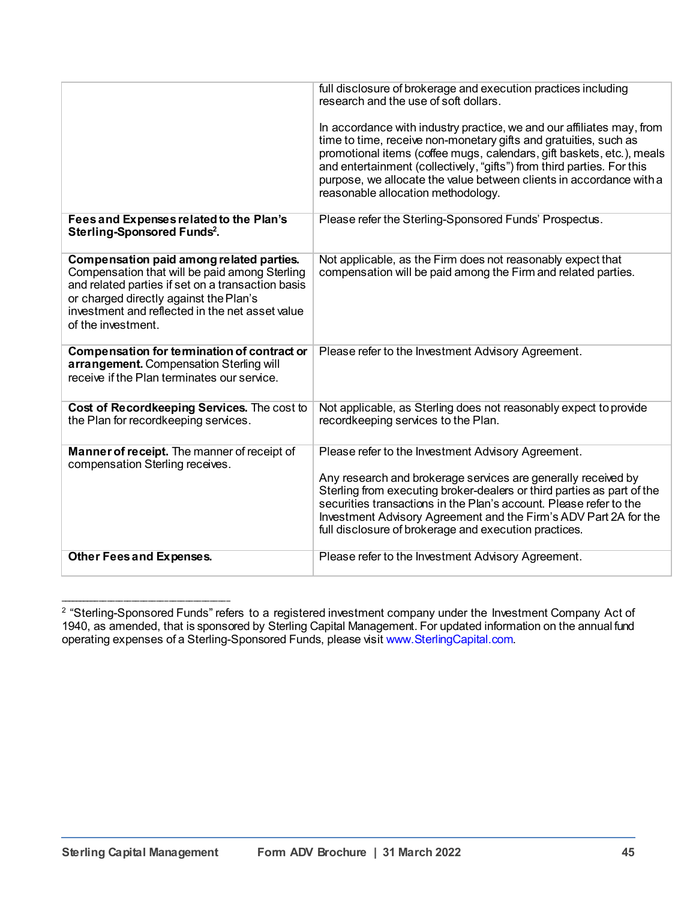| | |
|---|---|
| | full disclosure of brokerage and execution practices including research and the use of soft dollars.<br><br>In accordance with industry practice, we and our affiliates may, from time to time, receive non-monetary gifts and gratuities, such as promotional items (coffee mugs, calendars, gift baskets, etc.), meals and entertainment (collectively, "gifts") from third parties. For this purpose, we allocate the value between clients in accordance with a reasonable allocation methodology. |
| **Fees and Expenses related to the Plan's Sterling-Sponsored Funds[2].** | Please refer the Sterling-Sponsored Funds' Prospectus. |
| **Compensation paid among related parties.** Compensation that will be paid among Sterling and related parties if set on a transaction basis or charged directly against the Plan's investment and reflected in the net asset value of the investment. | Not applicable, as the Firm does not reasonably expect that compensation will be paid among the Firm and related parties. |
| **Compensation for termination of contract or arrangement.** Compensation Sterling will receive if the Plan terminates our service. | Please refer to the Investment Advisory Agreement. |
| **Cost of Recordkeeping Services.** The cost to the Plan for recordkeeping services. | Not applicable, as Sterling does not reasonably expect to provide recordkeeping services to the Plan. |
| **Manner of receipt.** The manner of receipt of compensation Sterling receives. | Please refer to the Investment Advisory Agreement.<br><br>Any research and brokerage services are generally received by Sterling from executing broker-dealers or third parties as part of the securities transactions in the Plan's account. Please refer to the Investment Advisory Agreement and the Firm's ADV Part 2A for the full disclosure of brokerage and execution practices. |
| **Other Fees and Expenses.** | Please refer to the Investment Advisory Agreement. |

---

[2] "Sterling-Sponsored Funds" refers to a registered investment company under the Investment Company Act of 1940, as amended, that is sponsored by Sterling Capital Management. For updated information on the annual fund operating expenses of a Sterling-Sponsored Funds, please visit www.SterlingCapital.com.